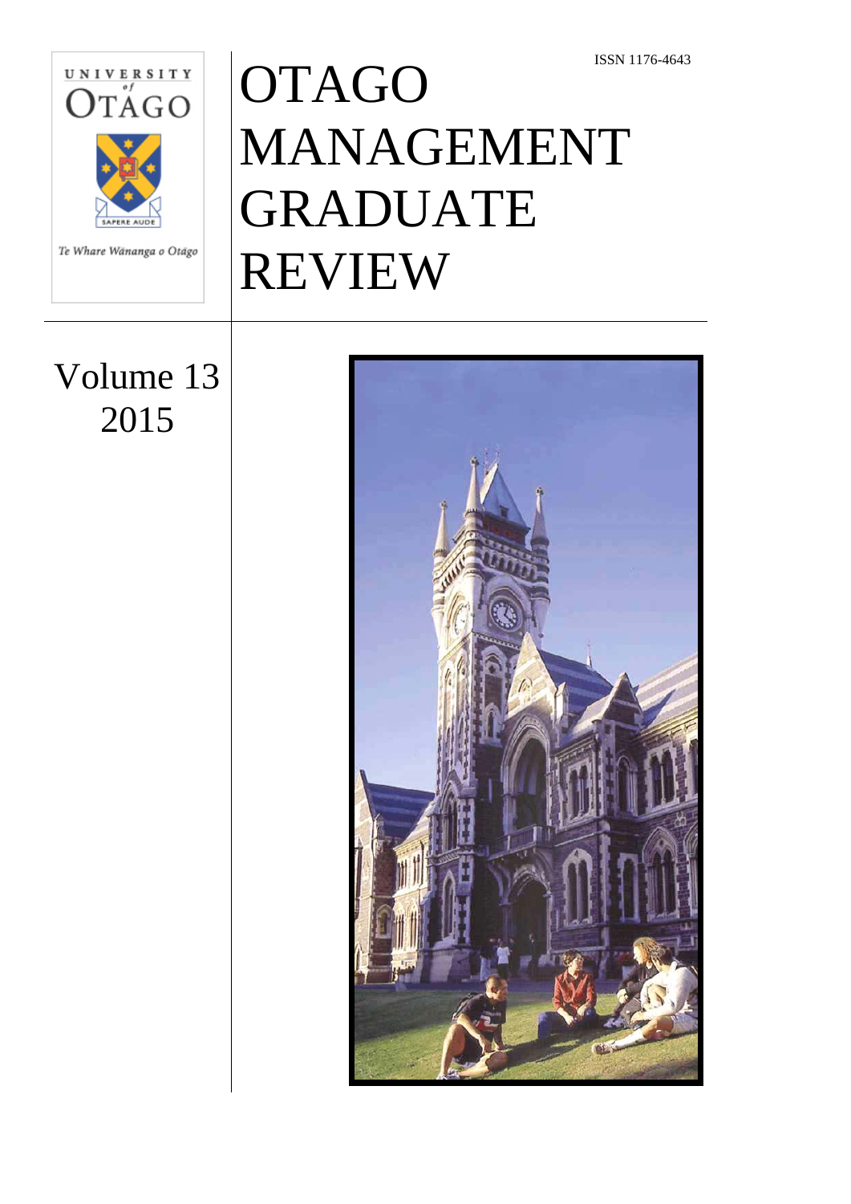ISSN 1176-4643

UNIVERSITY of OTAGO

SAPERE AUDE

Te Whare Wānanga o Otāgo

# OTAGO MANAGEMENT GRADUATE REVIEW

Volume 13
2015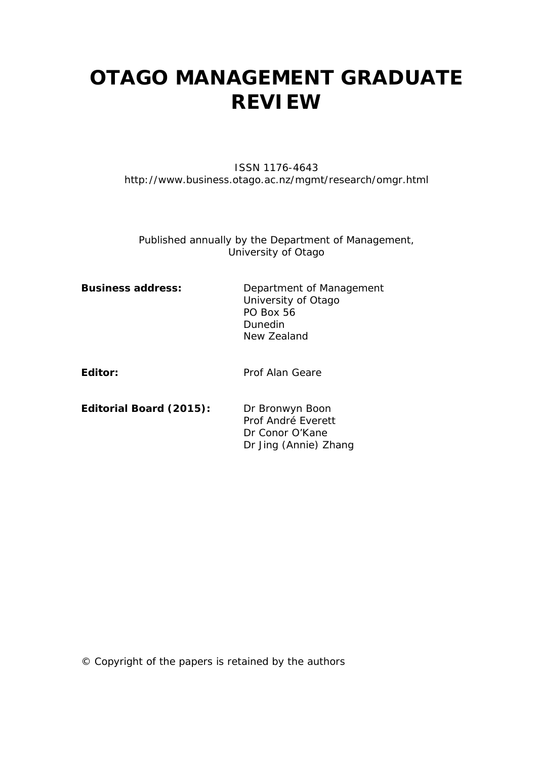# OTAGO MANAGEMENT GRADUATE REVIEW

ISSN 1176-4643
http://www.business.otago.ac.nz/mgmt/research/omgr.html

Published annually by the Department of Management,
University of Otago

**Business address:** Department of Management
University of Otago
PO Box 56
Dunedin
New Zealand

**Editor:** Prof Alan Geare

**Editorial Board (2015):** Dr Bronwyn Boon
Prof André Everett
Dr Conor O'Kane
Dr Jing (Annie) Zhang

© Copyright of the papers is retained by the authors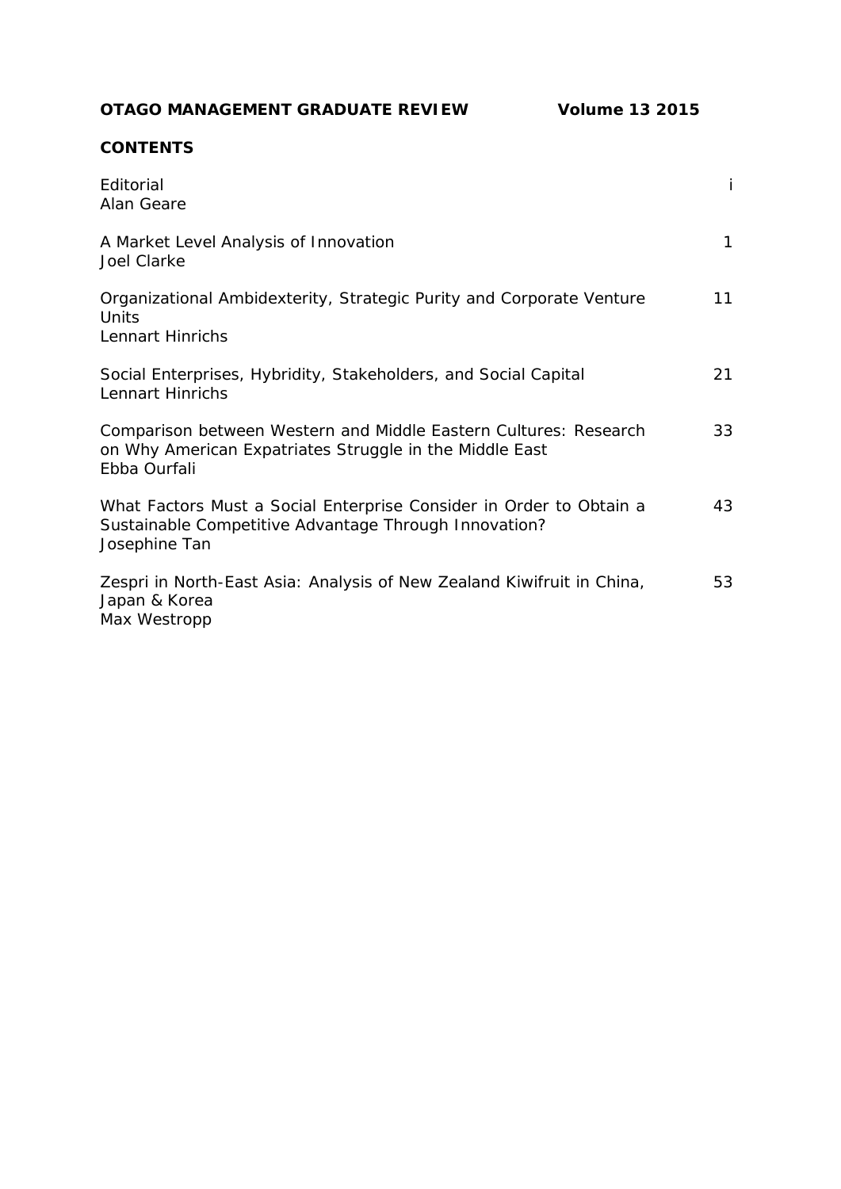**OTAGO MANAGEMENT GRADUATE REVIEW Volume 13 2015**

## CONTENTS

| | |
|---|---|
| Editorial<br>Alan Geare | i |
| A Market Level Analysis of Innovation<br>Joel Clarke | 1 |
| Organizational Ambidexterity, Strategic Purity and Corporate Venture Units<br>Lennart Hinrichs | 11 |
| Social Enterprises, Hybridity, Stakeholders, and Social Capital<br>Lennart Hinrichs | 21 |
| Comparison between Western and Middle Eastern Cultures: Research on Why American Expatriates Struggle in the Middle East<br>Ebba Ourfali | 33 |
| What Factors Must a Social Enterprise Consider in Order to Obtain a Sustainable Competitive Advantage Through Innovation?<br>Josephine Tan | 43 |
| Zespri in North-East Asia: Analysis of New Zealand Kiwifruit in China, Japan & Korea<br>Max Westropp | 53 |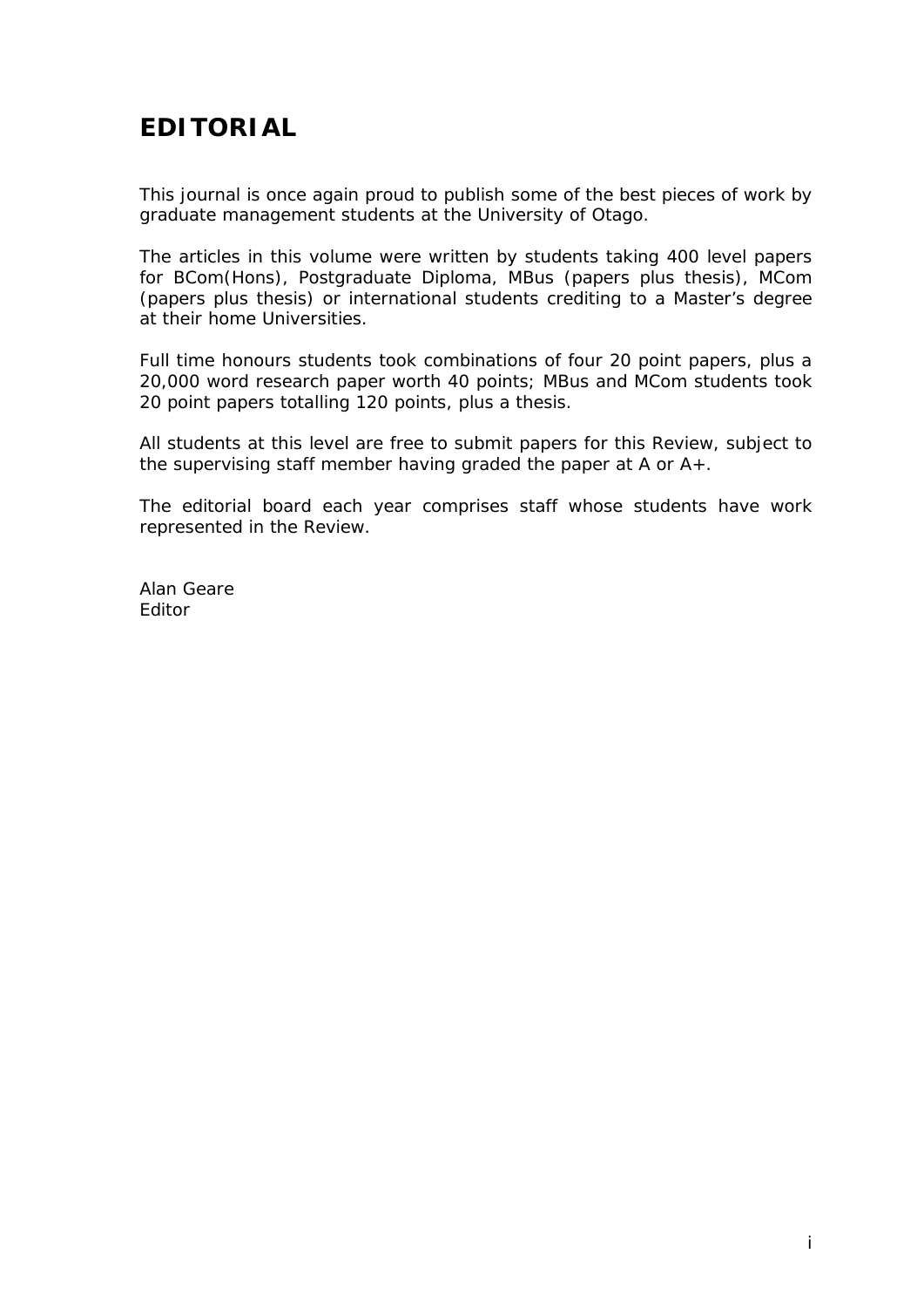# EDITORIAL

This journal is once again proud to publish some of the best pieces of work by graduate management students at the University of Otago.

The articles in this volume were written by students taking 400 level papers for BCom(Hons), Postgraduate Diploma, MBus (papers plus thesis), MCom (papers plus thesis) or international students crediting to a Master's degree at their home Universities.

Full time honours students took combinations of four 20 point papers, plus a 20,000 word research paper worth 40 points; MBus and MCom students took 20 point papers totalling 120 points, plus a thesis.

All students at this level are free to submit papers for this Review, subject to the supervising staff member having graded the paper at A or A+.

The editorial board each year comprises staff whose students have work represented in the Review.

Alan Geare
Editor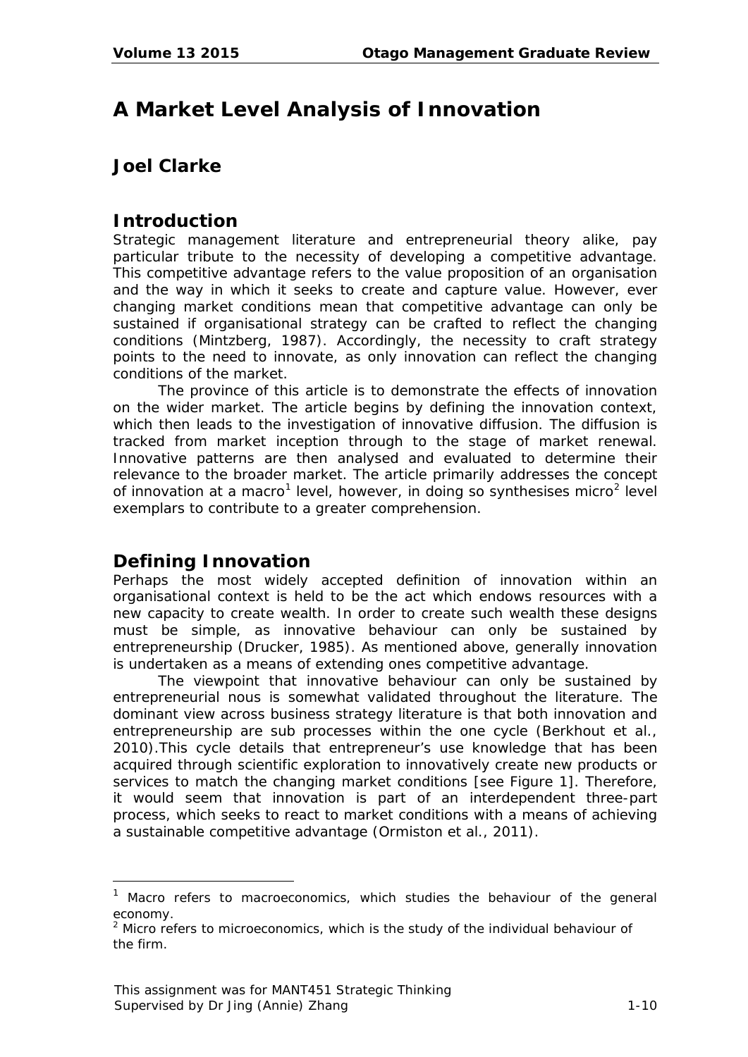# A Market Level Analysis of Innovation

## Joel Clarke

## Introduction

Strategic management literature and entrepreneurial theory alike, pay particular tribute to the necessity of developing a competitive advantage. This competitive advantage refers to the value proposition of an organisation and the way in which it seeks to create and capture value. However, ever changing market conditions mean that competitive advantage can only be sustained if organisational strategy can be crafted to reflect the changing conditions (Mintzberg, 1987). Accordingly, the necessity to craft strategy points to the need to innovate, as only innovation can reflect the changing conditions of the market.

The province of this article is to demonstrate the effects of innovation on the wider market. The article begins by defining the innovation context, which then leads to the investigation of innovative diffusion. The diffusion is tracked from market inception through to the stage of market renewal. Innovative patterns are then analysed and evaluated to determine their relevance to the broader market. The article primarily addresses the concept of innovation at a macro[1] level, however, in doing so synthesises micro[2] level exemplars to contribute to a greater comprehension.

## Defining Innovation

Perhaps the most widely accepted definition of innovation within an organisational context is held to be the act which endows resources with a new capacity to create wealth. In order to create such wealth these designs must be simple, as innovative behaviour can only be sustained by entrepreneurship (Drucker, 1985). As mentioned above, generally innovation is undertaken as a means of extending ones competitive advantage.

The viewpoint that innovative behaviour can only be sustained by entrepreneurial nous is somewhat validated throughout the literature. The dominant view across business strategy literature is that both innovation and entrepreneurship are sub processes within the one cycle (Berkhout et al., 2010).This cycle details that entrepreneur's use knowledge that has been acquired through scientific exploration to innovatively create new products or services to match the changing market conditions [see Figure 1]. Therefore, it would seem that innovation is part of an interdependent three-part process, which seeks to react to market conditions with a means of achieving a sustainable competitive advantage (Ormiston et al., 2011).

---

[1] Macro refers to macroeconomics, which studies the behaviour of the general economy.

[2] Micro refers to microeconomics, which is the study of the individual behaviour of the firm.

This assignment was for MANT451 Strategic Thinking
Supervised by Dr Jing (Annie) Zhang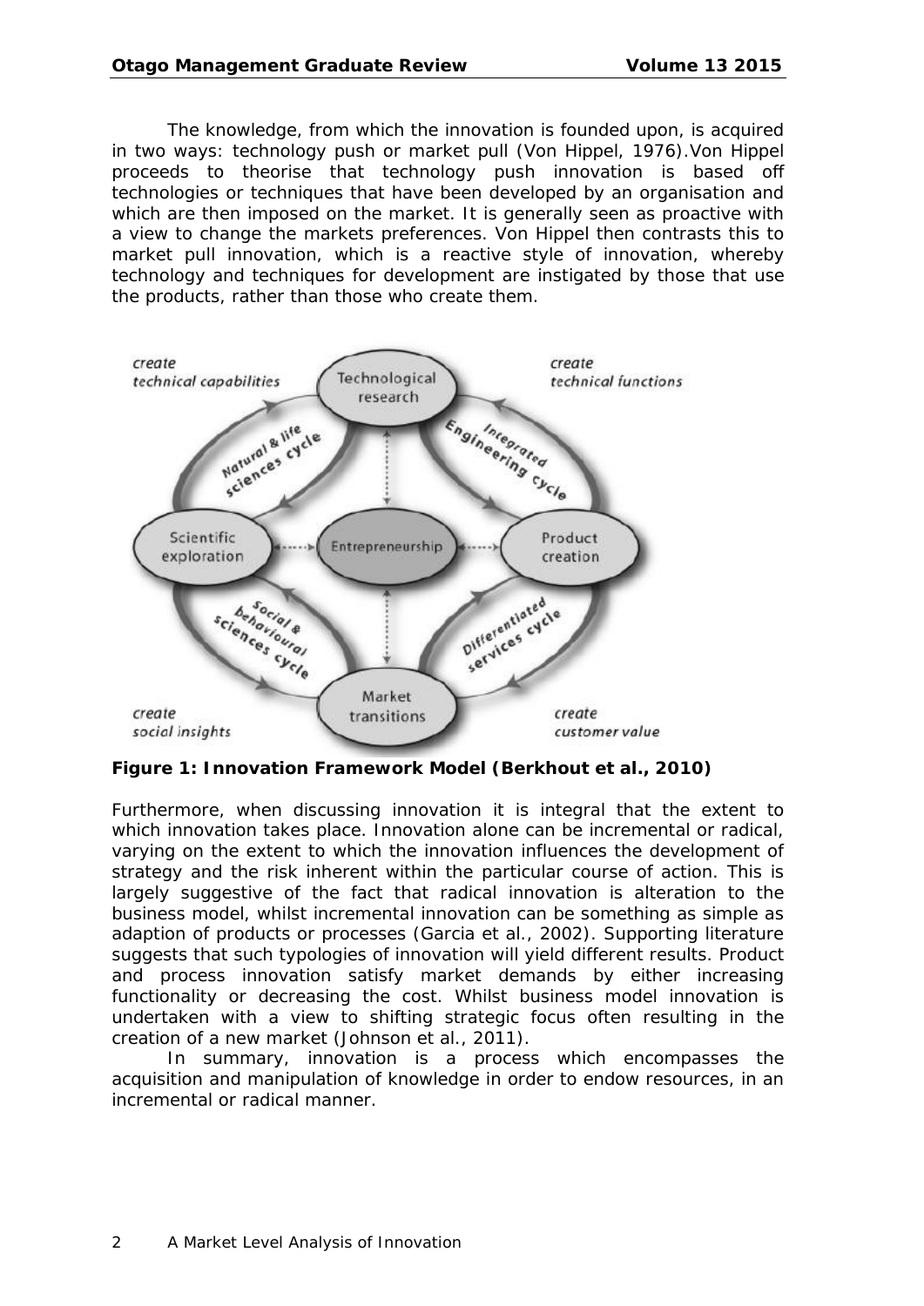The knowledge, from which the innovation is founded upon, is acquired in two ways: technology push or market pull (Von Hippel, 1976).Von Hippel proceeds to theorise that technology push innovation is based off technologies or techniques that have been developed by an organisation and which are then imposed on the market. It is generally seen as proactive with a view to change the markets preferences. Von Hippel then contrasts this to market pull innovation, which is a reactive style of innovation, whereby technology and techniques for development are instigated by those that use the products, rather than those who create them.

**Figure 1: Innovation Framework Model (Berkhout et al., 2010)**

Furthermore, when discussing innovation it is integral that the extent to which innovation takes place. Innovation alone can be incremental or radical, varying on the extent to which the innovation influences the development of strategy and the risk inherent within the particular course of action. This is largely suggestive of the fact that radical innovation is alteration to the business model, whilst incremental innovation can be something as simple as adaption of products or processes (Garcia et al., 2002). Supporting literature suggests that such typologies of innovation will yield different results. Product and process innovation satisfy market demands by either increasing functionality or decreasing the cost. Whilst business model innovation is undertaken with a view to shifting strategic focus often resulting in the creation of a new market (Johnson et al., 2011).

In summary, innovation is a process which encompasses the acquisition and manipulation of knowledge in order to endow resources, in an incremental or radical manner.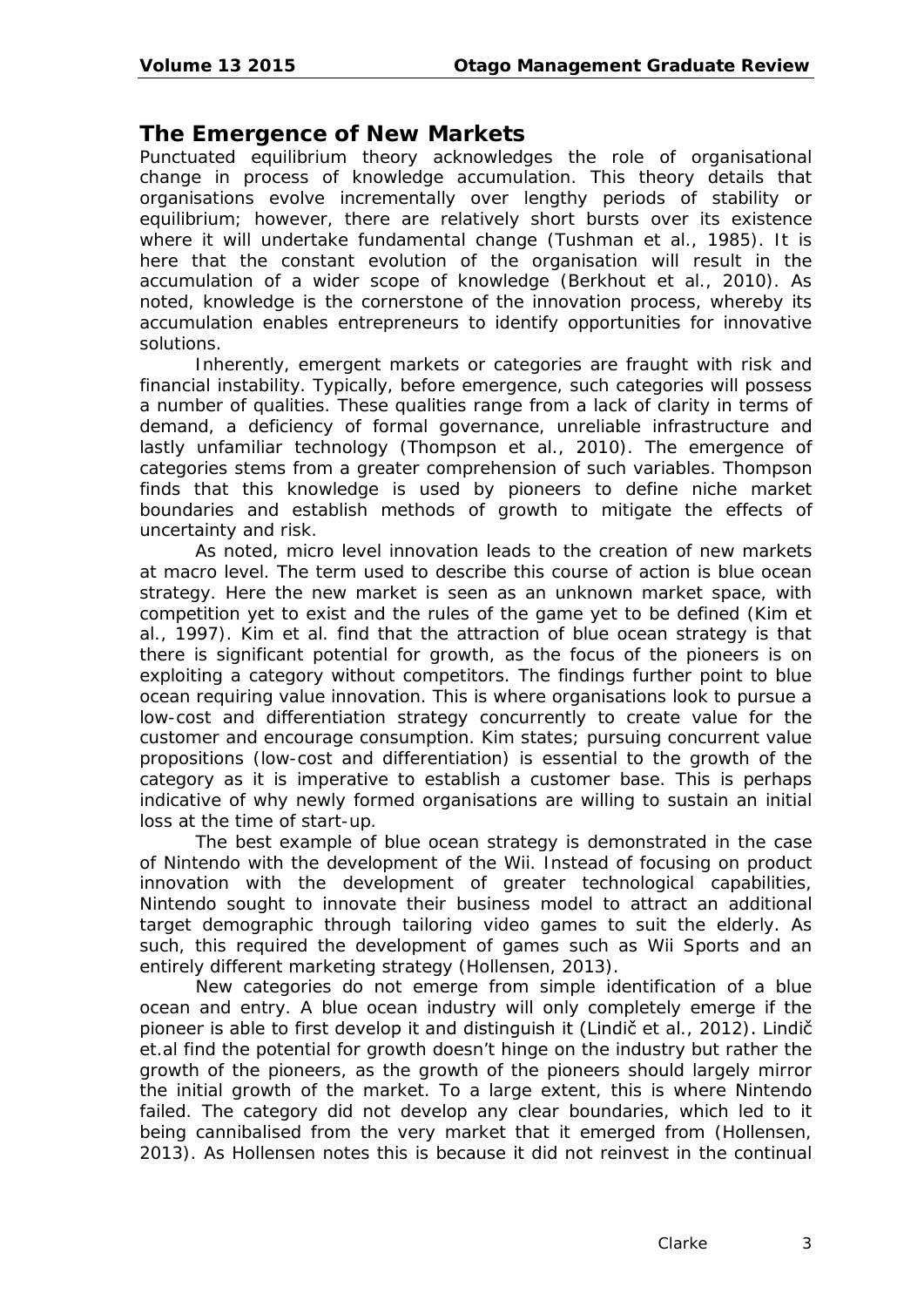## The Emergence of New Markets

Punctuated equilibrium theory acknowledges the role of organisational change in process of knowledge accumulation. This theory details that organisations evolve incrementally over lengthy periods of stability or equilibrium; however, there are relatively short bursts over its existence where it will undertake fundamental change (Tushman et al., 1985). It is here that the constant evolution of the organisation will result in the accumulation of a wider scope of knowledge (Berkhout et al., 2010). As noted, knowledge is the cornerstone of the innovation process, whereby its accumulation enables entrepreneurs to identify opportunities for innovative solutions.

Inherently, emergent markets or categories are fraught with risk and financial instability. Typically, before emergence, such categories will possess a number of qualities. These qualities range from a lack of clarity in terms of demand, a deficiency of formal governance, unreliable infrastructure and lastly unfamiliar technology (Thompson et al., 2010). The emergence of categories stems from a greater comprehension of such variables. Thompson finds that this knowledge is used by pioneers to define niche market boundaries and establish methods of growth to mitigate the effects of uncertainty and risk.

As noted, micro level innovation leads to the creation of new markets at macro level. The term used to describe this course of action is blue ocean strategy. Here the new market is seen as an unknown market space, with competition yet to exist and the rules of the game yet to be defined (Kim et al., 1997). Kim et al. find that the attraction of blue ocean strategy is that there is significant potential for growth, as the focus of the pioneers is on exploiting a category without competitors. The findings further point to blue ocean requiring value innovation. This is where organisations look to pursue a low-cost and differentiation strategy concurrently to create value for the customer and encourage consumption. Kim states; pursuing concurrent value propositions (low-cost and differentiation) is essential to the growth of the category as it is imperative to establish a customer base. This is perhaps indicative of why newly formed organisations are willing to sustain an initial loss at the time of start-up.

The best example of blue ocean strategy is demonstrated in the case of Nintendo with the development of the Wii. Instead of focusing on product innovation with the development of greater technological capabilities, Nintendo sought to innovate their business model to attract an additional target demographic through tailoring video games to suit the elderly. As such, this required the development of games such as Wii Sports and an entirely different marketing strategy (Hollensen, 2013).

New categories do not emerge from simple identification of a blue ocean and entry. A blue ocean industry will only completely emerge if the pioneer is able to first develop it and distinguish it (Lindič et al., 2012). Lindič et.al find the potential for growth doesn't hinge on the industry but rather the growth of the pioneers, as the growth of the pioneers should largely mirror the initial growth of the market. To a large extent, this is where Nintendo failed. The category did not develop any clear boundaries, which led to it being cannibalised from the very market that it emerged from (Hollensen, 2013). As Hollensen notes this is because it did not reinvest in the continual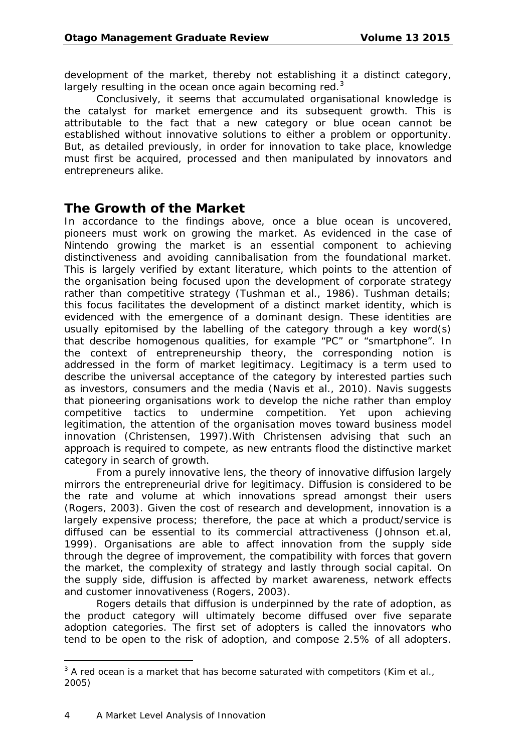development of the market, thereby not establishing it a distinct category, largely resulting in the ocean once again becoming red.[3]

Conclusively, it seems that accumulated organisational knowledge is the catalyst for market emergence and its subsequent growth. This is attributable to the fact that a new category or blue ocean cannot be established without innovative solutions to either a problem or opportunity. But, as detailed previously, in order for innovation to take place, knowledge must first be acquired, processed and then manipulated by innovators and entrepreneurs alike.

## The Growth of the Market

In accordance to the findings above, once a blue ocean is uncovered, pioneers must work on growing the market. As evidenced in the case of Nintendo growing the market is an essential component to achieving distinctiveness and avoiding cannibalisation from the foundational market. This is largely verified by extant literature, which points to the attention of the organisation being focused upon the development of corporate strategy rather than competitive strategy (Tushman et al., 1986). Tushman details; this focus facilitates the development of a distinct market identity, which is evidenced with the emergence of a dominant design. These identities are usually epitomised by the labelling of the category through a key word(s) that describe homogenous qualities, for example "PC" or "smartphone". In the context of entrepreneurship theory, the corresponding notion is addressed in the form of market legitimacy. Legitimacy is a term used to describe the universal acceptance of the category by interested parties such as investors, consumers and the media (Navis et al., 2010). Navis suggests that pioneering organisations work to develop the niche rather than employ competitive tactics to undermine competition. Yet upon achieving legitimation, the attention of the organisation moves toward business model innovation (Christensen, 1997).With Christensen advising that such an approach is required to compete, as new entrants flood the distinctive market category in search of growth.

From a purely innovative lens, the theory of innovative diffusion largely mirrors the entrepreneurial drive for legitimacy. Diffusion is considered to be the rate and volume at which innovations spread amongst their users (Rogers, 2003). Given the cost of research and development, innovation is a largely expensive process; therefore, the pace at which a product/service is diffused can be essential to its commercial attractiveness (Johnson et.al, 1999). Organisations are able to affect innovation from the supply side through the degree of improvement, the compatibility with forces that govern the market, the complexity of strategy and lastly through social capital. On the supply side, diffusion is affected by market awareness, network effects and customer innovativeness (Rogers, 2003).

Rogers details that diffusion is underpinned by the rate of adoption, as the product category will ultimately become diffused over five separate adoption categories. The first set of adopters is called the innovators who tend to be open to the risk of adoption, and compose 2.5% of all adopters.

---

[3] A red ocean is a market that has become saturated with competitors (Kim et al., 2005)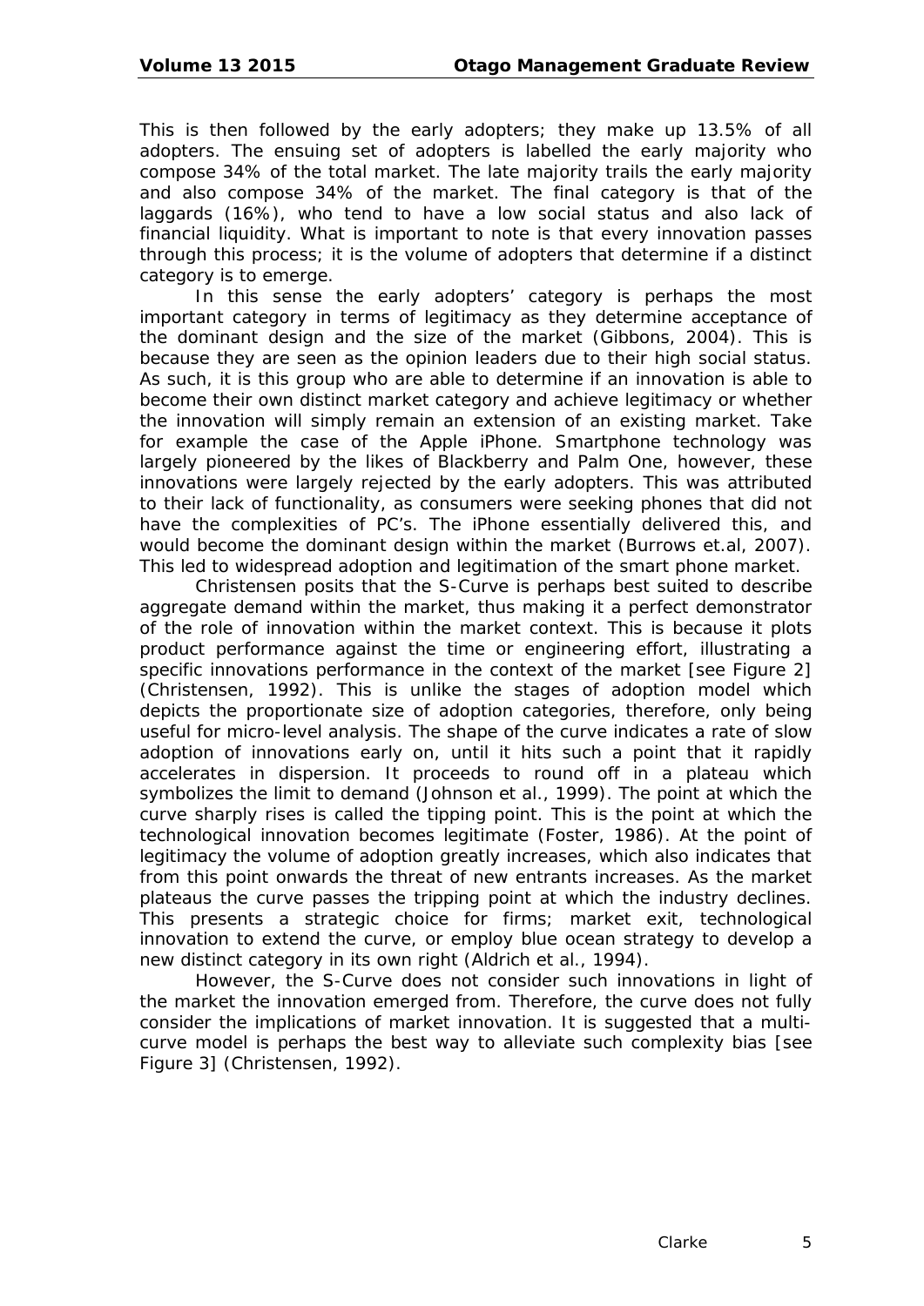This is then followed by the early adopters; they make up 13.5% of all adopters. The ensuing set of adopters is labelled the early majority who compose 34% of the total market. The late majority trails the early majority and also compose 34% of the market. The final category is that of the laggards (16%), who tend to have a low social status and also lack of financial liquidity. What is important to note is that every innovation passes through this process; it is the volume of adopters that determine if a distinct category is to emerge.

In this sense the early adopters' category is perhaps the most important category in terms of legitimacy as they determine acceptance of the dominant design and the size of the market (Gibbons, 2004). This is because they are seen as the opinion leaders due to their high social status. As such, it is this group who are able to determine if an innovation is able to become their own distinct market category and achieve legitimacy or whether the innovation will simply remain an extension of an existing market. Take for example the case of the Apple iPhone. Smartphone technology was largely pioneered by the likes of Blackberry and Palm One, however, these innovations were largely rejected by the early adopters. This was attributed to their lack of functionality, as consumers were seeking phones that did not have the complexities of PC's. The iPhone essentially delivered this, and would become the dominant adoption design within the market (Burrows et.al, 2007). This led to widespread adoption and legitimation of the smart phone market.

Christensen posits that the S-Curve is perhaps best suited to describe aggregate demand within the market, thus making it a perfect demonstrator of the role of innovation within the market context. This is because it plots product performance against the time or engineering effort, illustrating a specific innovations performance in the context of the market [see Figure 2] (Christensen, 1992). This is unlike the stages of adoption model which depicts the proportionate size of adoption categories, therefore, only being useful for micro-level analysis. The shape of the curve indicates a rate of slow adoption of innovations early on, until it hits such a point that it rapidly accelerates in dispersion. It proceeds to round off in a plateau which symbolizes the limit to demand (Johnson et al., 1999). The point at which the curve sharply rises is called the tipping point. This is the point at which the technological innovation becomes legitimate (Foster, 1986). At the point of legitimacy the volume of adoption greatly increases, which also indicates that from this point onwards the threat of new entrants increases. As the market plateaus the curve passes the tripping point at which the industry declines. This presents a strategic choice for firms; market exit, technological innovation to extend the curve, or employ blue ocean strategy to develop a new distinct category in its own right (Aldrich et al., 1994).

However, the S-Curve does not consider such innovations in light of the market the innovation emerged from. Therefore, the curve does not fully consider the implications of market innovation. It is suggested that a multi-curve model is perhaps the best way to alleviate such complexity bias [see Figure 3] (Christensen, 1992).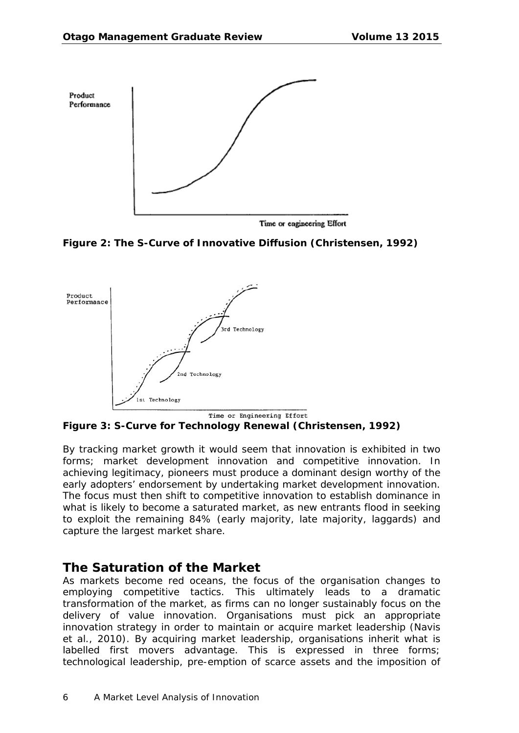**Figure 2: The S-Curve of Innovative Diffusion (Christensen, 1992)**

**Figure 3: S-Curve for Technology Renewal (Christensen, 1992)**

By tracking market growth it would seem that innovation is exhibited in two forms; market development innovation and competitive innovation. In achieving legitimacy, pioneers must produce a dominant design worthy of the early adopters' endorsement by undertaking market development innovation. The focus must then shift to competitive innovation to establish dominance in what is likely to become a saturated market, as new entrants flood in seeking to exploit the remaining 84% (early majority, late majority, laggards) and capture the largest market share.

## The Saturation of the Market

As markets become red oceans, the focus of the organisation changes to employing competitive tactics. This ultimately leads to a dramatic transformation of the market, as firms can no longer sustainably focus on the delivery of value innovation. Organisations must pick an appropriate innovation strategy in order to maintain or acquire market leadership (Navis et al., 2010). By acquiring market leadership, organisations inherit what is labelled first movers advantage. This is expressed in three forms; technological leadership, pre-emption of scarce assets and the imposition of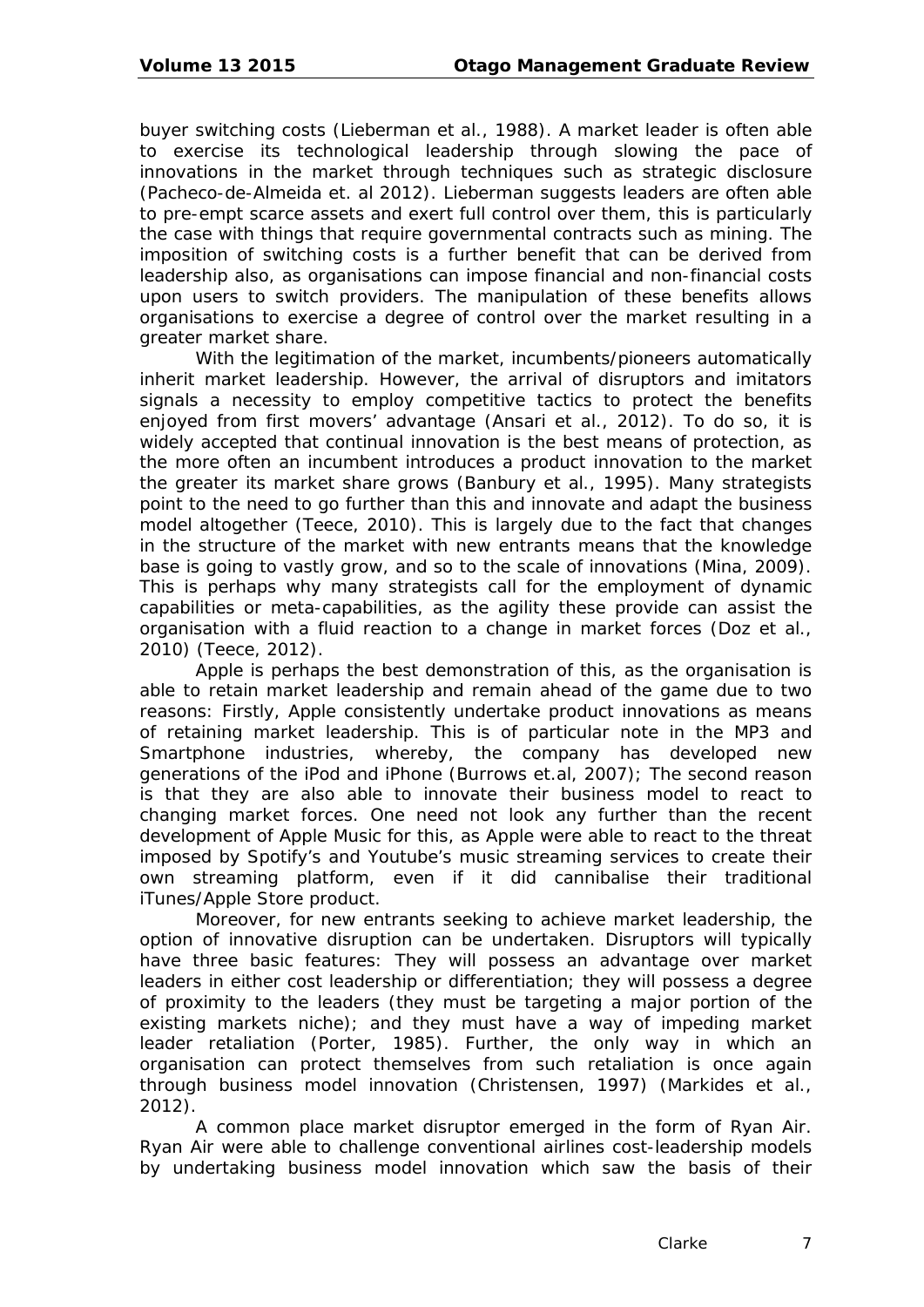buyer switching costs (Lieberman et al., 1988). A market leader is often able to exercise its technological leadership through slowing the pace of innovations in the market through techniques such as strategic disclosure (Pacheco-de-Almeida et. al 2012). Lieberman suggests leaders are often able to pre-empt scarce assets and exert full control over them, this is particularly the case with things that require governmental contracts such as mining. The imposition of switching costs is a further benefit that can be derived from leadership also, as organisations can impose financial and non-financial costs upon users to switch providers. The manipulation of these benefits allows organisations to exercise a degree of control over the market resulting in a greater market share.

With the legitimation of the market, incumbents/pioneers automatically inherit market leadership. However, the arrival of disruptors and imitators signals a necessity to employ competitive tactics to protect the benefits enjoyed from first movers' advantage (Ansari et al., 2012). To do so, it is widely accepted that continual innovation is the best means of protection, as the more often an incumbent introduces a product innovation to the market the greater its market share grows (Banbury et al., 1995). Many strategists point to the need to go further than this and innovate and adapt the business model altogether (Teece, 2010). This is largely due to the fact that changes in the structure of the market with new entrants means that the knowledge base is going to vastly grow, and so to the scale of innovations (Mina, 2009). This is perhaps why many strategists call for the employment of dynamic capabilities or meta-capabilities, as the agility these provide can assist the organisation with a fluid reaction to a change in market forces (Doz et al., 2010) (Teece, 2012).

Apple is perhaps the best demonstration of this, as the organisation is able to retain market leadership and remain ahead of the game due to two reasons: Firstly, Apple consistently undertake product innovations as means of retaining market leadership. This is of particular note in the MP3 and Smartphone industries, whereby, the company has developed new generations of the iPod and iPhone (Burrows et.al, 2007); The second reason is that they are also able to innovate their business model to react to changing market forces. One need not look any further than the recent development of Apple Music for this, as Apple were able to react to the threat imposed by Spotify's and Youtube's music streaming services to create their own streaming platform, even if it did cannibalise their traditional iTunes/Apple Store product.

Moreover, for new entrants seeking to achieve market leadership, the option of innovative disruption can be undertaken. Disruptors will typically have three basic features: They will possess an advantage over market leaders in either cost leadership or differentiation; they will possess a degree of proximity to the leaders (they must be targeting a major portion of the existing markets niche); and they must have a way of impeding market leader retaliation (Porter, 1985). Further, the only way in which an organisation can protect themselves from such retaliation is once again through business model innovation (Christensen, 1997) (Markides et al., 2012).

A common place market disruptor emerged in the form of Ryan Air. Ryan Air were able to challenge conventional airlines cost-leadership models by undertaking business model innovation which saw the basis of their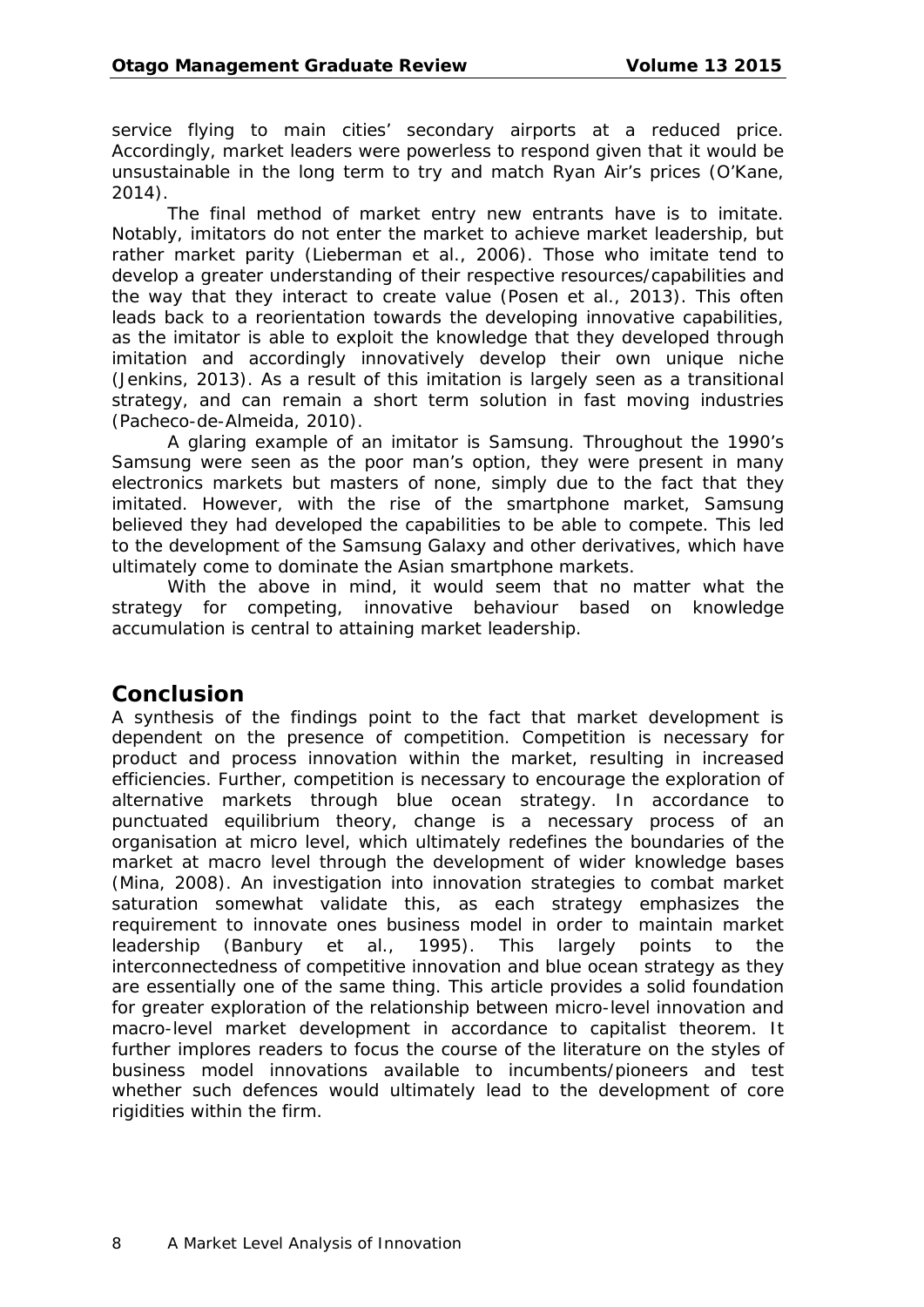service flying to main cities' secondary airports at a reduced price. Accordingly, market leaders were powerless to respond given that it would be unsustainable in the long term to try and match Ryan Air's prices (O'Kane, 2014).

The final method of market entry new entrants have is to imitate. Notably, imitators do not enter the market to achieve market leadership, but rather market parity (Lieberman et al., 2006). Those who imitate tend to develop a greater understanding of their respective resources/capabilities and the way that they interact to create value (Posen et al., 2013). This often leads back to a reorientation towards the developing innovative capabilities, as the imitator is able to exploit the knowledge that they developed through imitation and accordingly innovatively develop their own unique niche (Jenkins, 2013). As a result of this imitation is largely seen as a transitional strategy, and can remain a short term solution in fast moving industries (Pacheco-de-Almeida, 2010).

A glaring example of an imitator is Samsung. Throughout the 1990's Samsung were seen as the poor man's option, they were present in many electronics markets but masters of none, simply due to the fact that they imitated. However, with the rise of the smartphone market, Samsung believed they had developed the capabilities to be able to compete. This led to the development of the Samsung Galaxy and other derivatives, which have ultimately come to dominate the Asian smartphone markets.

With the above in mind, it would seem that no matter what the strategy for competing, innovative behaviour based on knowledge accumulation is central to attaining market leadership.

## Conclusion

A synthesis of the findings point to the fact that market development is dependent on the presence of competition. Competition is necessary for product and process innovation within the market, resulting in increased efficiencies. Further, competition is necessary to encourage the exploration of alternative markets through blue ocean strategy. In accordance to punctuated equilibrium theory, change is a necessary process of an organisation at micro level, which ultimately redefines the boundaries of the market at macro level through the development of wider knowledge bases (Mina, 2008). An investigation into innovation strategies to combat market saturation somewhat validate this, as each strategy emphasizes the requirement to innovate ones business model in order to maintain market leadership (Banbury et al., 1995). This largely points to the interconnectedness of competitive innovation and blue ocean strategy as they are essentially one of the same thing. This article provides a solid foundation for greater exploration of the relationship between micro-level innovation and macro-level market development in accordance to capitalist theorem. It further implores readers to focus the course of the literature on the styles of business model innovations available to incumbents/pioneers and test whether such defences would ultimately lead to the development of core rigidities within the firm.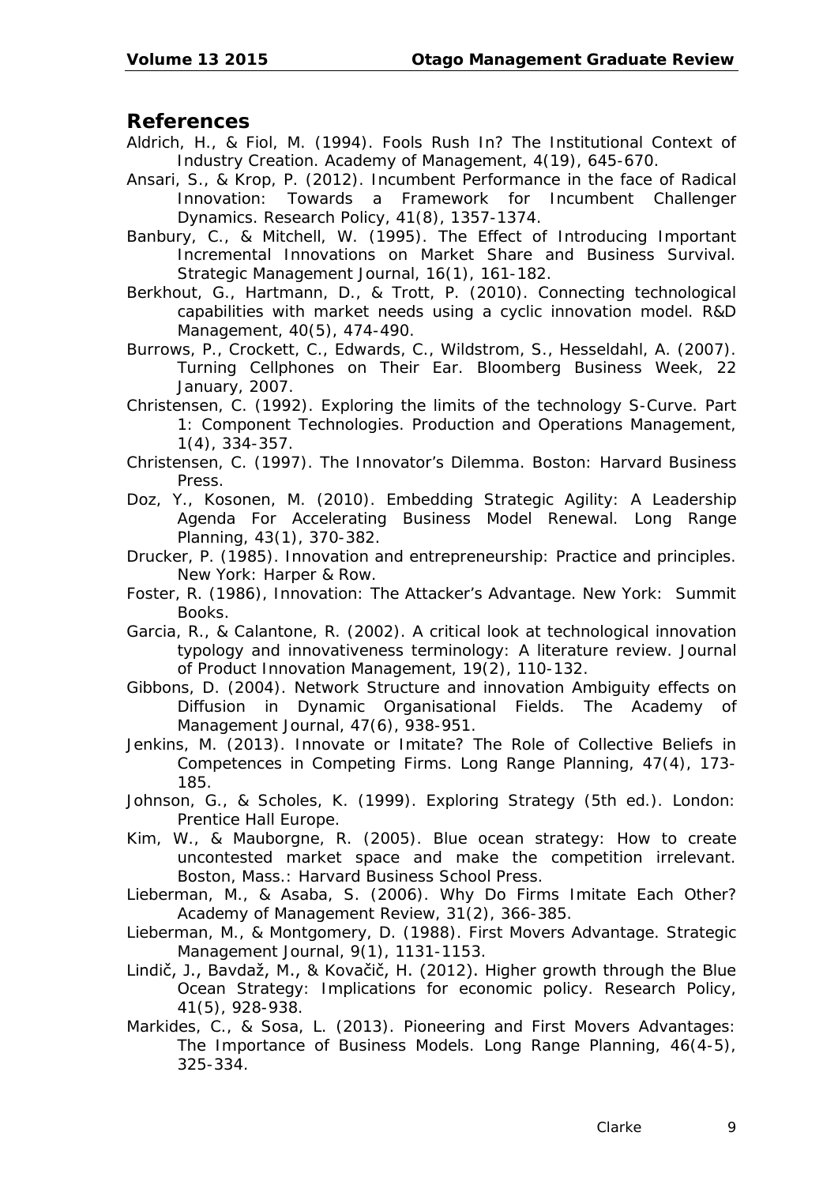## References

Aldrich, H., & Fiol, M. (1994). Fools Rush In? The Institutional Context of Industry Creation. Academy of Management, 4(19), 645-670.

Ansari, S., & Krop, P. (2012). Incumbent Performance in the face of Radical Innovation: Towards a Framework for Incumbent Challenger Dynamics. Research Policy, 41(8), 1357-1374.

Banbury, C., & Mitchell, W. (1995). The Effect of Introducing Important Incremental Innovations on Market Share and Business Survival. Strategic Management Journal, 16(1), 161-182.

Berkhout, G., Hartmann, D., & Trott, P. (2010). Connecting technological capabilities with market needs using a cyclic innovation model. R&D Management, 40(5), 474-490.

Burrows, P., Crockett, C., Edwards, C., Wildstrom, S., Hesseldahl, A. (2007). Turning Cellphones on Their Ear. Bloomberg Business Week, 22 January, 2007.

Christensen, C. (1992). Exploring the limits of the technology S-Curve. Part 1: Component Technologies. Production and Operations Management, 1(4), 334-357.

Christensen, C. (1997). The Innovator's Dilemma. Boston: Harvard Business Press.

Doz, Y., Kosonen, M. (2010). Embedding Strategic Agility: A Leadership Agenda For Accelerating Business Model Renewal. Long Range Planning, 43(1), 370-382.

Drucker, P. (1985). Innovation and entrepreneurship: Practice and principles. New York: Harper & Row.

Foster, R. (1986), Innovation: The Attacker's Advantage. New York: Summit Books.

Garcia, R., & Calantone, R. (2002). A critical look at technological innovation typology and innovativeness terminology: A literature review. Journal of Product Innovation Management, 19(2), 110-132.

Gibbons, D. (2004). Network Structure and innovation Ambiguity effects on Diffusion in Dynamic Organisational Fields. The Academy of Management Journal, 47(6), 938-951.

Jenkins, M. (2013). Innovate or Imitate? The Role of Collective Beliefs in Competences in Competing Firms. Long Range Planning, 47(4), 173-185.

Johnson, G., & Scholes, K. (1999). Exploring Strategy (5th ed.). London: Prentice Hall Europe.

Kim, W., & Mauborgne, R. (2005). Blue ocean strategy: How to create uncontested market space and make the competition irrelevant. Boston, Mass.: Harvard Business School Press.

Lieberman, M., & Asaba, S. (2006). Why Do Firms Imitate Each Other? Academy of Management Review, 31(2), 366-385.

Lieberman, M., & Montgomery, D. (1988). First Movers Advantage. Strategic Management Journal, 9(1), 1131-1153.

Lindič, J., Bavdaž, M., & Kovačič, H. (2012). Higher growth through the Blue Ocean Strategy: Implications for economic policy. Research Policy, 41(5), 928-938.

Markides, C., & Sosa, L. (2013). Pioneering and First Movers Advantages: The Importance of Business Models. Long Range Planning, 46(4-5), 325-334.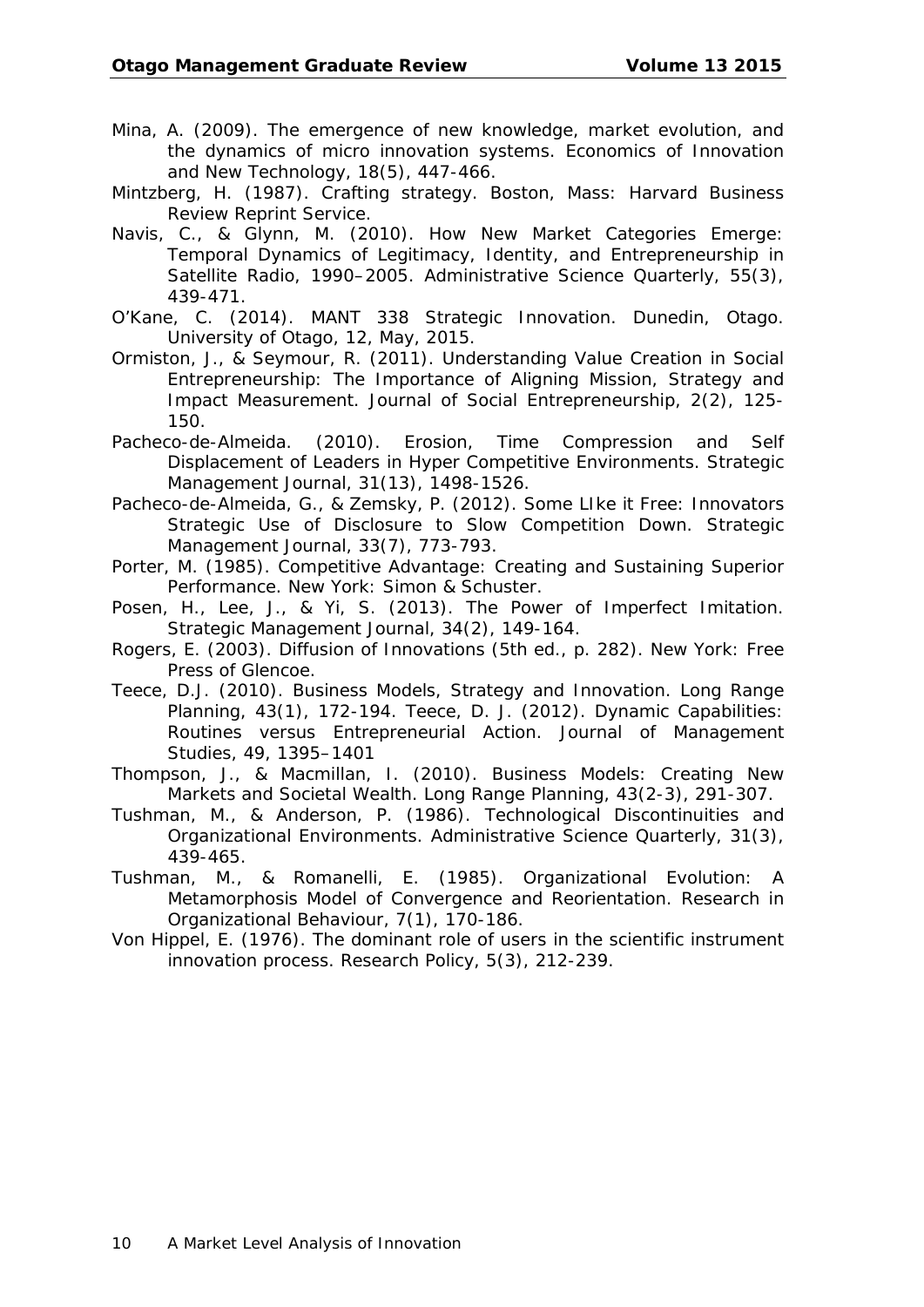Mina, A. (2009). The emergence of new knowledge, market evolution, and the dynamics of micro innovation systems. Economics of Innovation and New Technology, 18(5), 447-466.

Mintzberg, H. (1987). Crafting strategy. Boston, Mass: Harvard Business Review Reprint Service.

Navis, C., & Glynn, M. (2010). How New Market Categories Emerge: Temporal Dynamics of Legitimacy, Identity, and Entrepreneurship in Satellite Radio, 1990–2005. Administrative Science Quarterly, 55(3), 439-471.

O'Kane, C. (2014). MANT 338 Strategic Innovation. Dunedin, Otago. University of Otago, 12, May, 2015.

Ormiston, J., & Seymour, R. (2011). Understanding Value Creation in Social Entrepreneurship: The Importance of Aligning Mission, Strategy and Impact Measurement. Journal of Social Entrepreneurship, 2(2), 125-150.

Pacheco-de-Almeida. (2010). Erosion, Time Compression and Self Displacement of Leaders in Hyper Competitive Environments. Strategic Management Journal, 31(13), 1498-1526.

Pacheco-de-Almeida, G., & Zemsky, P. (2012). Some LIke it Free: Innovators Strategic Use of Disclosure to Slow Competition Down. Strategic Management Journal, 33(7), 773-793.

Porter, M. (1985). Competitive Advantage: Creating and Sustaining Superior Performance. New York: Simon & Schuster.

Posen, H., Lee, J., & Yi, S. (2013). The Power of Imperfect Imitation. Strategic Management Journal, 34(2), 149-164.

Rogers, E. (2003). Diffusion of Innovations (5th ed., p. 282). New York: Free Press of Glencoe.

Teece, D.J. (2010). Business Models, Strategy and Innovation. Long Range Planning, 43(1), 172-194. Teece, D. J. (2012). Dynamic Capabilities: Routines versus Entrepreneurial Action. Journal of Management Studies, 49, 1395–1401

Thompson, J., & Macmillan, I. (2010). Business Models: Creating New Markets and Societal Wealth. Long Range Planning, 43(2-3), 291-307.

Tushman, M., & Anderson, P. (1986). Technological Discontinuities and Organizational Environments. Administrative Science Quarterly, 31(3), 439-465.

Tushman, M., & Romanelli, E. (1985). Organizational Evolution: A Metamorphosis Model of Convergence and Reorientation. Research in Organizational Behaviour, 7(1), 170-186.

Von Hippel, E. (1976). The dominant role of users in the scientific instrument innovation process. Research Policy, 5(3), 212-239.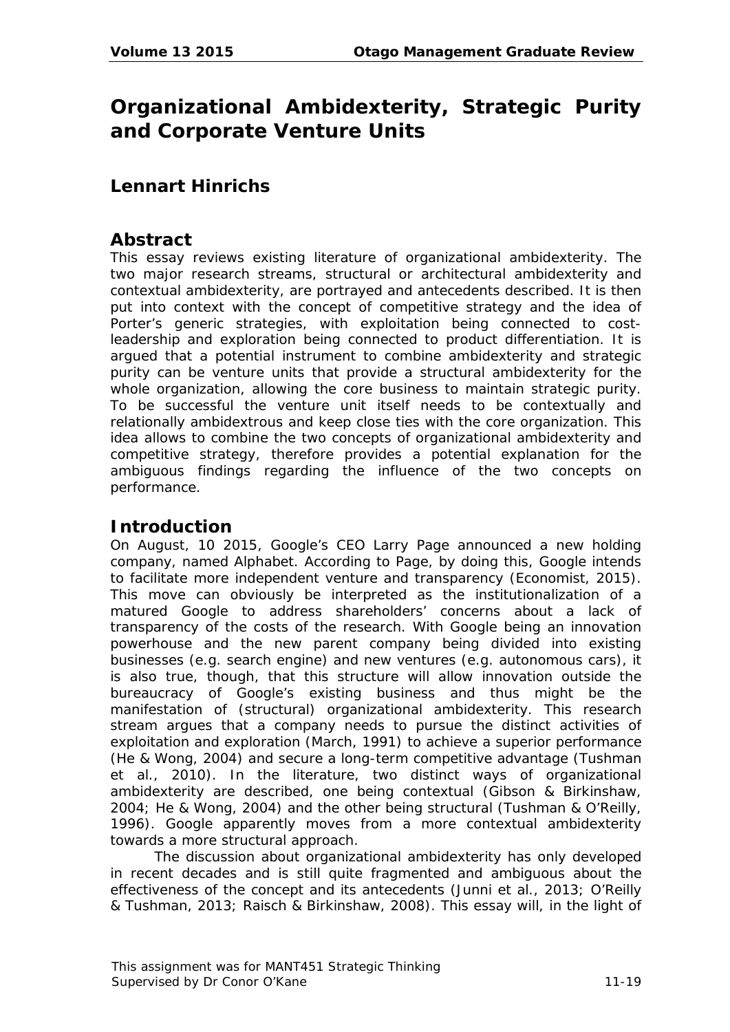# Organizational Ambidexterity, Strategic Purity and Corporate Venture Units

## Lennart Hinrichs

## Abstract

This essay reviews existing literature of organizational ambidexterity. The two major research streams, structural or architectural ambidexterity and contextual ambidexterity, are portrayed and antecedents described. It is then put into context with the concept of competitive strategy and the idea of Porter's generic strategies, with exploitation being connected to cost-leadership and exploration being connected to product differentiation. It is argued that a potential instrument to combine ambidexterity and strategic purity can be venture units that provide a structural ambidexterity for the whole organization, allowing the core business to maintain strategic purity. To be successful the venture unit itself needs to be contextually and relationally ambidextrous and keep close ties with the core organization. This idea allows to combine the two concepts of organizational ambidexterity and competitive strategy, therefore provides a potential explanation for the ambiguous findings regarding the influence of the two concepts on performance.

## Introduction

On August, 10 2015, Google's CEO Larry Page announced a new holding company, named Alphabet. According to Page, by doing this, Google intends to facilitate more independent venture and transparency (Economist, 2015). This move can obviously be interpreted as the institutionalization of a matured Google to address shareholders' concerns about a lack of transparency of the costs of the research. With Google being an innovation powerhouse and the new parent company being divided into existing businesses (e.g. search engine) and new ventures (e.g. autonomous cars), it is also true, though, that this structure will allow innovation outside the bureaucracy of Google's existing business and thus might be the manifestation of (structural) organizational ambidexterity. This research stream argues that a company needs to pursue the distinct activities of exploitation and exploration (March, 1991) to achieve a superior performance (He & Wong, 2004) and secure a long-term competitive advantage (Tushman et al., 2010). In the literature, two distinct ways of organizational ambidexterity are described, one being contextual (Gibson & Birkinshaw, 2004; He & Wong, 2004) and the other being structural (Tushman & O'Reilly, 1996). Google apparently moves from a more contextual ambidexterity towards a more structural approach.

The discussion about organizational ambidexterity has only developed in recent decades and is still quite fragmented and ambiguous about the effectiveness of the concept and its antecedents (Junni et al., 2013; O'Reilly & Tushman, 2013; Raisch & Birkinshaw, 2008). This essay will, in the light of

This assignment was for MANT451 Strategic Thinking
Supervised by Dr Conor O'Kane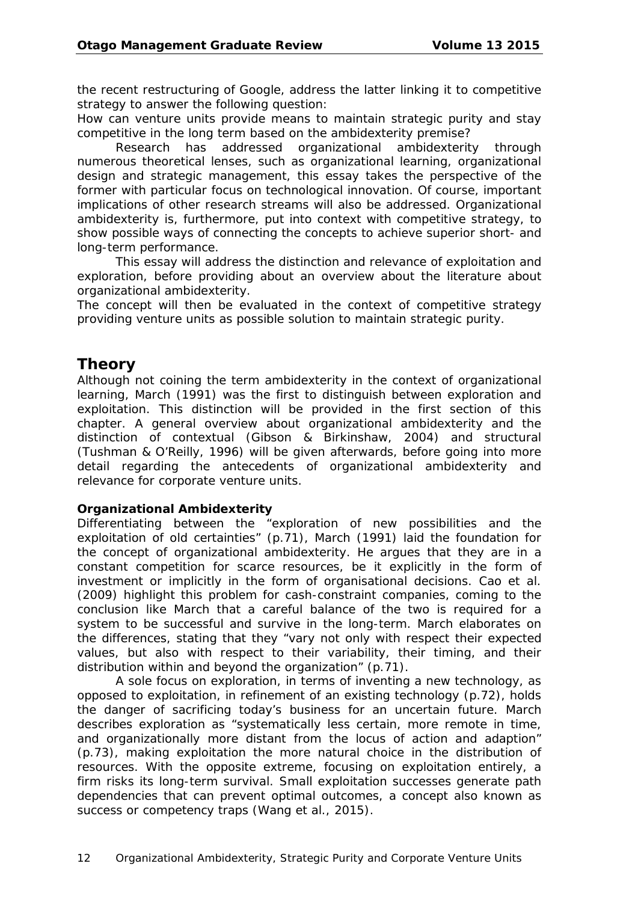the recent restructuring of Google, address the latter linking it to competitive strategy to answer the following question:
How can venture units provide means to maintain strategic purity and stay competitive in the long term based on the ambidexterity premise?

Research has addressed organizational ambidexterity through numerous theoretical lenses, such as organizational learning, organizational design and strategic management, this essay takes the perspective of the former with particular focus on technological innovation. Of course, important implications of other research streams will also be addressed. Organizational ambidexterity is, furthermore, put into context with competitive strategy, to show possible ways of connecting the concepts to achieve superior short- and long-term performance.

This essay will address the distinction and relevance of exploitation and exploration, before providing about an overview about the literature about organizational ambidexterity.
The concept will then be evaluated in the context of competitive strategy providing venture units as possible solution to maintain strategic purity.

## Theory

Although not coining the term ambidexterity in the context of organizational learning, March (1991) was the first to distinguish between exploration and exploitation. This distinction will be provided in the first section of this chapter. A general overview about organizational ambidexterity and the distinction of contextual (Gibson & Birkinshaw, 2004) and structural (Tushman & O'Reilly, 1996) will be given afterwards, before going into more detail regarding the antecedents of organizational ambidexterity and relevance for corporate venture units.

### Organizational Ambidexterity

Differentiating between the "exploration of new possibilities and the exploitation of old certainties" (p.71), March (1991) laid the foundation for the concept of organizational ambidexterity. He argues that they are in a constant competition for scarce resources, be it explicitly in the form of investment or implicitly in the form of organisational decisions. Cao et al. (2009) highlight this problem for cash-constraint companies, coming to the conclusion like March that a careful balance of the two is required for a system to be successful and survive in the long-term. March elaborates on the differences, stating that they "vary not only with respect their expected values, but also with respect to their variability, their timing, and their distribution within and beyond the organization" (p.71).

A sole focus on exploration, in terms of inventing a new technology, as opposed to exploitation, in refinement of an existing technology (p.72), holds the danger of sacrificing today's business for an uncertain future. March describes exploration as "systematically less certain, more remote in time, and organizationally more distant from the locus of action and adaption" (p.73), making exploitation the more natural choice in the distribution of resources. With the opposite extreme, focusing on exploitation entirely, a firm risks its long-term survival. Small exploitation successes generate path dependencies that can prevent optimal outcomes, a concept also known as success or competency traps (Wang et al., 2015).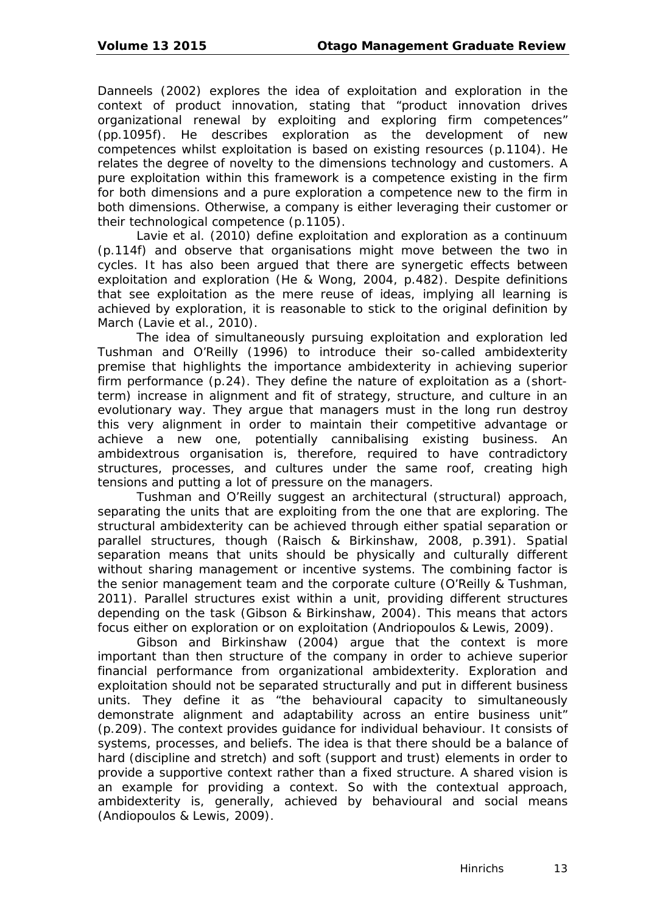Danneels (2002) explores the idea of exploitation and exploration in the context of product innovation, stating that "product innovation drives organizational renewal by exploiting and exploring firm competences" (pp.1095f). He describes exploration as the development of new competences whilst exploitation is based on existing resources (p.1104). He relates the degree of novelty to the dimensions technology and customers. A pure exploitation within this framework is a competence existing in the firm for both dimensions and a pure exploration a competence new to the firm in both dimensions. Otherwise, a company is either leveraging their customer or their technological competence (p.1105).

Lavie et al. (2010) define exploitation and exploration as a continuum (p.114f) and observe that organisations might move between the two in cycles. It has also been argued that there are synergetic effects between exploitation and exploration (He & Wong, 2004, p.482). Despite definitions that see exploitation as the mere reuse of ideas, implying all learning is achieved by exploration, it is reasonable to stick to the original definition by March (Lavie et al., 2010).

The idea of simultaneously pursuing exploitation and exploration led Tushman and O'Reilly (1996) to introduce their so-called ambidexterity premise that highlights the importance ambidexterity in achieving superior firm performance (p.24). They define the nature of exploitation as a (short-term) increase in alignment and fit of strategy, structure, and culture in an evolutionary way. They argue that managers must in the long run destroy this very alignment in order to maintain their competitive advantage or achieve a new one, potentially cannibalising existing business. An ambidextrous organisation is, therefore, required to have contradictory structures, processes, and cultures under the same roof, creating high tensions and putting a lot of pressure on the managers.

Tushman and O'Reilly suggest an architectural (structural) approach, separating the units that are exploiting from the one that are exploring. The structural ambidexterity can be achieved through either spatial separation or parallel structures, though (Raisch & Birkinshaw, 2008, p.391). Spatial separation means that units should be physically and culturally different without sharing management or incentive systems. The combining factor is the senior management team and the corporate culture (O'Reilly & Tushman, 2011). Parallel structures exist within a unit, providing different structures depending on the task (Gibson & Birkinshaw, 2004). This means that actors focus either on exploration or on exploitation (Andriopoulos & Lewis, 2009).

Gibson and Birkinshaw (2004) argue that the context is more important than then structure of the company in order to achieve superior financial performance from organizational ambidexterity. Exploration and exploitation should not be separated structurally and put in different business units. They define it as "the behavioural capacity to simultaneously demonstrate alignment and adaptability across an entire business unit" (p.209). The context provides guidance for individual behaviour. It consists of systems, processes, and beliefs. The idea is that there should be a balance of hard (discipline and stretch) and soft (support and trust) elements in order to provide a supportive context rather than a fixed structure. A shared vision is an example for providing a context. So with the contextual approach, ambidexterity is, generally, achieved by behavioural and social means (Andiopoulos & Lewis, 2009).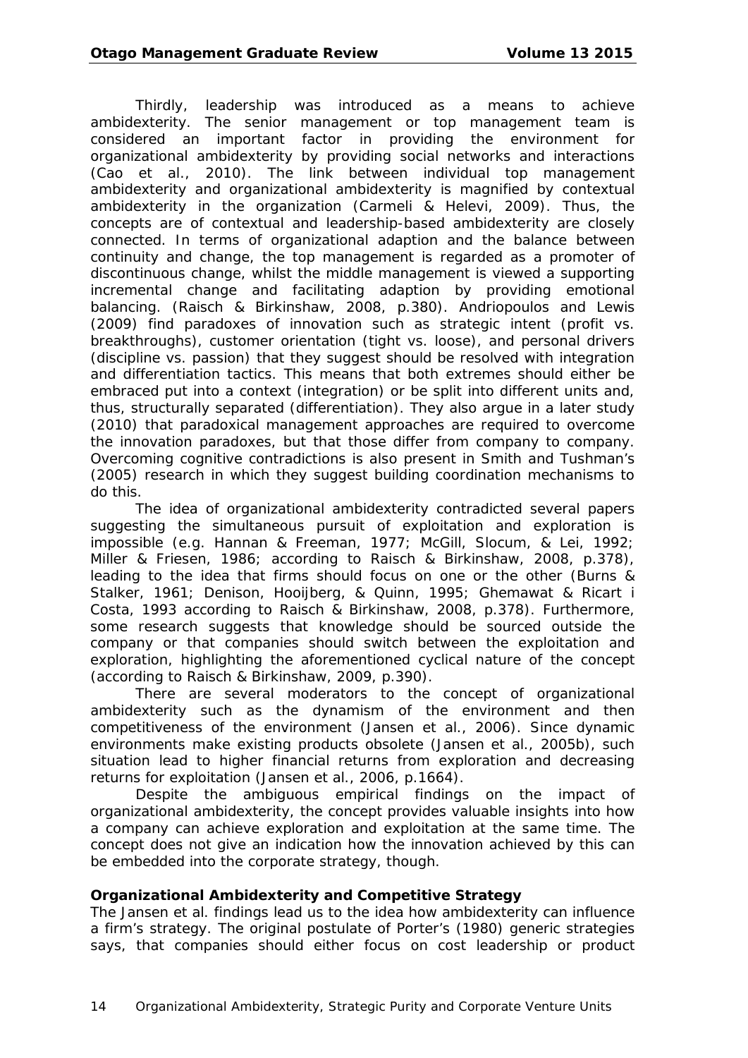Thirdly, leadership was introduced as a means to achieve ambidexterity. The senior management or top management team is considered an important factor in providing the environment for organizational ambidexterity by providing social networks and interactions (Cao et al., 2010). The link between individual top management ambidexterity and organizational ambidexterity is magnified by contextual ambidexterity in the organization (Carmeli & Helevi, 2009). Thus, the concepts are of contextual and leadership-based ambidexterity are closely connected. In terms of organizational adaption and the balance between continuity and change, the top management is regarded as a promoter of discontinuous change, whilst the middle management is viewed a supporting incremental change and facilitating adaption by providing emotional balancing. (Raisch & Birkinshaw, 2008, p.380). Andriopoulos and Lewis (2009) find paradoxes of innovation such as strategic intent (profit vs. breakthroughs), customer orientation (tight vs. loose), and personal drivers (discipline vs. passion) that they suggest should be resolved with integration and differentiation tactics. This means that both extremes should either be embraced put into a context (integration) or be split into different units and, thus, structurally separated (differentiation). They also argue in a later study (2010) that paradoxical management approaches are required to overcome the innovation paradoxes, but that those differ from company to company. Overcoming cognitive contradictions is also present in Smith and Tushman's (2005) research in which they suggest building coordination mechanisms to do this.

The idea of organizational ambidexterity contradicted several papers suggesting the simultaneous pursuit of exploitation and exploration is impossible (e.g. Hannan & Freeman, 1977; McGill, Slocum, & Lei, 1992; Miller & Friesen, 1986; according to Raisch & Birkinshaw, 2008, p.378), leading to the idea that firms should focus on one or the other (Burns & Stalker, 1961; Denison, Hooijberg, & Quinn, 1995; Ghemawat & Ricart i Costa, 1993 according to Raisch & Birkinshaw, 2008, p.378). Furthermore, some research suggests that knowledge should be sourced outside the company or that companies should switch between the exploitation and exploration, highlighting the aforementioned cyclical nature of the concept (according to Raisch & Birkinshaw, 2009, p.390).

There are several moderators to the concept of organizational ambidexterity such as the dynamism of the environment and then competitiveness of the environment (Jansen et al., 2006). Since dynamic environments make existing products obsolete (Jansen et al., 2005b), such situation lead to higher financial returns from exploration and decreasing returns for exploitation (Jansen et al., 2006, p.1664).

Despite the ambiguous empirical findings on the impact of organizational ambidexterity, the concept provides valuable insights into how a company can achieve exploration and exploitation at the same time. The concept does not give an indication how the innovation achieved by this can be embedded into the corporate strategy, though.

**Organizational Ambidexterity and Competitive Strategy**

The Jansen et al. findings lead us to the idea how ambidexterity can influence a firm's strategy. The original postulate of Porter's (1980) generic strategies says, that companies should either focus on cost leadership or product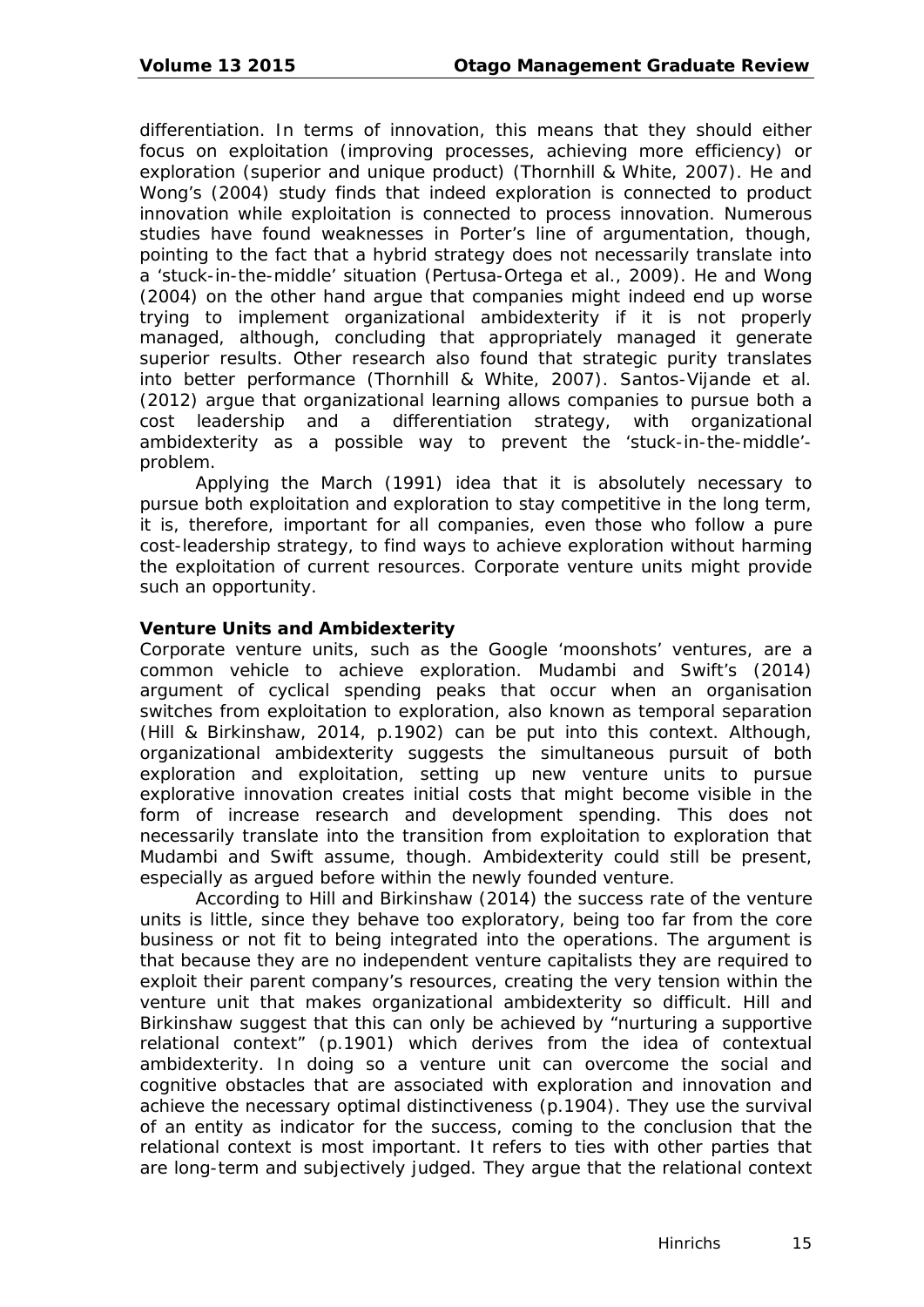differentiation. In terms of innovation, this means that they should either focus on exploitation (improving processes, achieving more efficiency) or exploration (superior and unique product) (Thornhill & White, 2007). He and Wong's (2004) study finds that indeed exploration is connected to product innovation while exploitation is connected to process innovation. Numerous studies have found weaknesses in Porter's line of argumentation, though, pointing to the fact that a hybrid strategy does not necessarily translate into a 'stuck-in-the-middle' situation (Pertusa-Ortega et al., 2009). He and Wong (2004) on the other hand argue that companies might indeed end up worse trying to implement organizational ambidexterity if it is not properly managed, although, concluding that appropriately managed it generate superior results. Other research also found that strategic purity translates into better performance (Thornhill & White, 2007). Santos-Vijande et al. (2012) argue that organizational learning allows companies to pursue both a cost leadership and a differentiation strategy, with organizational ambidexterity as a possible way to prevent the 'stuck-in-the-middle'-problem.

Applying the March (1991) idea that it is absolutely necessary to pursue both exploitation and exploration to stay competitive in the long term, it is, therefore, important for all companies, even those who follow a pure cost-leadership strategy, to find ways to achieve exploration without harming the exploitation of current resources. Corporate venture units might provide such an opportunity.

**Venture Units and Ambidexterity**

Corporate venture units, such as the Google 'moonshots' ventures, are a common vehicle to achieve exploration. Mudambi and Swift's (2014) argument of cyclical spending peaks that occur when an organisation switches from exploitation to exploration, also known as temporal separation (Hill & Birkinshaw, 2014, p.1902) can be put into this context. Although, organizational ambidexterity suggests the simultaneous pursuit of both exploration and exploitation, setting up new venture units to pursue explorative innovation creates initial costs that might become visible in the form of increase research and development spending. This does not necessarily translate into the transition from exploitation to exploration that Mudambi and Swift assume, though. Ambidexterity could still be present, especially as argued before within the newly founded venture.

According to Hill and Birkinshaw (2014) the success rate of the venture units is little, since they behave too exploratory, being too far from the core business or not fit to being integrated into the operations. The argument is that because they are no independent venture capitalists they are required to exploit their parent company's resources, creating the very tension within the venture unit that makes organizational ambidexterity so difficult. Hill and Birkinshaw suggest that this can only be achieved by "nurturing a supportive relational context" (p.1901) which derives from the idea of contextual ambidexterity. In doing so a venture unit can overcome the social and cognitive obstacles that are associated with exploration and innovation and achieve the necessary optimal distinctiveness (p.1904). They use the survival of an entity as indicator for the success, coming to the conclusion that the relational context is most important. It refers to ties with other parties that are long-term and subjectively judged. They argue that the relational context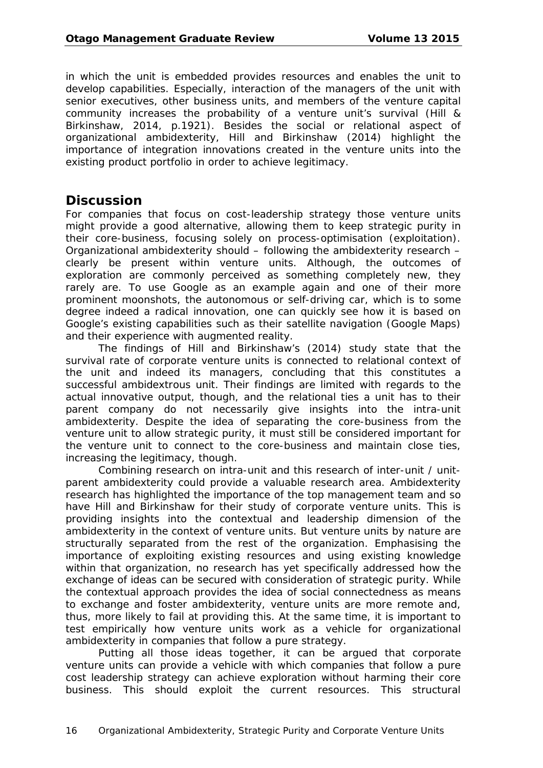in which the unit is embedded provides resources and enables the unit to develop capabilities. Especially, interaction of the managers of the unit with senior executives, other business units, and members of the venture capital community increases the probability of a venture unit's survival (Hill & Birkinshaw, 2014, p.1921). Besides the social or relational aspect of organizational ambidexterity, Hill and Birkinshaw (2014) highlight the importance of integration innovations created in the venture units into the existing product portfolio in order to achieve legitimacy.

## Discussion

For companies that focus on cost-leadership strategy those venture units might provide a good alternative, allowing them to keep strategic purity in their core-business, focusing solely on process-optimisation (exploitation). Organizational ambidexterity should – following the ambidexterity research – clearly be present within venture units. Although, the outcomes of exploration are commonly perceived as something completely new, they rarely are. To use Google as an example again and one of their more prominent moonshots, the autonomous or self-driving car, which is to some degree indeed a radical innovation, one can quickly see how it is based on Google's existing capabilities such as their satellite navigation (Google Maps) and their experience with augmented reality.

The findings of Hill and Birkinshaw's (2014) study state that the survival rate of corporate venture units is connected to relational context of the unit and indeed its managers, concluding that this constitutes a successful ambidextrous unit. Their findings are limited with regards to the actual innovative output, though, and the relational ties a unit has to their parent company do not necessarily give insights into the intra-unit ambidexterity. Despite the idea of separating the core-business from the venture unit to allow strategic purity, it must still be considered important for the venture unit to connect to the core-business and maintain close ties, increasing the legitimacy, though.

Combining research on intra-unit and this research of inter-unit / unit-parent ambidexterity could provide a valuable research area. Ambidexterity research has highlighted the importance of the top management team and so have Hill and Birkinshaw for their study of corporate venture units. This is providing insights into the contextual and leadership dimension of the ambidexterity in the context of venture units. But venture units by nature are structurally separated from the rest of the organization. Emphasising the importance of exploiting existing resources and using existing knowledge within that organization, no research has yet specifically addressed how the exchange of ideas can be secured with consideration of strategic purity. While the contextual approach provides the idea of social connectedness as means to exchange and foster ambidexterity, venture units are more remote and, thus, more likely to fail at providing this. At the same time, it is important to test empirically how venture units work as a vehicle for organizational ambidexterity in companies that follow a pure strategy.

Putting all those ideas together, it can be argued that corporate venture units can provide a vehicle with which companies that follow a pure cost leadership strategy can achieve exploration without harming their core business. This should exploit the current resources. This structural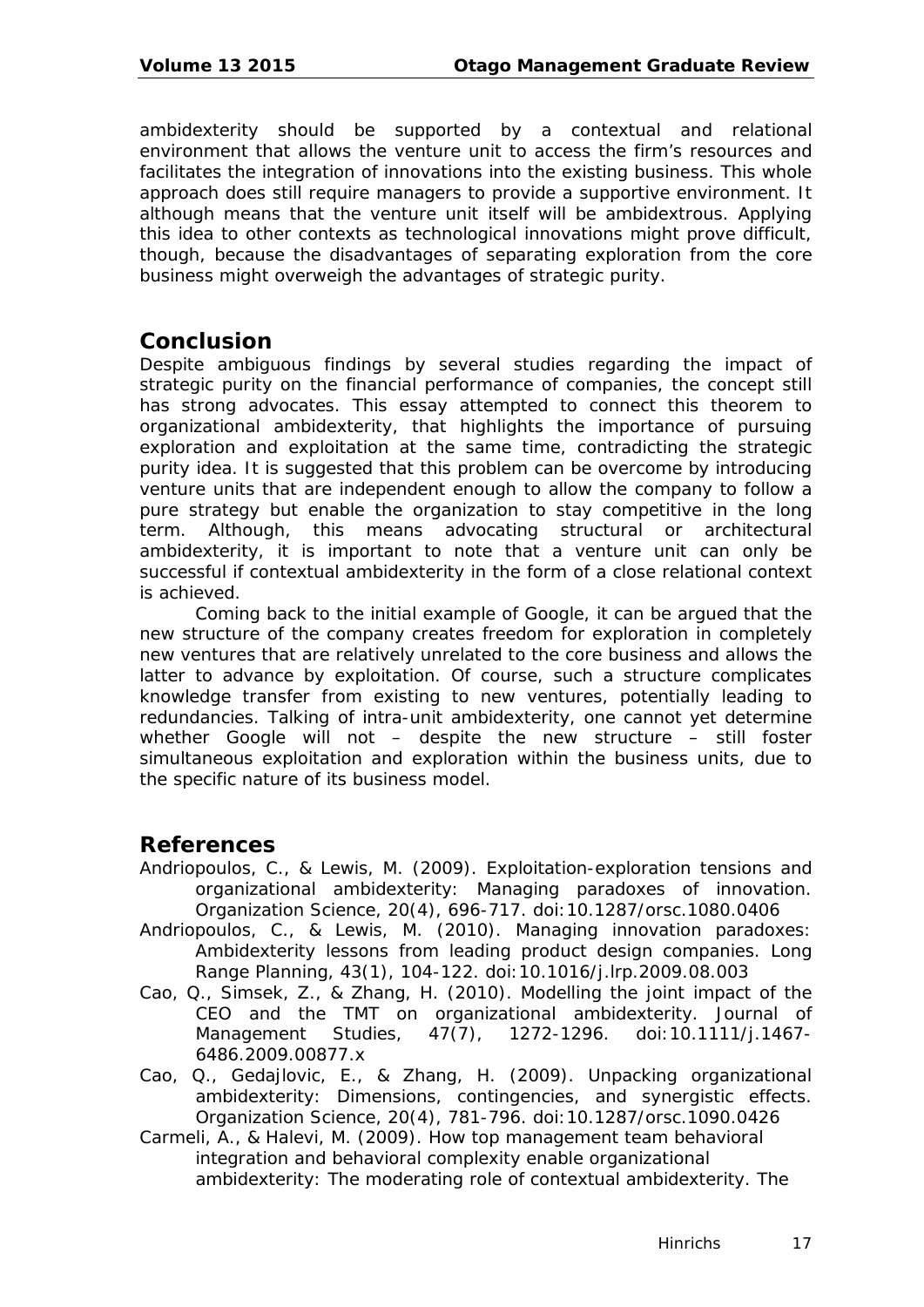ambidexterity should be supported by a contextual and relational environment that allows the venture unit to access the firm's resources and facilitates the integration of innovations into the existing business. This whole approach does still require managers to provide a supportive environment. It although means that the venture unit itself will be ambidextrous. Applying this idea to other contexts as technological innovations might prove difficult, though, because the disadvantages of separating exploration from the core business might overweigh the advantages of strategic purity.

## Conclusion

Despite ambiguous findings by several studies regarding the impact of strategic purity on the financial performance of companies, the concept still has strong advocates. This essay attempted to connect this theorem to organizational ambidexterity, that highlights the importance of pursuing exploration and exploitation at the same time, contradicting the strategic purity idea. It is suggested that this problem can be overcome by introducing venture units that are independent enough to allow the company to follow a pure strategy but enable the organization to stay competitive in the long term. Although, this means advocating structural or architectural ambidexterity, it is important to note that a venture unit can only be successful if contextual ambidexterity in the form of a close relational context is achieved.

Coming back to the initial example of Google, it can be argued that the new structure of the company creates freedom for exploration in completely new ventures that are relatively unrelated to the core business and allows the latter to advance by exploitation. Of course, such a structure complicates knowledge transfer from existing to new ventures, potentially leading to redundancies. Talking of intra-unit ambidexterity, one cannot yet determine whether Google will not – despite the new structure – still foster simultaneous exploitation and exploration within the business units, due to the specific nature of its business model.

## References

Andriopoulos, C., & Lewis, M. (2009). Exploitation-exploration tensions and organizational ambidexterity: Managing paradoxes of innovation. *Organization Science, 20*(4), 696-717. doi:10.1287/orsc.1080.0406

Andriopoulos, C., & Lewis, M. (2010). Managing innovation paradoxes: Ambidexterity lessons from leading product design companies. *Long Range Planning, 43*(1), 104-122. doi:10.1016/j.lrp.2009.08.003

Cao, Q., Simsek, Z., & Zhang, H. (2010). Modelling the joint impact of the CEO and the TMT on organizational ambidexterity. *Journal of Management Studies, 47*(7), 1272-1296. doi:10.1111/j.1467-6486.2009.00877.x

Cao, Q., Gedajlovic, E., & Zhang, H. (2009). Unpacking organizational ambidexterity: Dimensions, contingencies, and synergistic effects. *Organization Science, 20*(4), 781-796. doi:10.1287/orsc.1090.0426

Carmeli, A., & Halevi, M. (2009). How top management team behavioral integration and behavioral complexity enable organizational ambidexterity: The moderating role of contextual ambidexterity. The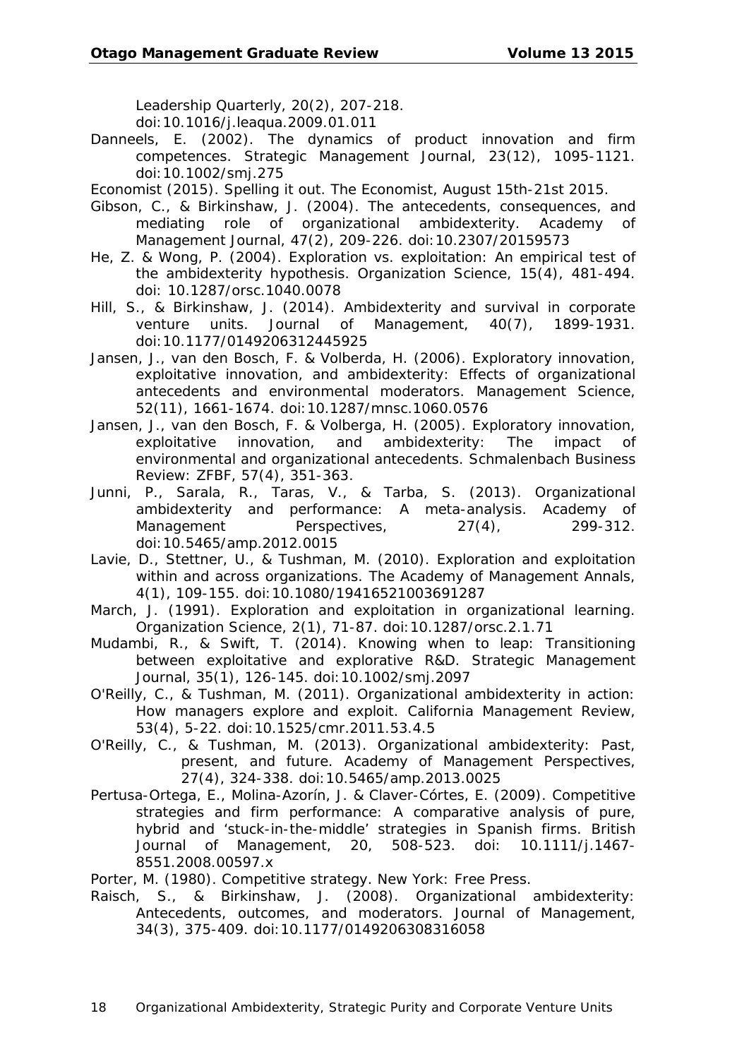Leadership Quarterly, 20(2), 207-218. doi:10.1016/j.leaqua.2009.01.011

Danneels, E. (2002). The dynamics of product innovation and firm competences. Strategic Management Journal, 23(12), 1095-1121. doi:10.1002/smj.275

Economist (2015). Spelling it out. The Economist, August 15th-21st 2015.

Gibson, C., & Birkinshaw, J. (2004). The antecedents, consequences, and mediating role of organizational ambidexterity. Academy of Management Journal, 47(2), 209-226. doi:10.2307/20159573

He, Z. & Wong, P. (2004). Exploration vs. exploitation: An empirical test of the ambidexterity hypothesis. Organization Science, 15(4), 481-494. doi: 10.1287/orsc.1040.0078

Hill, S., & Birkinshaw, J. (2014). Ambidexterity and survival in corporate venture units. Journal of Management, 40(7), 1899-1931. doi:10.1177/0149206312445925

Jansen, J., van den Bosch, F. & Volberda, H. (2006). Exploratory innovation, exploitative innovation, and ambidexterity: Effects of organizational antecedents and environmental moderators. Management Science, 52(11), 1661-1674. doi:10.1287/mnsc.1060.0576

Jansen, J., van den Bosch, F. & Volberga, H. (2005). Exploratory innovation, exploitative innovation, and ambidexterity: The impact of environmental and organizational antecedents. Schmalenbach Business Review: ZFBF, 57(4), 351-363.

Junni, P., Sarala, R., Taras, V., & Tarba, S. (2013). Organizational ambidexterity and performance: A meta-analysis. Academy of Management Perspectives, 27(4), 299-312. doi:10.5465/amp.2012.0015

Lavie, D., Stettner, U., & Tushman, M. (2010). Exploration and exploitation within and across organizations. The Academy of Management Annals, 4(1), 109-155. doi:10.1080/19416521003691287

March, J. (1991). Exploration and exploitation in organizational learning. Organization Science, 2(1), 71-87. doi:10.1287/orsc.2.1.71

Mudambi, R., & Swift, T. (2014). Knowing when to leap: Transitioning between exploitative and explorative R&D. Strategic Management Journal, 35(1), 126-145. doi:10.1002/smj.2097

O'Reilly, C., & Tushman, M. (2011). Organizational ambidexterity in action: How managers explore and exploit. California Management Review, 53(4), 5-22. doi:10.1525/cmr.2011.53.4.5

O'Reilly, C., & Tushman, M. (2013). Organizational ambidexterity: Past, present, and future. Academy of Management Perspectives, 27(4), 324-338. doi:10.5465/amp.2013.0025

Pertusa-Ortega, E., Molina-Azorín, J. & Claver-Córtes, E. (2009). Competitive strategies and firm performance: A comparative analysis of pure, hybrid and 'stuck-in-the-middle' strategies in Spanish firms. British Journal of Management, 20, 508-523. doi: 10.1111/j.1467-8551.2008.00597.x

Porter, M. (1980). Competitive strategy. New York: Free Press.

Raisch, S., & Birkinshaw, J. (2008). Organizational ambidexterity: Antecedents, outcomes, and moderators. Journal of Management, 34(3), 375-409. doi:10.1177/0149206308316058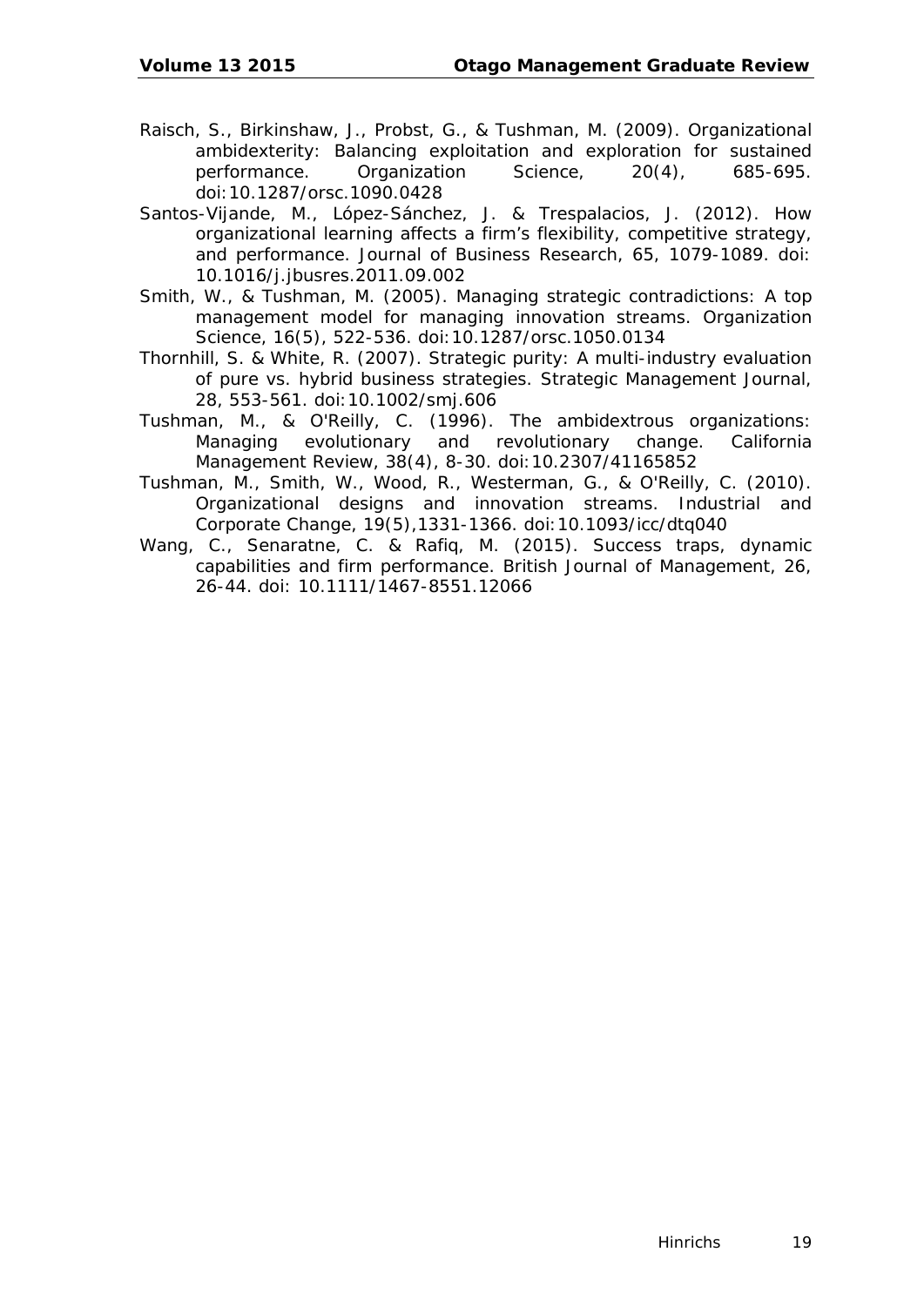Raisch, S., Birkinshaw, J., Probst, G., & Tushman, M. (2009). Organizational ambidexterity: Balancing exploitation and exploration for sustained performance. Organization Science, 20(4), 685-695. doi:10.1287/orsc.1090.0428

Santos-Vijande, M., López-Sánchez, J. & Trespalacios, J. (2012). How organizational learning affects a firm's flexibility, competitive strategy, and performance. Journal of Business Research, 65, 1079-1089. doi: 10.1016/j.jbusres.2011.09.002

Smith, W., & Tushman, M. (2005). Managing strategic contradictions: A top management model for managing innovation streams. Organization Science, 16(5), 522-536. doi:10.1287/orsc.1050.0134

Thornhill, S. & White, R. (2007). Strategic purity: A multi-industry evaluation of pure vs. hybrid business strategies. Strategic Management Journal, 28, 553-561. doi:10.1002/smj.606

Tushman, M., & O'Reilly, C. (1996). The ambidextrous organizations: Managing evolutionary and revolutionary change. California Management Review, 38(4), 8-30. doi:10.2307/41165852

Tushman, M., Smith, W., Wood, R., Westerman, G., & O'Reilly, C. (2010). Organizational designs and innovation streams. Industrial and Corporate Change, 19(5),1331-1366. doi:10.1093/icc/dtq040

Wang, C., Senaratne, C. & Rafiq, M. (2015). Success traps, dynamic capabilities and firm performance. British Journal of Management, 26, 26-44. doi: 10.1111/1467-8551.12066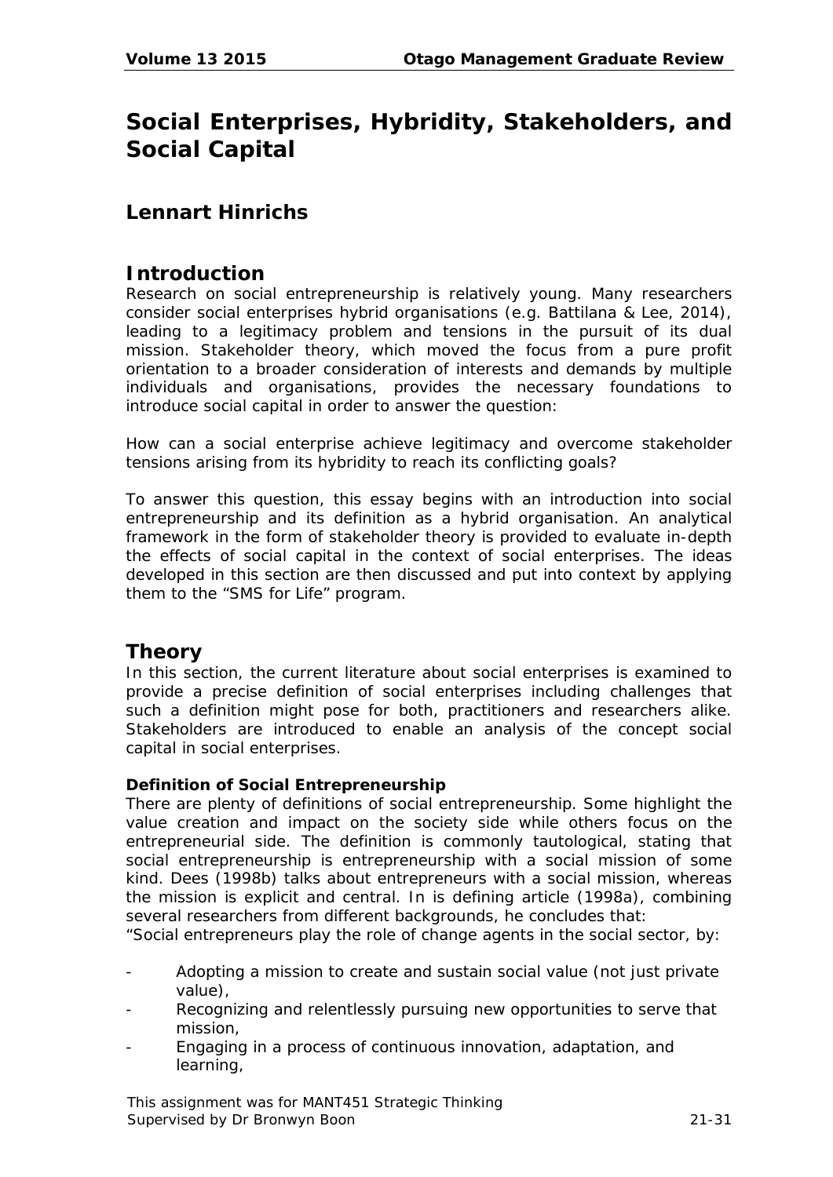# Social Enterprises, Hybridity, Stakeholders, and Social Capital

## Lennart Hinrichs

## Introduction

Research on social entrepreneurship is relatively young. Many researchers consider social enterprises hybrid organisations (e.g. Battilana & Lee, 2014), leading to a legitimacy problem and tensions in the pursuit of its dual mission. Stakeholder theory, which moved the focus from a pure profit orientation to a broader consideration of interests and demands by multiple individuals and organisations, provides the necessary foundations to introduce social capital in order to answer the question:

How can a social enterprise achieve legitimacy and overcome stakeholder tensions arising from its hybridity to reach its conflicting goals?

To answer this question, this essay begins with an introduction into social entrepreneurship and its definition as a hybrid organisation. An analytical framework in the form of stakeholder theory is provided to evaluate in-depth the effects of social capital in the context of social enterprises. The ideas developed in this section are then discussed and put into context by applying them to the "SMS for Life" program.

## Theory

In this section, the current literature about social enterprises is examined to provide a precise definition of social enterprises including challenges that such a definition might pose for both, practitioners and researchers alike. Stakeholders are introduced to enable an analysis of the concept social capital in social enterprises.

### Definition of Social Entrepreneurship

There are plenty of definitions of social entrepreneurship. Some highlight the value creation and impact on the society side while others focus on the entrepreneurial side. The definition is commonly tautological, stating that social entrepreneurship is entrepreneurship with a social mission of some kind. Dees (1998b) talks about entrepreneurs with a social mission, whereas the mission is explicit and central. In is defining article (1998a), combining several researchers from different backgrounds, he concludes that:

"Social entrepreneurs play the role of change agents in the social sector, by:

- Adopting a mission to create and sustain social value (not just private value),
- Recognizing and relentlessly pursuing new opportunities to serve that mission,
- Engaging in a process of continuous innovation, adaptation, and learning,

This assignment was for MANT451 Strategic Thinking
Supervised by Dr Bronwyn Boon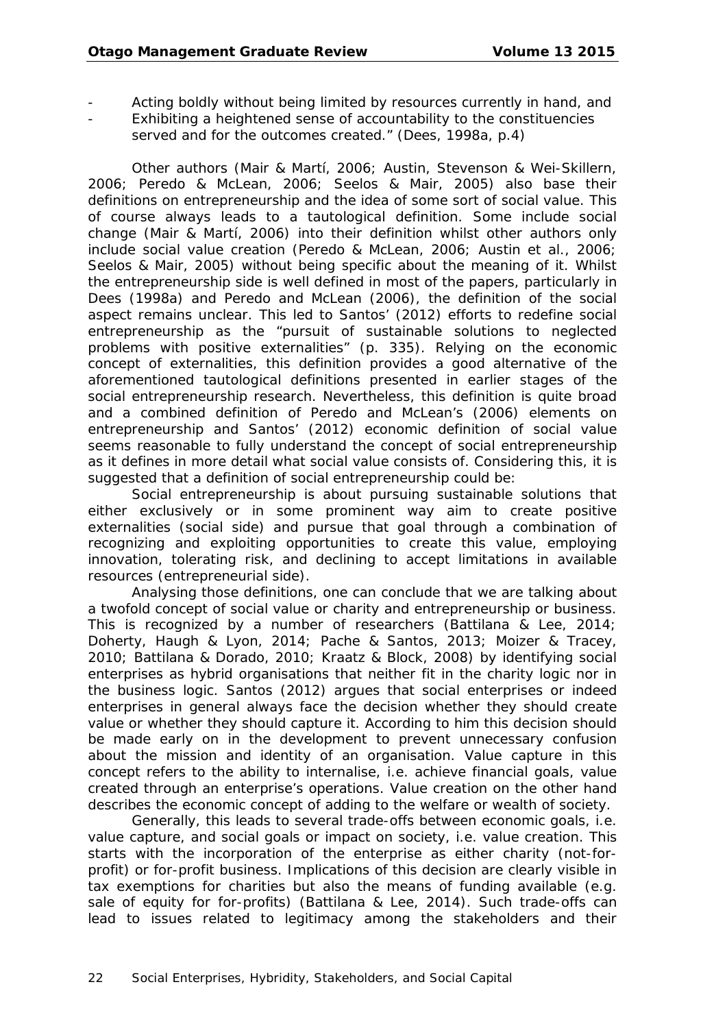- Acting boldly without being limited by resources currently in hand, and
- Exhibiting a heightened sense of accountability to the constituencies served and for the outcomes created." (Dees, 1998a, p.4)

Other authors (Mair & Martí, 2006; Austin, Stevenson & Wei-Skillern, 2006; Peredo & McLean, 2006; Seelos & Mair, 2005) also base their definitions on entrepreneurship and the idea of some sort of social value. This of course always leads to a tautological definition. Some include social change (Mair & Martí, 2006) into their definition whilst other authors only include social value creation (Peredo & McLean, 2006; Austin et al., 2006; Seelos & Mair, 2005) without being specific about the meaning of it. Whilst the entrepreneurship side is well defined in most of the papers, particularly in Dees (1998a) and Peredo and McLean (2006), the definition of the social aspect remains unclear. This led to Santos' (2012) efforts to redefine social entrepreneurship as the "pursuit of sustainable solutions to neglected problems with positive externalities" (p. 335). Relying on the economic concept of externalities, this definition provides a good alternative of the aforementioned tautological definitions presented in earlier stages of the social entrepreneurship research. Nevertheless, this definition is quite broad and a combined definition of Peredo and McLean's (2006) elements on entrepreneurship and Santos' (2012) economic definition of social value seems reasonable to fully understand the concept of social entrepreneurship as it defines in more detail what social value consists of. Considering this, it is suggested that a definition of social entrepreneurship could be:

Social entrepreneurship is about pursuing sustainable solutions that either exclusively or in some prominent way aim to create positive externalities (social side) and pursue that goal through a combination of recognizing and exploiting opportunities to create this value, employing innovation, tolerating risk, and declining to accept limitations in available resources (entrepreneurial side).

Analysing those definitions, one can conclude that we are talking about a twofold concept of social value or charity and entrepreneurship or business. This is recognized by a number of researchers (Battilana & Lee, 2014; Doherty, Haugh & Lyon, 2014; Pache & Santos, 2013; Moizer & Tracey, 2010; Battilana & Dorado, 2010; Kraatz & Block, 2008) by identifying social enterprises as hybrid organisations that neither fit in the charity logic nor in the business logic. Santos (2012) argues that social enterprises or indeed enterprises in general always face the decision whether they should create value or whether they should capture it. According to him this decision should be made early on in the development to prevent unnecessary confusion about the mission and identity of an organisation. Value capture in this concept refers to the ability to internalise, i.e. achieve financial goals, value created through an enterprise's operations. Value creation on the other hand describes the economic concept of adding to the welfare or wealth of society.

Generally, this leads to several trade-offs between economic goals, i.e. value capture, and social goals or impact on society, i.e. value creation. This starts with the incorporation of the enterprise as either charity (not-for-profit) or for-profit business. Implications of this decision are clearly visible in tax exemptions for charities but also the means of funding available (e.g. sale of equity for for-profits) (Battilana & Lee, 2014). Such trade-offs can lead to issues related to legitimacy among the stakeholders and their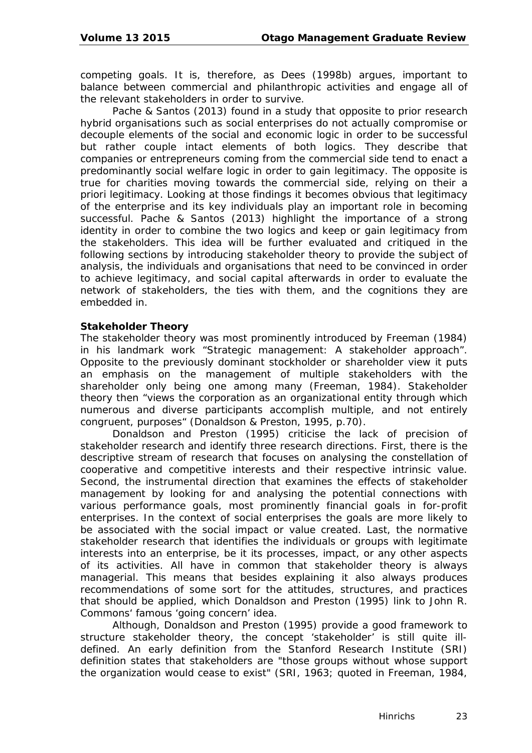competing goals. It is, therefore, as Dees (1998b) argues, important to balance between commercial and philanthropic activities and engage all of the relevant stakeholders in order to survive.

Pache & Santos (2013) found in a study that opposite to prior research hybrid organisations such as social enterprises do not actually compromise or decouple elements of the social and economic logic in order to be successful but rather couple intact elements of both logics. They describe that companies or entrepreneurs coming from the commercial side tend to enact a predominantly social welfare logic in order to gain legitimacy. The opposite is true for charities moving towards the commercial side, relying on their a priori legitimacy. Looking at those findings it becomes obvious that legitimacy of the enterprise and its key individuals play an important role in becoming successful. Pache & Santos (2013) highlight the importance of a strong identity in order to combine the two logics and keep or gain legitimacy from the stakeholders. This idea will be further evaluated and critiqued in the following sections by introducing stakeholder theory to provide the subject of analysis, the individuals and organisations that need to be convinced in order to achieve legitimacy, and social capital afterwards in order to evaluate the network of stakeholders, the ties with them, and the cognitions they are embedded in.

**Stakeholder Theory**

The stakeholder theory was most prominently introduced by Freeman (1984) in his landmark work "Strategic management: A stakeholder approach". Opposite to the previously dominant stockholder or shareholder view it puts an emphasis on the management of multiple stakeholders with the shareholder only being one among many (Freeman, 1984). Stakeholder theory then "views the corporation as an organizational entity through which numerous and diverse participants accomplish multiple, and not entirely congruent, purposes" (Donaldson & Preston, 1995, p.70).

Donaldson and Preston (1995) criticise the lack of precision of stakeholder research and identify three research directions. First, there is the descriptive stream of research that focuses on analysing the constellation of cooperative and competitive interests and their respective intrinsic value. Second, the instrumental direction that examines the effects of stakeholder management by looking for and analysing the potential connections with various performance goals, most prominently financial goals in for-profit enterprises. In the context of social enterprises the goals are more likely to be associated with the social impact or value created. Last, the normative stakeholder research that identifies the individuals or groups with legitimate interests into an enterprise, be it its processes, impact, or any other aspects of its activities. All have in common that stakeholder theory is always managerial. This means that besides explaining it also always produces recommendations of some sort for the attitudes, structures, and practices that should be applied, which Donaldson and Preston (1995) link to John R. Commons' famous 'going concern' idea.

Although, Donaldson and Preston (1995) provide a good framework to structure stakeholder theory, the concept 'stakeholder' is still quite ill-defined. An early definition from the Stanford Research Institute (SRI) definition states that stakeholders are "those groups without whose support the organization would cease to exist" (SRI, 1963; quoted in Freeman, 1984,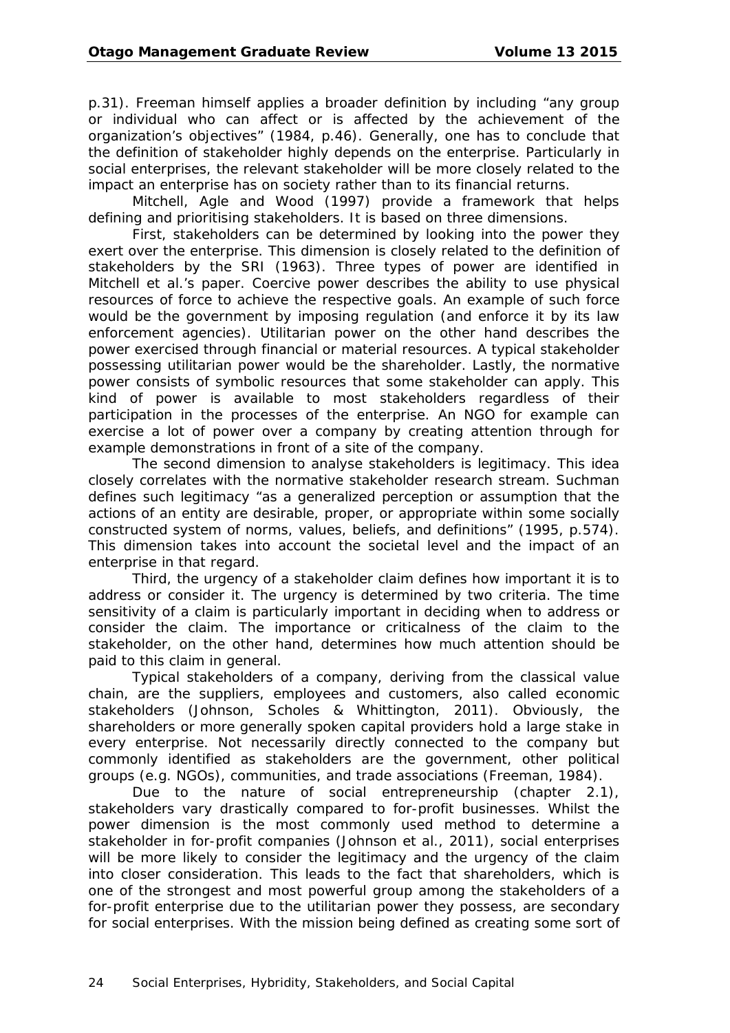p.31). Freeman himself applies a broader definition by including “any group or individual who can affect or is affected by the achievement of the organization’s objectives” (1984, p.46). Generally, one has to conclude that the definition of stakeholder highly depends on the enterprise. Particularly in social enterprises, the relevant stakeholder will be more closely related to the impact an enterprise has on society rather than to its financial returns.

Mitchell, Agle and Wood (1997) provide a framework that helps defining and prioritising stakeholders. It is based on three dimensions.

First, stakeholders can be determined by looking into the power they exert over the enterprise. This dimension is closely related to the definition of stakeholders by the SRI (1963). Three types of power are identified in Mitchell et al.’s paper. Coercive power describes the ability to use physical resources of force to achieve the respective goals. An example of such force would be the government by imposing regulation (and enforce it by its law enforcement agencies). Utilitarian power on the other hand describes the power exercised through financial or material resources. A typical stakeholder possessing utilitarian power would be the shareholder. Lastly, the normative power consists of symbolic resources that some stakeholder can apply. This kind of power is available to most stakeholders regardless of their participation in the processes of the enterprise. An NGO for example can exercise a lot of power over a company by creating attention through for example demonstrations in front of a site of the company.

The second dimension to analyse stakeholders is legitimacy. This idea closely correlates with the normative stakeholder research stream. Suchman defines such legitimacy “as a generalized perception or assumption that the actions of an entity are desirable, proper, or appropriate within some socially constructed system of norms, values, beliefs, and definitions” (1995, p.574). This dimension takes into account the societal level and the impact of an enterprise in that regard.

Third, the urgency of a stakeholder claim defines how important it is to address or consider it. The urgency is determined by two criteria. The time sensitivity of a claim is particularly important in deciding when to address or consider the claim. The importance or criticalness of the claim to the stakeholder, on the other hand, determines how much attention should be paid to this claim in general.

Typical stakeholders of a company, deriving from the classical value chain, are the suppliers, employees and customers, also called economic stakeholders (Johnson, Scholes & Whittington, 2011). Obviously, the shareholders or more generally spoken capital providers hold a large stake in every enterprise. Not necessarily directly connected to the company but commonly identified as stakeholders are the government, other political groups (e.g. NGOs), communities, and trade associations (Freeman, 1984).

Due to the nature of social entrepreneurship (chapter 2.1), stakeholders vary drastically compared to for-profit businesses. Whilst the power dimension is the most commonly used method to determine a stakeholder in for-profit companies (Johnson et al., 2011), social enterprises will be more likely to consider the legitimacy and the urgency of the claim into closer consideration. This leads to the fact that shareholders, which is one of the strongest and most powerful group among the stakeholders of a for-profit enterprise due to the utilitarian power they possess, are secondary for social enterprises. With the mission being defined as creating some sort of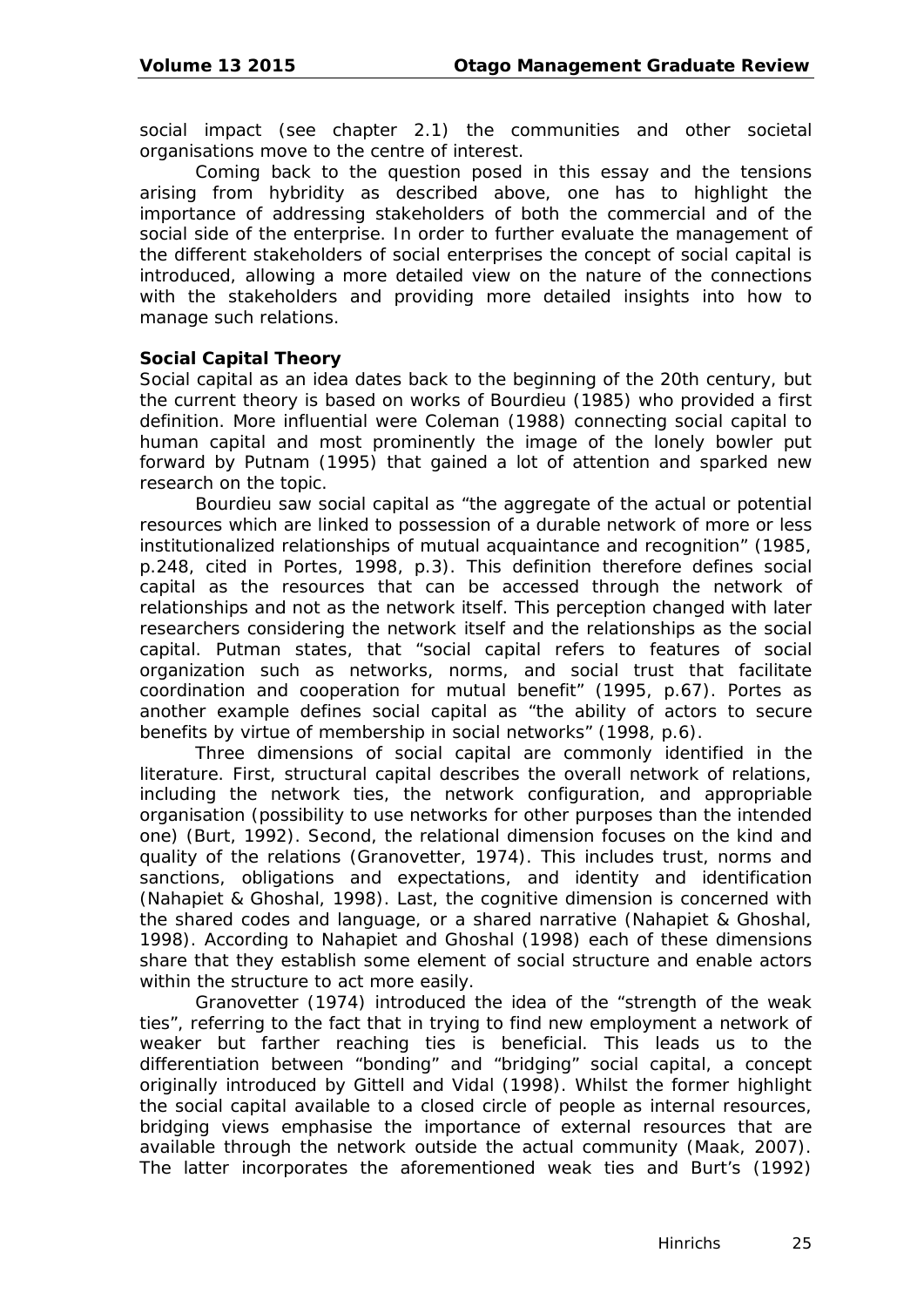social impact (see chapter 2.1) the communities and other societal organisations move to the centre of interest.

Coming back to the question posed in this essay and the tensions arising from hybridity as described above, one has to highlight the importance of addressing stakeholders of both the commercial and of the social side of the enterprise. In order to further evaluate the management of the different stakeholders of social enterprises the concept of social capital is introduced, allowing a more detailed view on the nature of the connections with the stakeholders and providing more detailed insights into how to manage such relations.

**Social Capital Theory**

Social capital as an idea dates back to the beginning of the 20th century, but the current theory is based on works of Bourdieu (1985) who provided a first definition. More influential were Coleman (1988) connecting social capital to human capital and most prominently the image of the lonely bowler put forward by Putnam (1995) that gained a lot of attention and sparked new research on the topic.

Bourdieu saw social capital as "the aggregate of the actual or potential resources which are linked to possession of a durable network of more or less institutionalized relationships of mutual acquaintance and recognition" (1985, p.248, cited in Portes, 1998, p.3). This definition therefore defines social capital as the resources that can be accessed through the network of relationships and not as the network itself. This perception changed with later researchers considering the network itself and the relationships as the social capital. Putman states, that "social capital refers to features of social organization such as networks, norms, and social trust that facilitate coordination and cooperation for mutual benefit" (1995, p.67). Portes as another example defines social capital as "the ability of actors to secure benefits by virtue of membership in social networks" (1998, p.6).

Three dimensions of social capital are commonly identified in the literature. First, structural capital describes the overall network of relations, including the network ties, the network configuration, and appropriable organisation (possibility to use networks for other purposes than the intended one) (Burt, 1992). Second, the relational dimension focuses on the kind and quality of the relations (Granovetter, 1974). This includes trust, norms and sanctions, obligations and expectations, and identity and identification (Nahapiet & Ghoshal, 1998). Last, the cognitive dimension is concerned with the shared codes and language, or a shared narrative (Nahapiet & Ghoshal, 1998). According to Nahapiet and Ghoshal (1998) each of these dimensions share that they establish some element of social structure and enable actors within the structure to act more easily.

Granovetter (1974) introduced the idea of the "strength of the weak ties", referring to the fact that in trying to find new employment a network of weaker but farther reaching ties is beneficial. This leads us to the differentiation between "bonding" and "bridging" social capital, a concept originally introduced by Gittell and Vidal (1998). Whilst the former highlight the social capital available to a closed circle of people as internal resources, bridging views emphasise the importance of external resources that are available through the network outside the actual community (Maak, 2007). The latter incorporates the aforementioned weak ties and Burt's (1992)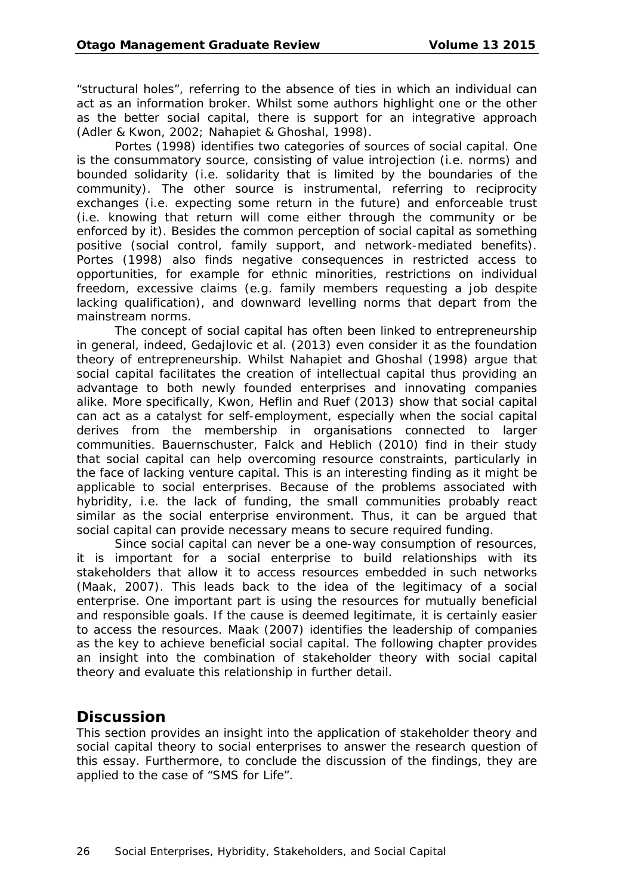"structural holes", referring to the absence of ties in which an individual can act as an information broker. Whilst some authors highlight one or the other as the better social capital, there is support for an integrative approach (Adler & Kwon, 2002; Nahapiet & Ghoshal, 1998).

Portes (1998) identifies two categories of sources of social capital. One is the consummatory source, consisting of value introjection (i.e. norms) and bounded solidarity (i.e. solidarity that is limited by the boundaries of the community). The other source is instrumental, referring to reciprocity exchanges (i.e. expecting some return in the future) and enforceable trust (i.e. knowing that return will come either through the community or be enforced by it). Besides the common perception of social capital as something positive (social control, family support, and network-mediated benefits). Portes (1998) also finds negative consequences in restricted access to opportunities, for example for ethnic minorities, restrictions on individual freedom, excessive claims (e.g. family members requesting a job despite lacking qualification), and downward levelling norms that depart from the mainstream norms.

The concept of social capital has often been linked to entrepreneurship in general, indeed, Gedajlovic et al. (2013) even consider it as the foundation theory of entrepreneurship. Whilst Nahapiet and Ghoshal (1998) argue that social capital facilitates the creation of intellectual capital thus providing an advantage to both newly founded enterprises and innovating companies alike. More specifically, Kwon, Heflin and Ruef (2013) show that social capital can act as a catalyst for self-employment, especially when the social capital derives from the membership in organisations connected to larger communities. Bauernschuster, Falck and Heblich (2010) find in their study that social capital can help overcoming resource constraints, particularly in the face of lacking venture capital. This is an interesting finding as it might be applicable to social enterprises. Because of the problems associated with hybridity, i.e. the lack of funding, the small communities probably react similar as the social enterprise environment. Thus, it can be argued that social capital can provide necessary means to secure required funding.

Since social capital can never be a one-way consumption of resources, it is important for a social enterprise to build relationships with its stakeholders that allow it to access resources embedded in such networks (Maak, 2007). This leads back to the idea of the legitimacy of a social enterprise. One important part is using the resources for mutually beneficial and responsible goals. If the cause is deemed legitimate, it is certainly easier to access the resources. Maak (2007) identifies the leadership of companies as the key to achieve beneficial social capital. The following chapter provides an insight into the combination of stakeholder theory with social capital theory and evaluate this relationship in further detail.

## Discussion

This section provides an insight into the application of stakeholder theory and social capital theory to social enterprises to answer the research question of this essay. Furthermore, to conclude the discussion of the findings, they are applied to the case of "SMS for Life".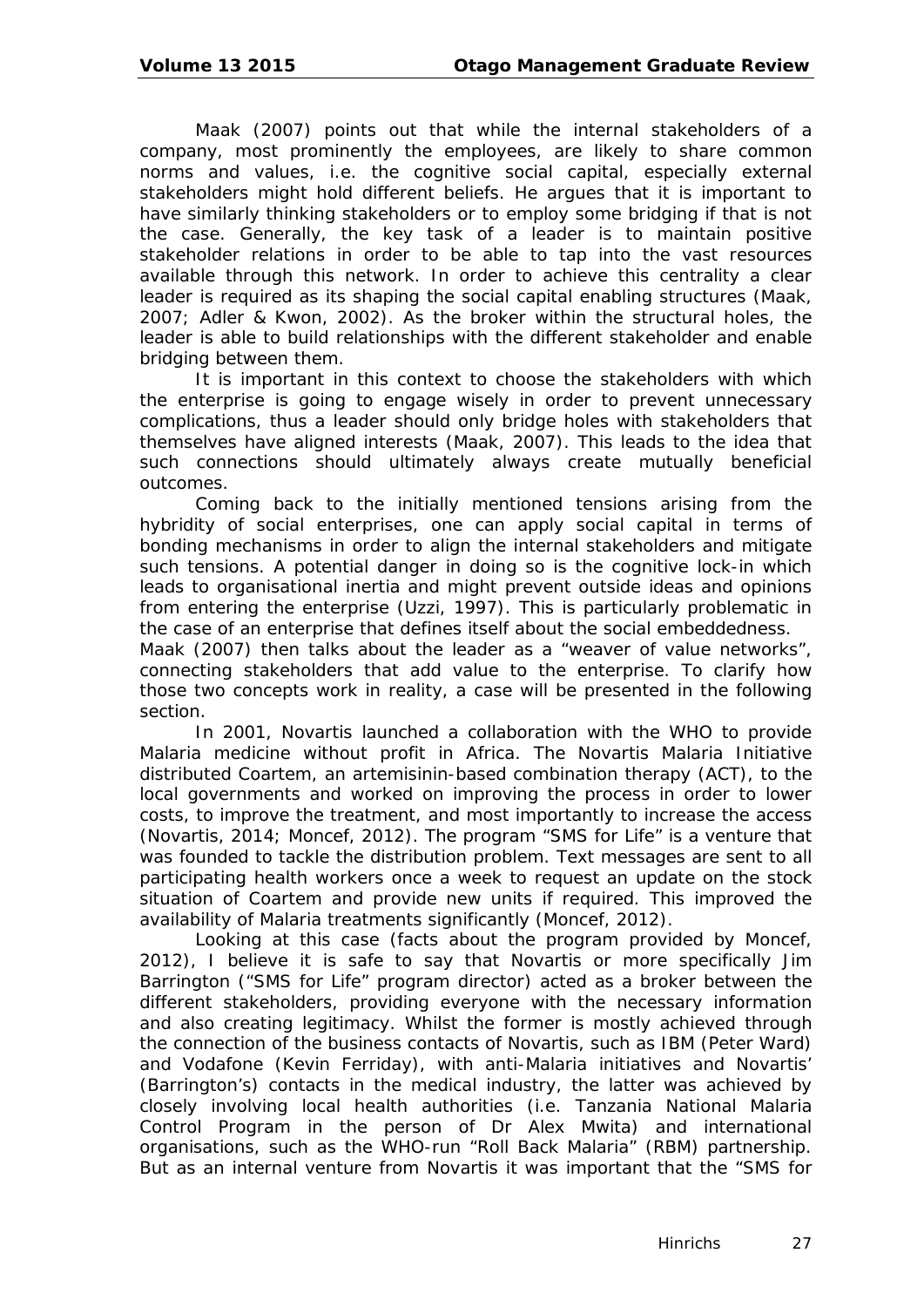Maak (2007) points out that while the internal stakeholders of a company, most prominently the employees, are likely to share common norms and values, i.e. the cognitive social capital, especially external stakeholders might hold different beliefs. He argues that it is important to have similarly thinking stakeholders or to employ some bridging if that is not the case. Generally, the key task of a leader is to maintain positive stakeholder relations in order to be able to tap into the vast resources available through this network. In order to achieve this centrality a clear leader is required as its shaping the social capital enabling structures (Maak, 2007; Adler & Kwon, 2002). As the broker within the structural holes, the leader is able to build relationships with the different stakeholder and enable bridging between them.

It is important in this context to choose the stakeholders with which the enterprise is going to engage wisely in order to prevent unnecessary complications, thus a leader should only bridge holes with stakeholders that themselves have aligned interests (Maak, 2007). This leads to the idea that such connections should ultimately always create mutually beneficial outcomes.

Coming back to the initially mentioned tensions arising from the hybridity of social enterprises, one can apply social capital in terms of bonding mechanisms in order to align the internal stakeholders and mitigate such tensions. A potential danger in doing so is the cognitive lock-in which leads to organisational inertia and might prevent outside ideas and opinions from entering the enterprise (Uzzi, 1997). This is particularly problematic in the case of an enterprise that defines itself about the social embeddedness.
Maak (2007) then talks about the leader as a "weaver of value networks", connecting stakeholders that add value to the enterprise. To clarify how those two concepts work in reality, a case will be presented in the following section.

In 2001, Novartis launched a collaboration with the WHO to provide Malaria medicine without profit in Africa. The Novartis Malaria Initiative distributed Coartem, an artemisinin-based combination therapy (ACT), to the local governments and worked on improving the process in order to lower costs, to improve the treatment, and most importantly to increase the access (Novartis, 2014; Moncef, 2012). The program "SMS for Life" is a venture that was founded to tackle the distribution problem. Text messages are sent to all participating health workers once a week to request an update on the stock situation of Coartem and provide new units if required. This improved the availability of Malaria treatments significantly (Moncef, 2012).

Looking at this case (facts about the program provided by Moncef, 2012), I believe it is safe to say that Novartis or more specifically Jim Barrington ("SMS for Life" program director) acted as a broker between the different stakeholders, providing everyone with the necessary information and also creating legitimacy. Whilst the former is mostly achieved through the connection of the business contacts of Novartis, such as IBM (Peter Ward) and Vodafone (Kevin Ferriday), with anti-Malaria initiatives and Novartis' (Barrington's) contacts in the medical industry, the latter was achieved by closely involving local health authorities (i.e. Tanzania National Malaria Control Program in the person of Dr Alex Mwita) and international organisations, such as the WHO-run "Roll Back Malaria" (RBM) partnership. But as an internal venture from Novartis it was important that the "SMS for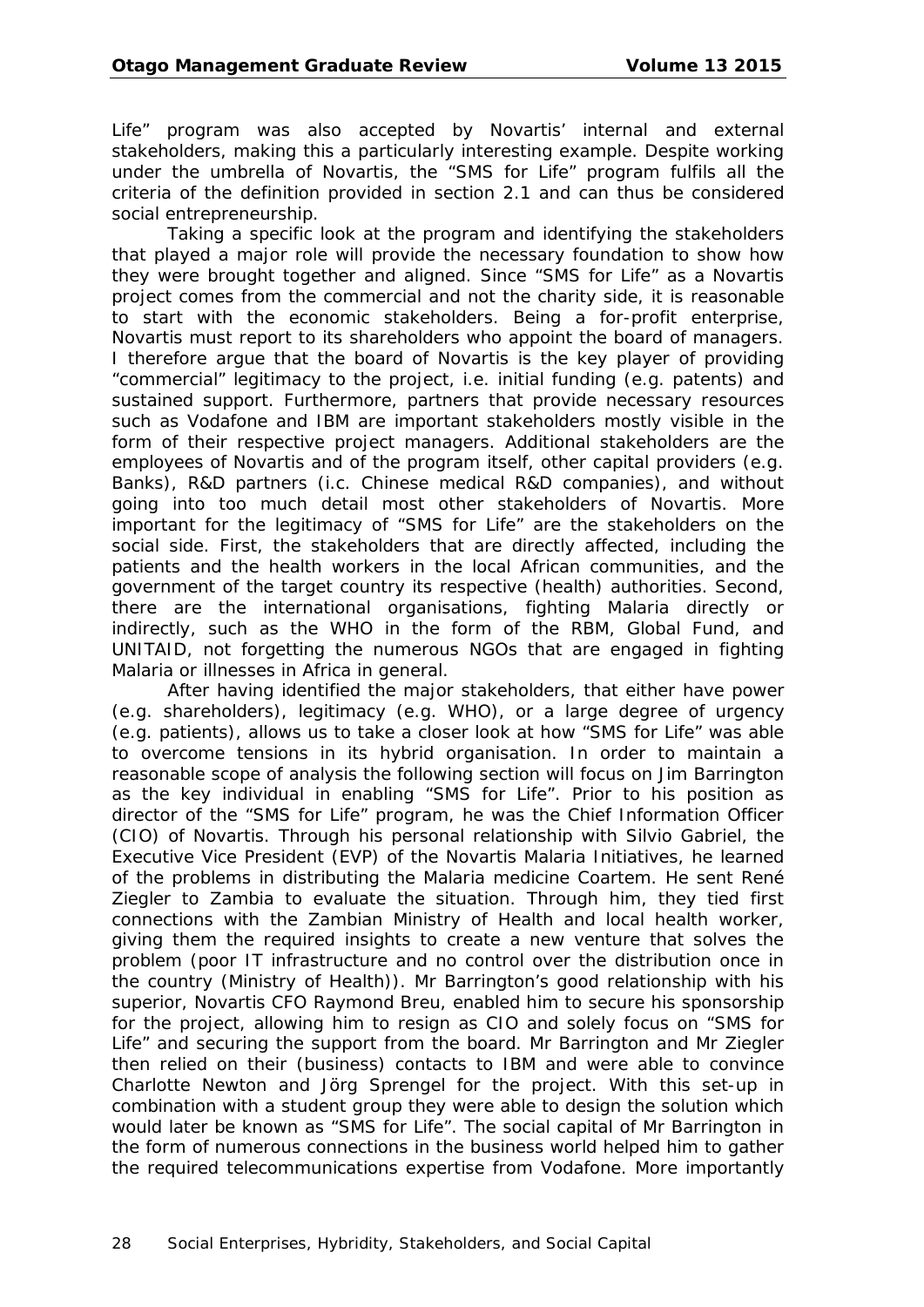Life" program was also accepted by Novartis' internal and external stakeholders, making this a particularly interesting example. Despite working under the umbrella of Novartis, the "SMS for Life" program fulfils all the criteria of the definition provided in section 2.1 and can thus be considered social entrepreneurship.

Taking a specific look at the program and identifying the stakeholders that played a major role will provide the necessary foundation to show how they were brought together and aligned. Since "SMS for Life" as a Novartis project comes from the commercial and not the charity side, it is reasonable to start with the economic stakeholders. Being a for-profit enterprise, Novartis must report to its shareholders who appoint the board of managers. I therefore argue that the board of Novartis is the key player of providing "commercial" legitimacy to the project, i.e. initial funding (e.g. patents) and sustained support. Furthermore, partners that provide necessary resources such as Vodafone and IBM are important stakeholders mostly visible in the form of their respective project managers. Additional stakeholders are the employees of Novartis and of the program itself, other capital providers (e.g. Banks), R&D partners (i.c. Chinese medical R&D companies), and without going into too much detail most other stakeholders of Novartis. More important for the legitimacy of "SMS for Life" are the stakeholders on the social side. First, the stakeholders that are directly affected, including the patients and the health workers in the local African communities, and the government of the target country its respective (health) authorities. Second, there are the international organisations, fighting Malaria directly or indirectly, such as the WHO in the form of the RBM, Global Fund, and UNITAID, not forgetting the numerous NGOs that are engaged in fighting Malaria or illnesses in Africa in general.

After having identified the major stakeholders, that either have power (e.g. shareholders), legitimacy (e.g. WHO), or a large degree of urgency (e.g. patients), allows us to take a closer look at how "SMS for Life" was able to overcome tensions in its hybrid organisation. In order to maintain a reasonable scope of analysis the following section will focus on Jim Barrington as the key individual in enabling "SMS for Life". Prior to his position as director of the "SMS for Life" program, he was the Chief Information Officer (CIO) of Novartis. Through his personal relationship with Silvio Gabriel, the Executive Vice President (EVP) of the Novartis Malaria Initiatives, he learned of the problems in distributing the Malaria medicine Coartem. He sent René Ziegler to Zambia to evaluate the situation. Through him, they tied first connections with the Zambian Ministry of Health and local health worker, giving them the required insights to create a new venture that solves the problem (poor IT infrastructure and no control over the distribution once in the country (Ministry of Health)). Mr Barrington's good relationship with his superior, Novartis CFO Raymond Breu, enabled him to secure his sponsorship for the project, allowing him to resign as CIO and solely focus on "SMS for Life" and securing the support from the board. Mr Barrington and Mr Ziegler then relied on their (business) contacts to IBM and were able to convince Charlotte Newton and Jörg Sprengel for the project. With this set-up in combination with a student group they were able to design the solution which would later be known as "SMS for Life". The social capital of Mr Barrington in the form of numerous connections in the business world helped him to gather the required telecommunications expertise from Vodafone. More importantly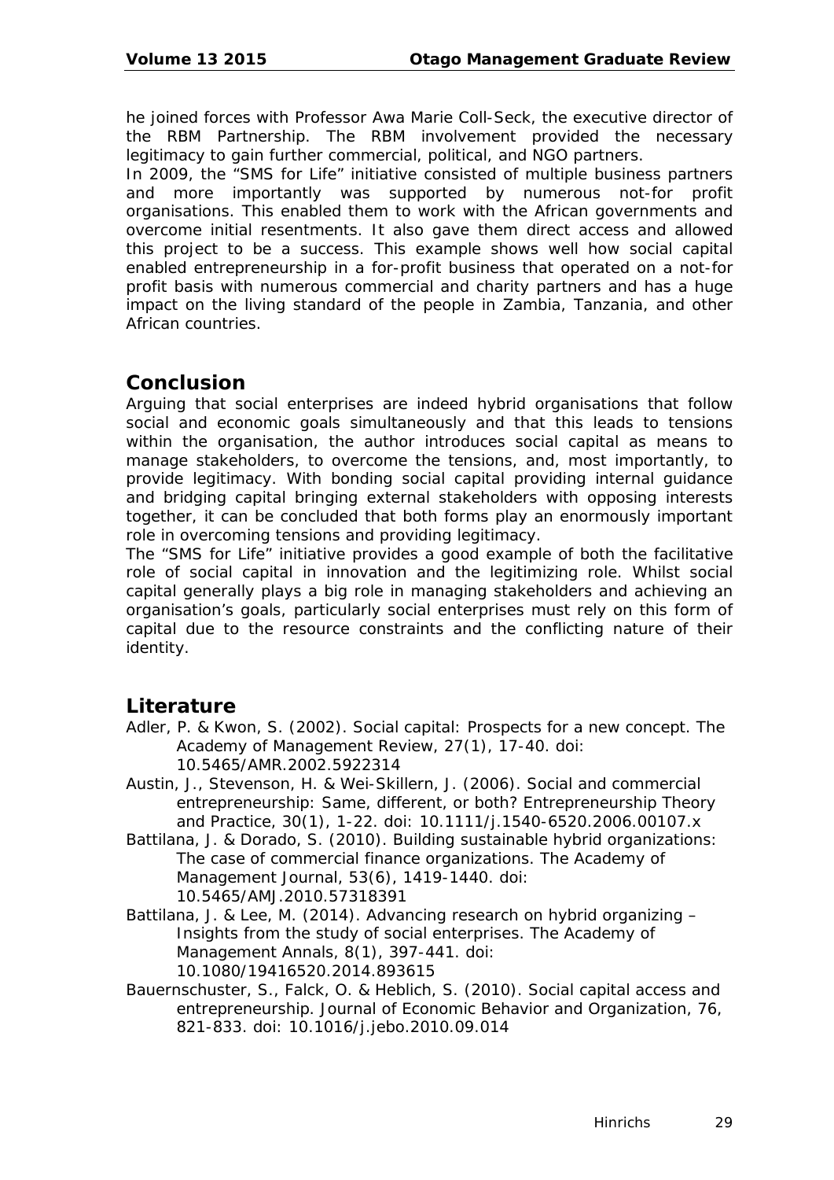he joined forces with Professor Awa Marie Coll-Seck, the executive director of the RBM Partnership. The RBM involvement provided the necessary legitimacy to gain further commercial, political, and NGO partners.

In 2009, the "SMS for Life" initiative consisted of multiple business partners and more importantly was supported by numerous not-for profit organisations. This enabled them to work with the African governments and overcome initial resentments. It also gave them direct access and allowed this project to be a success. This example shows well how social capital enabled entrepreneurship in a for-profit business that operated on a not-for profit basis with numerous commercial and charity partners and has a huge impact on the living standard of the people in Zambia, Tanzania, and other African countries.

## Conclusion

Arguing that social enterprises are indeed hybrid organisations that follow social and economic goals simultaneously and that this leads to tensions within the organisation, the author introduces social capital as means to manage stakeholders, to overcome the tensions, and, most importantly, to provide legitimacy. With bonding social capital providing internal guidance and bridging capital bringing external stakeholders with opposing interests together, it can be concluded that both forms play an enormously important role in overcoming tensions and providing legitimacy.

The "SMS for Life" initiative provides a good example of both the facilitative role of social capital in innovation and the legitimizing role. Whilst social capital generally plays a big role in managing stakeholders and achieving an organisation's goals, particularly social enterprises must rely on this form of capital due to the resource constraints and the conflicting nature of their identity.

## Literature

Adler, P. & Kwon, S. (2002). Social capital: Prospects for a new concept. The Academy of Management Review, 27(1), 17-40. doi: 10.5465/AMR.2002.5922314

Austin, J., Stevenson, H. & Wei-Skillern, J. (2006). Social and commercial entrepreneurship: Same, different, or both? Entrepreneurship Theory and Practice, 30(1), 1-22. doi: 10.1111/j.1540-6520.2006.00107.x

Battilana, J. & Dorado, S. (2010). Building sustainable hybrid organizations: The case of commercial finance organizations. The Academy of Management Journal, 53(6), 1419-1440. doi: 10.5465/AMJ.2010.57318391

Battilana, J. & Lee, M. (2014). Advancing research on hybrid organizing – Insights from the study of social enterprises. The Academy of Management Annals, 8(1), 397-441. doi: 10.1080/19416520.2014.893615

Bauernschuster, S., Falck, O. & Heblich, S. (2010). Social capital access and entrepreneurship. Journal of Economic Behavior and Organization, 76, 821-833. doi: 10.1016/j.jebo.2010.09.014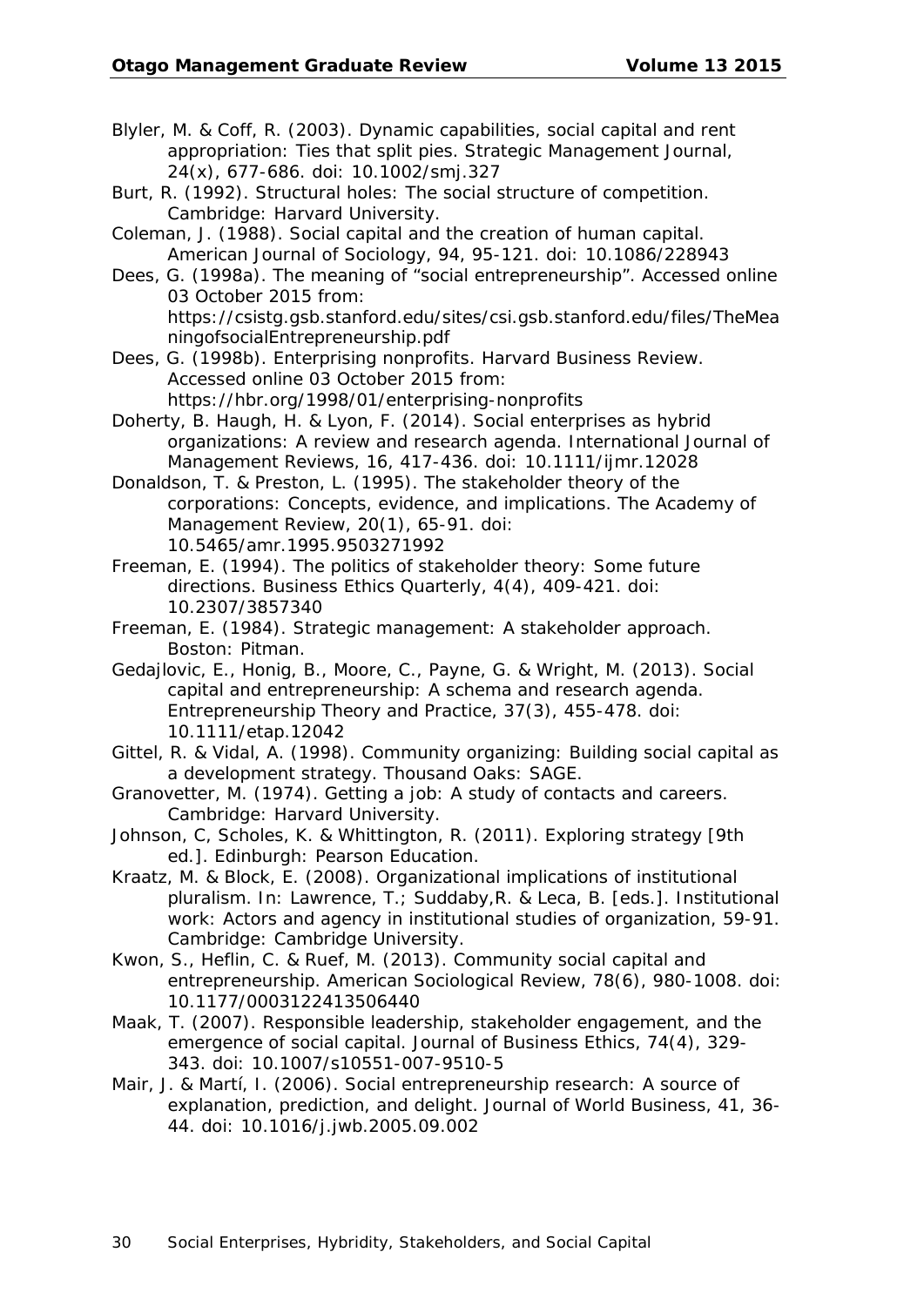Blyler, M. & Coff, R. (2003). Dynamic capabilities, social capital and rent appropriation: Ties that split pies. Strategic Management Journal, 24(x), 677-686. doi: 10.1002/smj.327

Burt, R. (1992). Structural holes: The social structure of competition. Cambridge: Harvard University.

Coleman, J. (1988). Social capital and the creation of human capital. American Journal of Sociology, 94, 95-121. doi: 10.1086/228943

Dees, G. (1998a). The meaning of "social entrepreneurship". Accessed online 03 October 2015 from: https://csistg.gsb.stanford.edu/sites/csi.gsb.stanford.edu/files/TheMeaningofsocialEntrepreneurship.pdf

Dees, G. (1998b). Enterprising nonprofits. Harvard Business Review. Accessed online 03 October 2015 from: https://hbr.org/1998/01/enterprising-nonprofits

Doherty, B. Haugh, H. & Lyon, F. (2014). Social enterprises as hybrid organizations: A review and research agenda. International Journal of Management Reviews, 16, 417-436. doi: 10.1111/ijmr.12028

Donaldson, T. & Preston, L. (1995). The stakeholder theory of the corporations: Concepts, evidence, and implications. The Academy of Management Review, 20(1), 65-91. doi: 10.5465/amr.1995.9503271992

Freeman, E. (1994). The politics of stakeholder theory: Some future directions. Business Ethics Quarterly, 4(4), 409-421. doi: 10.2307/3857340

Freeman, E. (1984). Strategic management: A stakeholder approach. Boston: Pitman.

Gedajlovic, E., Honig, B., Moore, C., Payne, G. & Wright, M. (2013). Social capital and entrepreneurship: A schema and research agenda. Entrepreneurship Theory and Practice, 37(3), 455-478. doi: 10.1111/etap.12042

Gittel, R. & Vidal, A. (1998). Community organizing: Building social capital as a development strategy. Thousand Oaks: SAGE.

Granovetter, M. (1974). Getting a job: A study of contacts and careers. Cambridge: Harvard University.

Johnson, C, Scholes, K. & Whittington, R. (2011). Exploring strategy [9th ed.]. Edinburgh: Pearson Education.

Kraatz, M. & Block, E. (2008). Organizational implications of institutional pluralism. In: Lawrence, T.; Suddaby,R. & Leca, B. [eds.]. Institutional work: Actors and agency in institutional studies of organization, 59-91. Cambridge: Cambridge University.

Kwon, S., Heflin, C. & Ruef, M. (2013). Community social capital and entrepreneurship. American Sociological Review, 78(6), 980-1008. doi: 10.1177/0003122413506440

Maak, T. (2007). Responsible leadership, stakeholder engagement, and the emergence of social capital. Journal of Business Ethics, 74(4), 329-343. doi: 10.1007/s10551-007-9510-5

Mair, J. & Martí, I. (2006). Social entrepreneurship research: A source of explanation, prediction, and delight. Journal of World Business, 41, 36-44. doi: 10.1016/j.jwb.2005.09.002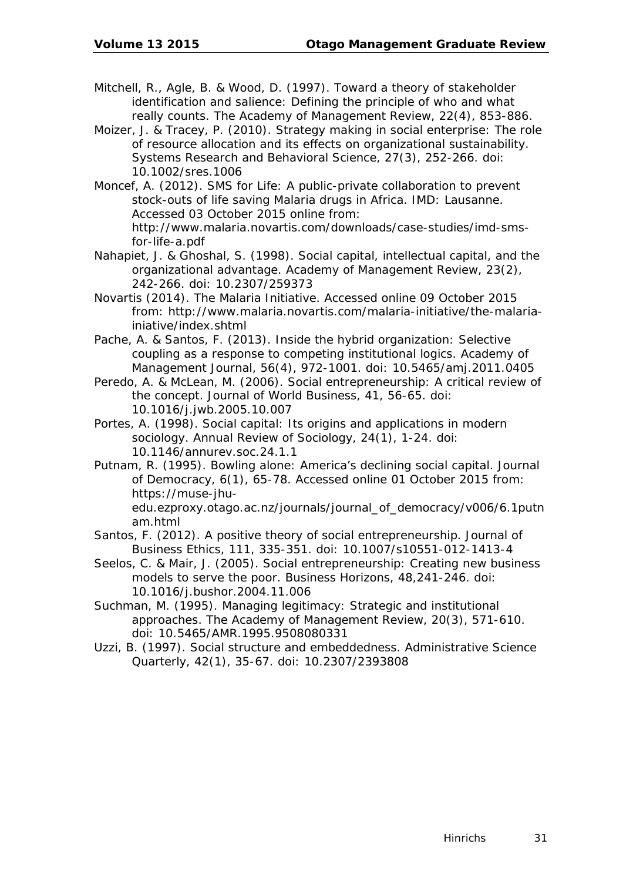Mitchell, R., Agle, B. & Wood, D. (1997). Toward a theory of stakeholder identification and salience: Defining the principle of who and what really counts. The Academy of Management Review, 22(4), 853-886.

Moizer, J. & Tracey, P. (2010). Strategy making in social enterprise: The role of resource allocation and its effects on organizational sustainability. Systems Research and Behavioral Science, 27(3), 252-266. doi: 10.1002/sres.1006

Moncef, A. (2012). SMS for Life: A public-private collaboration to prevent stock-outs of life saving Malaria drugs in Africa. IMD: Lausanne. Accessed 03 October 2015 online from: http://www.malaria.novartis.com/downloads/case-studies/imd-sms-for-life-a.pdf

Nahapiet, J. & Ghoshal, S. (1998). Social capital, intellectual capital, and the organizational advantage. Academy of Management Review, 23(2), 242-266. doi: 10.2307/259373

Novartis (2014). The Malaria Initiative. Accessed online 09 October 2015 from: http://www.malaria.novartis.com/malaria-initiative/the-malaria-iniative/index.shtml

Pache, A. & Santos, F. (2013). Inside the hybrid organization: Selective coupling as a response to competing institutional logics. Academy of Management Journal, 56(4), 972-1001. doi: 10.5465/amj.2011.0405

Peredo, A. & McLean, M. (2006). Social entrepreneurship: A critical review of the concept. Journal of World Business, 41, 56-65. doi: 10.1016/j.jwb.2005.10.007

Portes, A. (1998). Social capital: Its origins and applications in modern sociology. Annual Review of Sociology, 24(1), 1-24. doi: 10.1146/annurev.soc.24.1.1

Putnam, R. (1995). Bowling alone: America's declining social capital. Journal of Democracy, 6(1), 65-78. Accessed online 01 October 2015 from: https://muse-jhu-edu.ezproxy.otago.ac.nz/journals/journal_of_democracy/v006/6.1putnam.html

Santos, F. (2012). A positive theory of social entrepreneurship. Journal of Business Ethics, 111, 335-351. doi: 10.1007/s10551-012-1413-4

Seelos, C. & Mair, J. (2005). Social entrepreneurship: Creating new business models to serve the poor. Business Horizons, 48,241-246. doi: 10.1016/j.bushor.2004.11.006

Suchman, M. (1995). Managing legitimacy: Strategic and institutional approaches. The Academy of Management Review, 20(3), 571-610. doi: 10.5465/AMR.1995.9508080331

Uzzi, B. (1997). Social structure and embeddedness. Administrative Science Quarterly, 42(1), 35-67. doi: 10.2307/2393808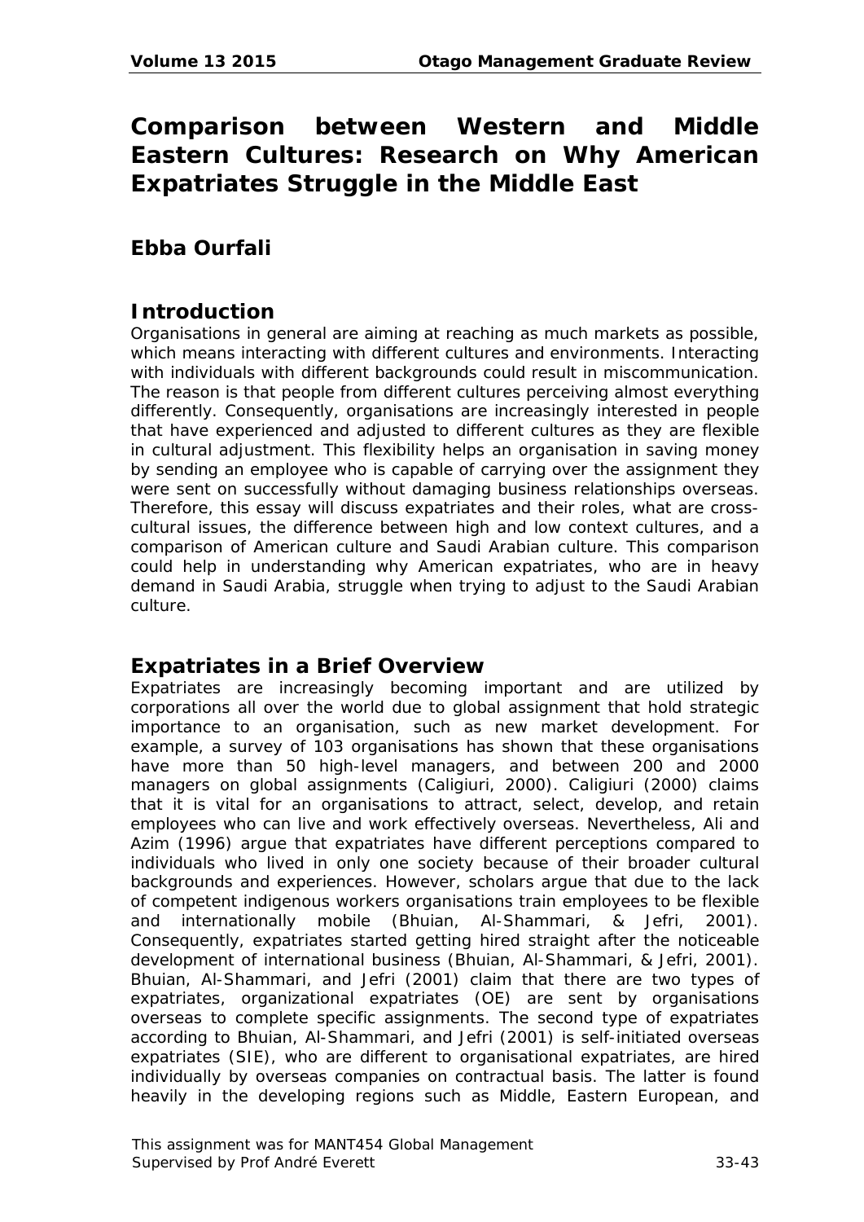# Comparison between Western and Middle Eastern Cultures: Research on Why American Expatriates Struggle in the Middle East

## Ebba Ourfali

## Introduction

Organisations in general are aiming at reaching as much markets as possible, which means interacting with different cultures and environments. Interacting with individuals with different backgrounds could result in miscommunication. The reason is that people from different cultures perceiving almost everything differently. Consequently, organisations are increasingly interested in people that have experienced and adjusted to different cultures as they are flexible in cultural adjustment. This flexibility helps an organisation in saving money by sending an employee who is capable of carrying over the assignment they were sent on successfully without damaging business relationships overseas. Therefore, this essay will discuss expatriates and their roles, what are cross-cultural issues, the difference between high and low context cultures, and a comparison of American culture and Saudi Arabian culture. This comparison could help in understanding why American expatriates, who are in heavy demand in Saudi Arabia, struggle when trying to adjust to the Saudi Arabian culture.

## Expatriates in a Brief Overview

Expatriates are increasingly becoming important and are utilized by corporations all over the world due to global assignment that hold strategic importance to an organisation, such as new market development. For example, a survey of 103 organisations has shown that these organisations have more than 50 high-level managers, and between 200 and 2000 managers on global assignments (Caligiuri, 2000). Caligiuri (2000) claims that it is vital for an organisations to attract, select, develop, and retain employees who can live and work effectively overseas. Nevertheless, Ali and Azim (1996) argue that expatriates have different perceptions compared to individuals who lived in only one society because of their broader cultural backgrounds and experiences. However, scholars argue that due to the lack of competent indigenous workers organisations train employees to be flexible and internationally mobile (Bhuian, Al-Shammari, & Jefri, 2001). Consequently, expatriates started getting hired straight after the noticeable development of international business (Bhuian, Al-Shammari, & Jefri, 2001). Bhuian, Al-Shammari, and Jefri (2001) claim that there are two types of expatriates, organizational expatriates (OE) are sent by organisations overseas to complete specific assignments. The second type of expatriates according to Bhuian, Al-Shammari, and Jefri (2001) is self-initiated overseas expatriates (SIE), who are different to organisational expatriates, are hired individually by overseas companies on contractual basis. The latter is found heavily in the developing regions such as Middle, Eastern European, and

This assignment was for MANT454 Global Management
Supervised by Prof André Everett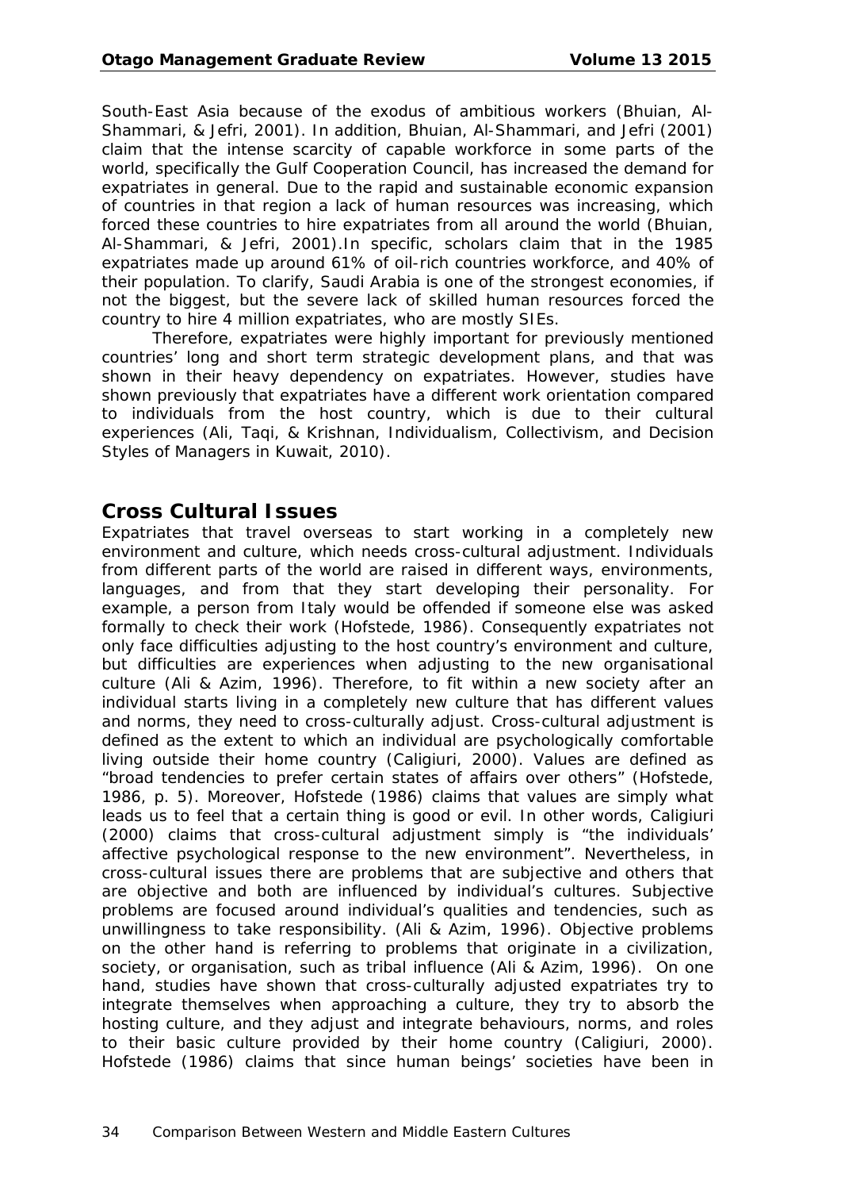South-East Asia because of the exodus of ambitious workers (Bhuian, Al-Shammari, & Jefri, 2001). In addition, Bhuian, Al-Shammari, and Jefri (2001) claim that the intense scarcity of capable workforce in some parts of the world, specifically the Gulf Cooperation Council, has increased the demand for expatriates in general. Due to the rapid and sustainable economic expansion of countries in that region a lack of human resources was increasing, which forced these countries to hire expatriates from all around the world (Bhuian, Al-Shammari, & Jefri, 2001).In specific, scholars claim that in the 1985 expatriates made up around 61% of oil-rich countries workforce, and 40% of their population. To clarify, Saudi Arabia is one of the strongest economies, if not the biggest, but the severe lack of skilled human resources forced the country to hire 4 million expatriates, who are mostly SIEs.

Therefore, expatriates were highly important for previously mentioned countries' long and short term strategic development plans, and that was shown in their heavy dependency on expatriates. However, studies have shown previously that expatriates have a different work orientation compared to individuals from the host country, which is due to their cultural experiences (Ali, Taqi, & Krishnan, Individualism, Collectivism, and Decision Styles of Managers in Kuwait, 2010).

## Cross Cultural Issues

Expatriates that travel overseas to start working in a completely new environment and culture, which needs cross-cultural adjustment. Individuals from different parts of the world are raised in different ways, environments, languages, and from that they start developing their personality. For example, a person from Italy would be offended if someone else was asked formally to check their work (Hofstede, 1986). Consequently expatriates not only face difficulties adjusting to the host country's environment and culture, but difficulties are experiences when adjusting to the new organisational culture (Ali & Azim, 1996). Therefore, to fit within a new society after an individual starts living in a completely new culture that has different values and norms, they need to cross-culturally adjust. Cross-cultural adjustment is defined as the extent to which an individual are psychologically comfortable living outside their home country (Caligiuri, 2000). Values are defined as "broad tendencies to prefer certain states of affairs over others" (Hofstede, 1986, p. 5). Moreover, Hofstede (1986) claims that values are simply what leads us to feel that a certain thing is good or evil. In other words, Caligiuri (2000) claims that cross-cultural adjustment simply is "the individuals' affective psychological response to the new environment". Nevertheless, in cross-cultural issues there are problems that are subjective and others that are objective and both are influenced by individual's cultures. Subjective problems are focused around individual's qualities and tendencies, such as unwillingness to take responsibility. (Ali & Azim, 1996). Objective problems on the other hand is referring to problems that originate in a civilization, society, or organisation, such as tribal influence (Ali & Azim, 1996). On one hand, studies have shown that cross-culturally adjusted expatriates try to integrate themselves when approaching a culture, they try to absorb the hosting culture, and they adjust and integrate behaviours, norms, and roles to their basic culture provided by their home country (Caligiuri, 2000). Hofstede (1986) claims that since human beings' societies have been in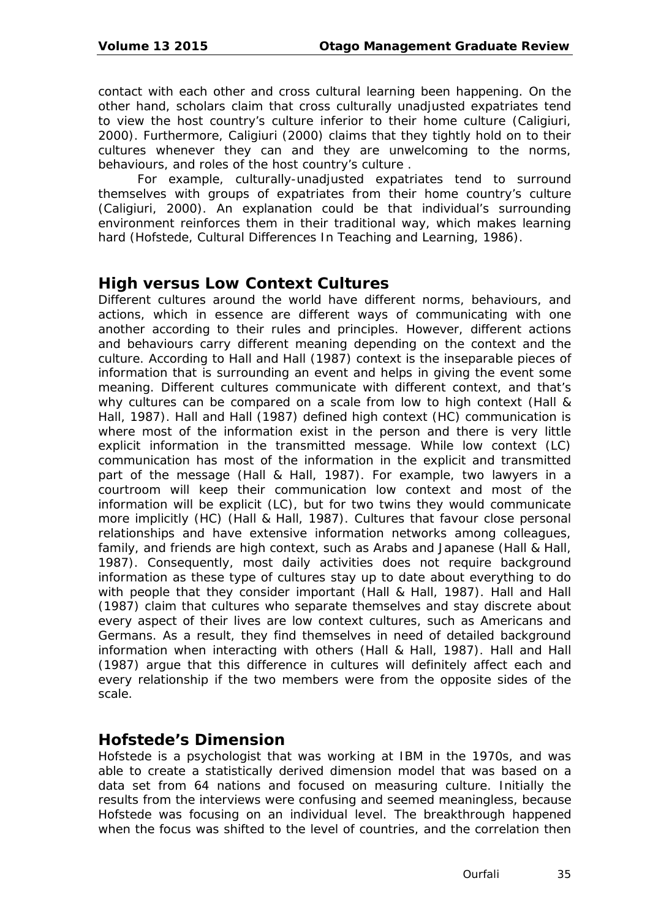contact with each other and cross cultural learning been happening. On the other hand, scholars claim that cross culturally unadjusted expatriates tend to view the host country's culture inferior to their home culture (Caligiuri, 2000). Furthermore, Caligiuri (2000) claims that they tightly hold on to their cultures whenever they can and they are unwelcoming to the norms, behaviours, and roles of the host country's culture .

For example, culturally-unadjusted expatriates tend to surround themselves with groups of expatriates from their home country's culture (Caligiuri, 2000). An explanation could be that individual's surrounding environment reinforces them in their traditional way, which makes learning hard (Hofstede, Cultural Differences In Teaching and Learning, 1986).

## High versus Low Context Cultures

Different cultures around the world have different norms, behaviours, and actions, which in essence are different ways of communicating with one another according to their rules and principles. However, different actions and behaviours carry different meaning depending on the context and the culture. According to Hall and Hall (1987) context is the inseparable pieces of information that is surrounding an event and helps in giving the event some meaning. Different cultures communicate with different context, and that's why cultures can be compared on a scale from low to high context (Hall & Hall, 1987). Hall and Hall (1987) defined high context (HC) communication is where most of the information exist in the person and there is very little explicit information in the transmitted message. While low context (LC) communication has most of the information in the explicit and transmitted part of the message (Hall & Hall, 1987). For example, two lawyers in a courtroom will keep their communication low context and most of the information will be explicit (LC), but for two twins they would communicate more implicitly (HC) (Hall & Hall, 1987). Cultures that favour close personal relationships and have extensive information networks among colleagues, family, and friends are high context, such as Arabs and Japanese (Hall & Hall, 1987). Consequently, most daily activities does not require background information as these type of cultures stay up to date about everything to do with people that they consider important (Hall & Hall, 1987). Hall and Hall (1987) claim that cultures who separate themselves and stay discrete about every aspect of their lives are low context cultures, such as Americans and Germans. As a result, they find themselves in need of detailed background information when interacting with others (Hall & Hall, 1987). Hall and Hall (1987) argue that this difference in cultures will definitely affect each and every relationship if the two members were from the opposite sides of the scale.

## Hofstede's Dimension

Hofstede is a psychologist that was working at IBM in the 1970s, and was able to create a statistically derived dimension model that was based on a data set from 64 nations and focused on measuring culture. Initially the results from the interviews were confusing and seemed meaningless, because Hofstede was focusing on an individual level. The breakthrough happened when the focus was shifted to the level of countries, and the correlation then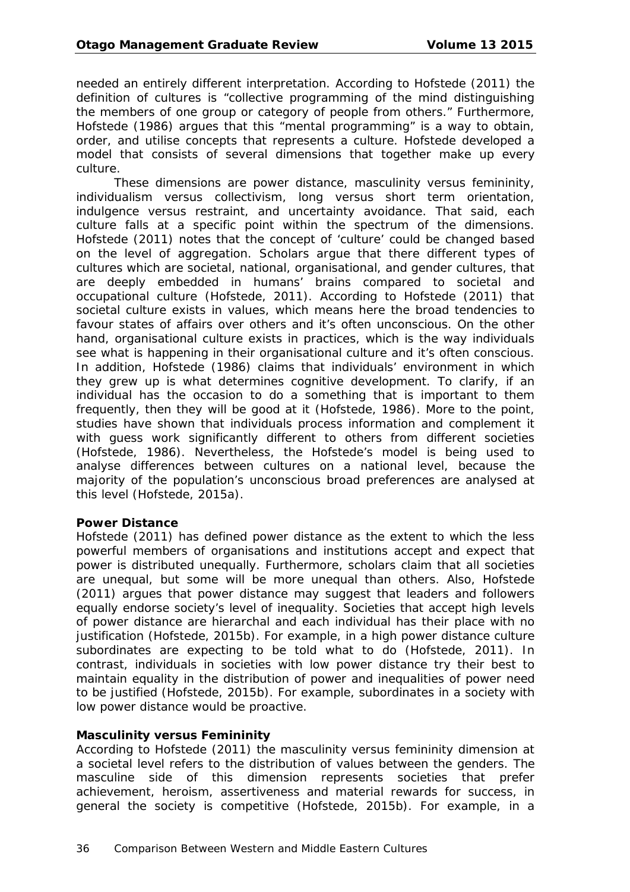needed an entirely different interpretation. According to Hofstede (2011) the definition of cultures is "collective programming of the mind distinguishing the members of one group or category of people from others." Furthermore, Hofstede (1986) argues that this "mental programming" is a way to obtain, order, and utilise concepts that represents a culture. Hofstede developed a model that consists of several dimensions that together make up every culture.

These dimensions are power distance, masculinity versus femininity, individualism versus collectivism, long versus short term orientation, indulgence versus restraint, and uncertainty avoidance. That said, each culture falls at a specific point within the spectrum of the dimensions. Hofstede (2011) notes that the concept of 'culture' could be changed based on the level of aggregation. Scholars argue that there different types of cultures which are societal, national, organisational, and gender cultures, that are deeply embedded in humans' brains compared to societal and occupational culture (Hofstede, 2011). According to Hofstede (2011) that societal culture exists in values, which means here the broad tendencies to favour states of affairs over others and it's often unconscious. On the other hand, organisational culture exists in practices, which is the way individuals see what is happening in their organisational culture and it's often conscious. In addition, Hofstede (1986) claims that individuals' environment in which they grew up is what determines cognitive development. To clarify, if an individual has the occasion to do a something that is important to them frequently, then they will be good at it (Hofstede, 1986). More to the point, studies have shown that individuals process information and complement it with guess work significantly different to others from different societies (Hofstede, 1986). Nevertheless, the Hofstede's model is being used to analyse differences between cultures on a national level, because the majority of the population's unconscious broad preferences are analysed at this level (Hofstede, 2015a).

**Power Distance**

Hofstede (2011) has defined power distance as the extent to which the less powerful members of organisations and institutions accept and expect that power is distributed unequally. Furthermore, scholars claim that all societies are unequal, but some will be more unequal than others. Also, Hofstede (2011) argues that power distance may suggest that leaders and followers equally endorse society's level of inequality. Societies that accept high levels of power distance are hierarchal and each individual has their place with no justification (Hofstede, 2015b). For example, in a high power distance culture subordinates are expecting to be told what to do (Hofstede, 2011). In contrast, individuals in societies with low power distance try their best to maintain equality in the distribution of power and inequalities of power need to be justified (Hofstede, 2015b). For example, subordinates in a society with low power distance would be proactive.

**Masculinity versus Femininity**

According to Hofstede (2011) the masculinity versus femininity dimension at a societal level refers to the distribution of values between the genders. The masculine side of this dimension represents societies that prefer achievement, heroism, assertiveness and material rewards for success, in general the society is competitive (Hofstede, 2015b). For example, in a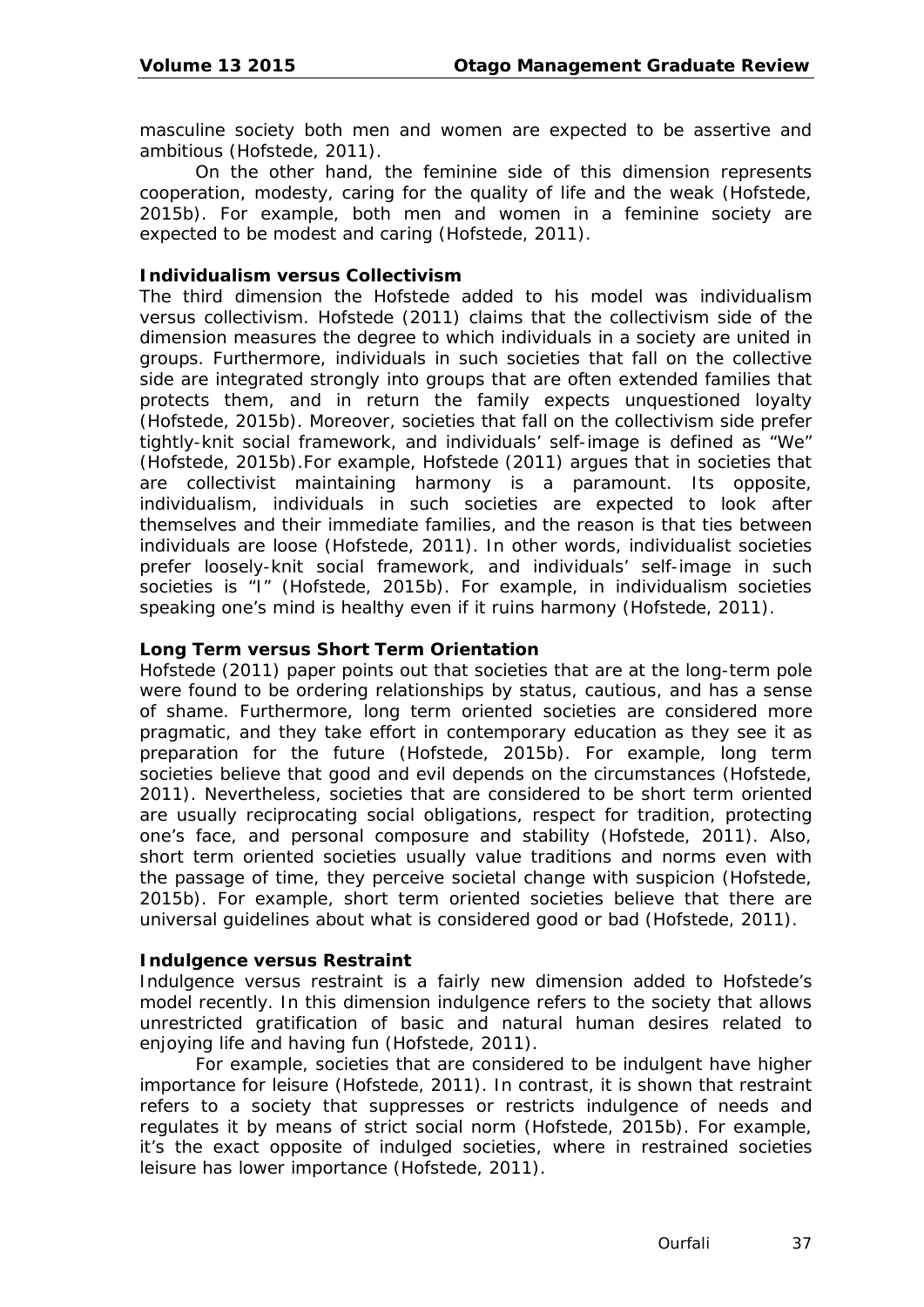masculine society both men and women are expected to be assertive and ambitious (Hofstede, 2011).

On the other hand, the feminine side of this dimension represents cooperation, modesty, caring for the quality of life and the weak (Hofstede, 2015b). For example, both men and women in a feminine society are expected to be modest and caring (Hofstede, 2011).

### Individualism versus Collectivism

The third dimension the Hofstede added to his model was individualism versus collectivism. Hofstede (2011) claims that the collectivism side of the dimension measures the degree to which individuals in a society are united in groups. Furthermore, individuals in such societies that fall on the collective side are integrated strongly into groups that are often extended families that protects them, and in return the family expects unquestioned loyalty (Hofstede, 2015b). Moreover, societies that fall on the collectivism side prefer tightly-knit social framework, and individuals' self-image is defined as "We" (Hofstede, 2015b).For example, Hofstede (2011) argues that in societies that are collectivist maintaining harmony is a paramount. Its opposite, individualism, individuals in such societies are expected to look after themselves and their immediate families, and the reason is that ties between individuals are loose (Hofstede, 2011). In other words, individualist societies prefer loosely-knit social framework, and individuals' self-image in such societies is "I" (Hofstede, 2015b). For example, in individualism societies speaking one's mind is healthy even if it ruins harmony (Hofstede, 2011).

### Long Term versus Short Term Orientation

Hofstede (2011) paper points out that societies that are at the long-term pole were found to be ordering relationships by status, cautious, and has a sense of shame. Furthermore, long term oriented societies are considered more pragmatic, and they take effort in contemporary education as they see it as preparation for the future (Hofstede, 2015b). For example, long term societies believe that good and evil depends on the circumstances (Hofstede, 2011). Nevertheless, societies that are considered to be short term oriented are usually reciprocating social obligations, respect for tradition, protecting one's face, and personal composure and stability (Hofstede, 2011). Also, short term oriented societies usually value traditions and norms even with the passage of time, they perceive societal change with suspicion (Hofstede, 2015b). For example, short term oriented societies believe that there are universal guidelines about what is considered good or bad (Hofstede, 2011).

### Indulgence versus Restraint

Indulgence versus restraint is a fairly new dimension added to Hofstede's model recently. In this dimension indulgence refers to the society that allows unrestricted gratification of basic and natural human desires related to enjoying life and having fun (Hofstede, 2011).

For example, societies that are considered to be indulgent have higher importance for leisure (Hofstede, 2011). In contrast, it is shown that restraint refers to a society that suppresses or restricts indulgence of needs and regulates it by means of strict social norm (Hofstede, 2015b). For example, it's the exact opposite of indulged societies, where in restrained societies leisure has lower importance (Hofstede, 2011).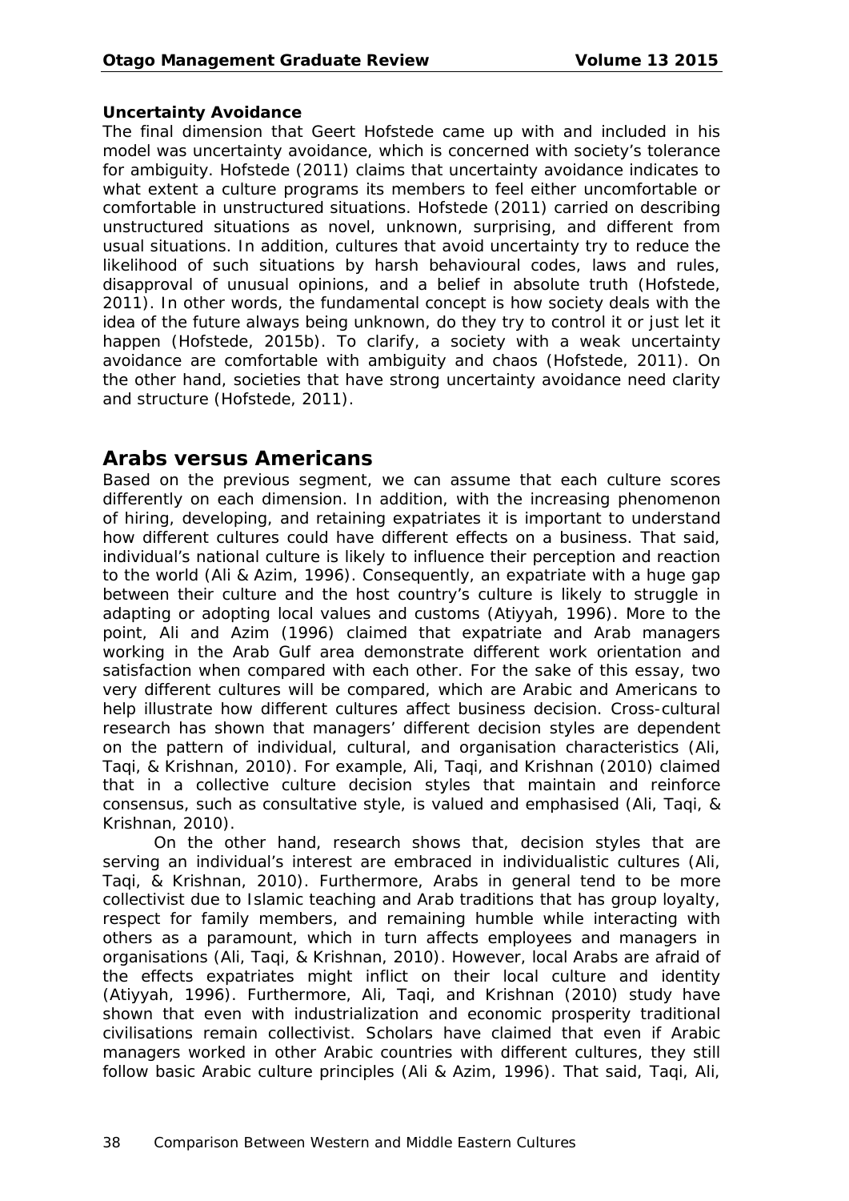**Uncertainty Avoidance**

The final dimension that Geert Hofstede came up with and included in his model was uncertainty avoidance, which is concerned with society's tolerance for ambiguity. Hofstede (2011) claims that uncertainty avoidance indicates to what extent a culture programs its members to feel either uncomfortable or comfortable in unstructured situations. Hofstede (2011) carried on describing unstructured situations as novel, unknown, surprising, and different from usual situations. In addition, cultures that avoid uncertainty try to reduce the likelihood of such situations by harsh behavioural codes, laws and rules, disapproval of unusual opinions, and a belief in absolute truth (Hofstede, 2011). In other words, the fundamental concept is how society deals with the idea of the future always being unknown, do they try to control it or just let it happen (Hofstede, 2015b). To clarify, a society with a weak uncertainty avoidance are comfortable with ambiguity and chaos (Hofstede, 2011). On the other hand, societies that have strong uncertainty avoidance need clarity and structure (Hofstede, 2011).

## Arabs versus Americans

Based on the previous segment, we can assume that each culture scores differently on each dimension. In addition, with the increasing phenomenon of hiring, developing, and retaining expatriates it is important to understand how different cultures could have different effects on a business. That said, individual's national culture is likely to influence their perception and reaction to the world (Ali & Azim, 1996). Consequently, an expatriate with a huge gap between their culture and the host country's culture is likely to struggle in adapting or adopting local values and customs (Atiyyah, 1996). More to the point, Ali and Azim (1996) claimed that expatriate and Arab managers working in the Arab Gulf area demonstrate different work orientation and satisfaction when compared with each other. For the sake of this essay, two very different cultures will be compared, which are Arabic and Americans to help illustrate how different cultures affect business decision. Cross-cultural research has shown that managers' different decision styles are dependent on the pattern of individual, cultural, and organisation characteristics (Ali, Taqi, & Krishnan, 2010). For example, Ali, Taqi, and Krishnan (2010) claimed that in a collective culture decision styles that maintain and reinforce consensus, such as consultative style, is valued and emphasised (Ali, Taqi, & Krishnan, 2010).

On the other hand, research shows that, decision styles that are serving an individual's interest are embraced in individualistic cultures (Ali, Taqi, & Krishnan, 2010). Furthermore, Arabs in general tend to be more collectivist due to Islamic teaching and Arab traditions that has group loyalty, respect for family members, and remaining humble while interacting with others as a paramount, which in turn affects employees and managers in organisations (Ali, Taqi, & Krishnan, 2010). However, local Arabs are afraid of the effects expatriates might inflict on their local culture and identity (Atiyyah, 1996). Furthermore, Ali, Taqi, and Krishnan (2010) study have shown that even with industrialization and economic prosperity traditional civilisations remain collectivist. Scholars have claimed that even if Arabic managers worked in other Arabic countries with different cultures, they still follow basic Arabic culture principles (Ali & Azim, 1996). That said, Taqi, Ali,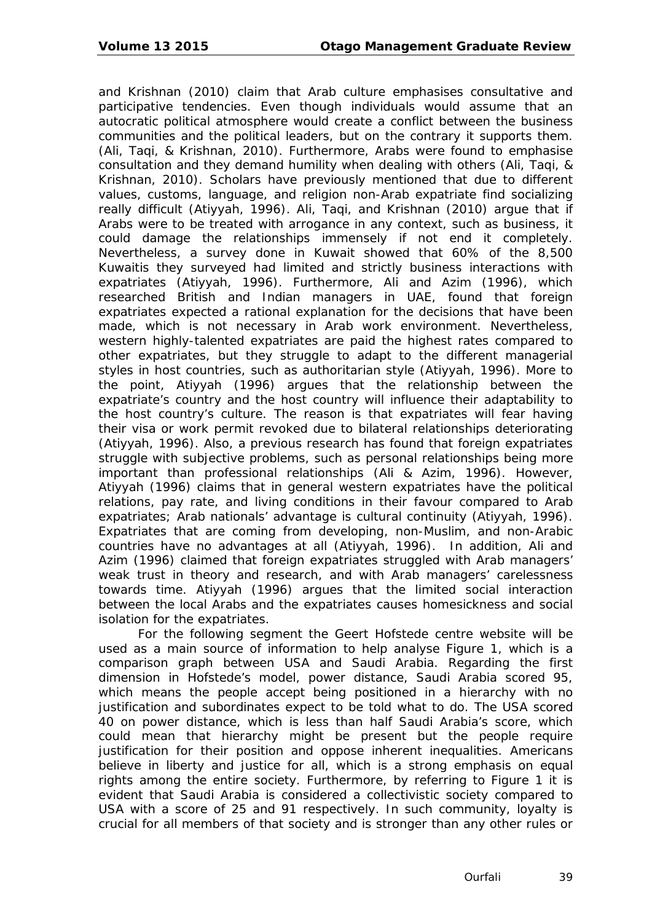and Krishnan (2010) claim that Arab culture emphasises consultative and participative tendencies. Even though individuals would assume that an autocratic political atmosphere would create a conflict between the business communities and the political leaders, but on the contrary it supports them. (Ali, Taqi, & Krishnan, 2010). Furthermore, Arabs were found to emphasise consultation and they demand humility when dealing with others (Ali, Taqi, & Krishnan, 2010). Scholars have previously mentioned that due to different values, customs, language, and religion non-Arab expatriate find socializing really difficult (Atiyyah, 1996). Ali, Taqi, and Krishnan (2010) argue that if Arabs were to be treated with arrogance in any context, such as business, it could damage the relationships immensely if not end it completely. Nevertheless, a survey done in Kuwait showed that 60% of the 8,500 Kuwaitis they surveyed had limited and strictly business interactions with expatriates (Atiyyah, 1996). Furthermore, Ali and Azim (1996), which researched British and Indian managers in UAE, found that foreign expatriates expected a rational explanation for the decisions that have been made, which is not necessary in Arab work environment. Nevertheless, western highly-talented expatriates are paid the highest rates compared to other expatriates, but they struggle to adapt to the different managerial styles in host countries, such as authoritarian style (Atiyyah, 1996). More to the point, Atiyyah (1996) argues that the relationship between the expatriate's country and the host country will influence their adaptability to the host country's culture. The reason is that expatriates will fear having their visa or work permit revoked due to bilateral relationships deteriorating (Atiyyah, 1996). Also, a previous research has found that foreign expatriates struggle with subjective problems, such as personal relationships being more important than professional relationships (Ali & Azim, 1996). However, Atiyyah (1996) claims that in general western expatriates have the political relations, pay rate, and living conditions in their favour compared to Arab expatriates; Arab nationals' advantage is cultural continuity (Atiyyah, 1996). Expatriates that are coming from developing, non-Muslim, and non-Arabic countries have no advantages at all (Atiyyah, 1996). In addition, Ali and Azim (1996) claimed that foreign expatriates struggled with Arab managers' weak trust in theory and research, and with Arab managers' carelessness towards time. Atiyyah (1996) argues that the limited social interaction between the local Arabs and the expatriates causes homesickness and social isolation for the expatriates.

For the following segment the Geert Hofstede centre website will be used as a main source of information to help analyse Figure 1, which is a comparison graph between USA and Saudi Arabia. Regarding the first dimension in Hofstede's model, power distance, Saudi Arabia scored 95, which means the people accept being positioned in a hierarchy with no justification and subordinates expect to be told what to do. The USA scored 40 on power distance, which is less than half Saudi Arabia's score, which could mean that hierarchy might be present but the people require justification for their position and oppose inherent inequalities. Americans believe in liberty and justice for all, which is a strong emphasis on equal rights among the entire society. Furthermore, by referring to Figure 1 it is evident that Saudi Arabia is considered a collectivistic society compared to USA with a score of 25 and 91 respectively. In such community, loyalty is crucial for all members of that society and is stronger than any other rules or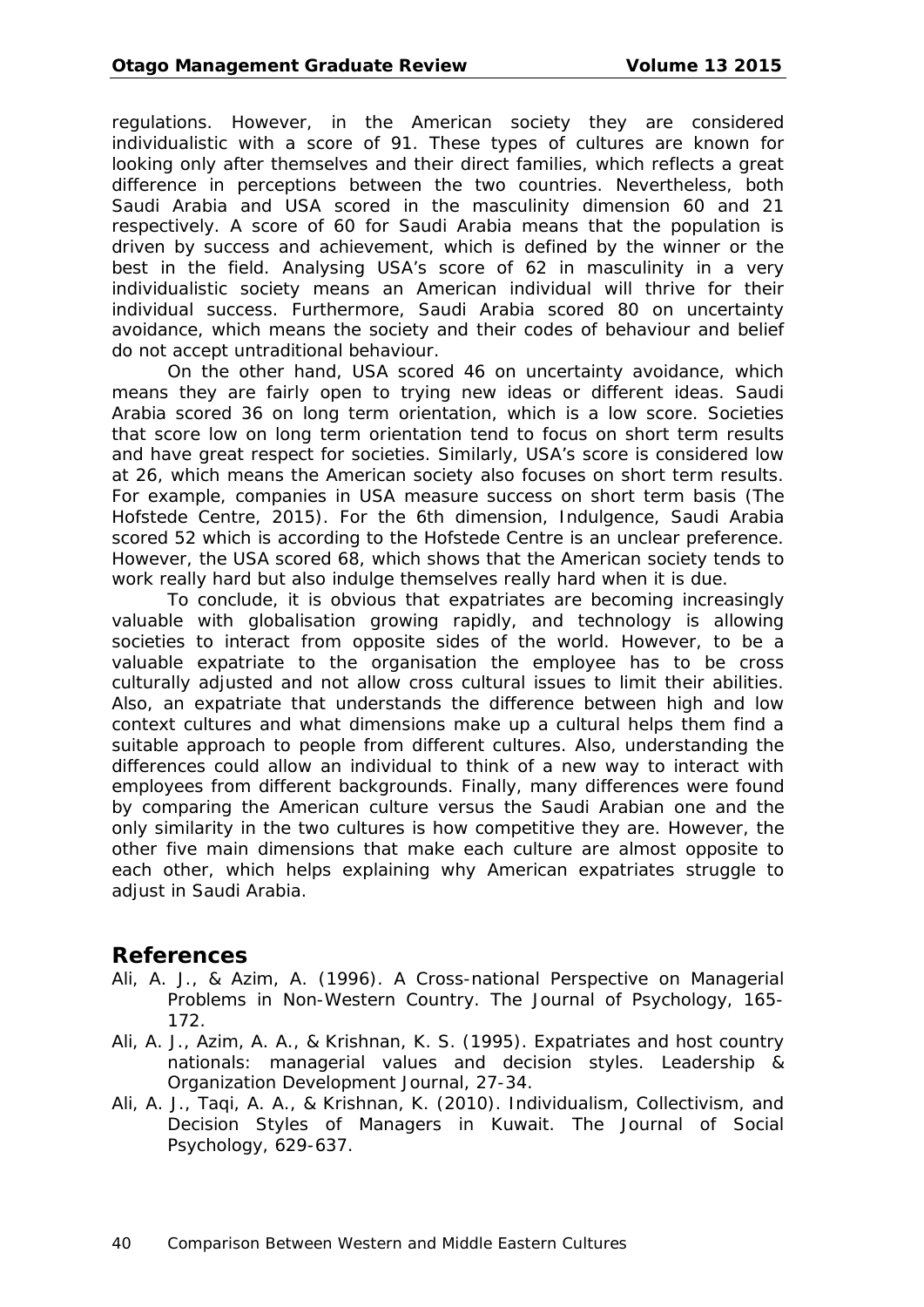regulations. However, in the American society they are considered individualistic with a score of 91. These types of cultures are known for looking only after themselves and their direct families, which reflects a great difference in perceptions between the two countries. Nevertheless, both Saudi Arabia and USA scored in the masculinity dimension 60 and 21 respectively. A score of 60 for Saudi Arabia means that the population is driven by success and achievement, which is defined by the winner or the best in the field. Analysing USA's score of 62 in masculinity in a very individualistic society means an American individual will thrive for their individual success. Furthermore, Saudi Arabia scored 80 on uncertainty avoidance, which means the society and their codes of behaviour and belief do not accept untraditional behaviour.

On the other hand, USA scored 46 on uncertainty avoidance, which means they are fairly open to trying new ideas or different ideas. Saudi Arabia scored 36 on long term orientation, which is a low score. Societies that score low on long term orientation tend to focus on short term results and have great respect for societies. Similarly, USA's score is considered low at 26, which means the American society also focuses on short term results. For example, companies in USA measure success on short term basis (The Hofstede Centre, 2015). For the 6th dimension, Indulgence, Saudi Arabia scored 52 which is according to the Hofstede Centre is an unclear preference. However, the USA scored 68, which shows that the American society tends to work really hard but also indulge themselves really hard when it is due.

To conclude, it is obvious that expatriates are becoming increasingly valuable with globalisation growing rapidly, and technology is allowing societies to interact from opposite sides of the world. However, to be a valuable expatriate to the organisation the employee has to be cross culturally adjusted and not allow cross cultural issues to limit their abilities. Also, an expatriate that understands the difference between high and low context cultures and what dimensions make up a cultural helps them find a suitable approach to people from different cultures. Also, understanding the differences could allow an individual to think of a new way to interact with employees from different backgrounds. Finally, many differences were found by comparing the American culture versus the Saudi Arabian one and the only similarity in the two cultures is how competitive they are. However, the other five main dimensions that make each culture are almost opposite to each other, which helps explaining why American expatriates struggle to adjust in Saudi Arabia.

## References

Ali, A. J., & Azim, A. (1996). A Cross-national Perspective on Managerial Problems in Non-Western Country. The Journal of Psychology, 165-172.

Ali, A. J., Azim, A. A., & Krishnan, K. S. (1995). Expatriates and host country nationals: managerial values and decision styles. Leadership & Organization Development Journal, 27-34.

Ali, A. J., Taqi, A. A., & Krishnan, K. (2010). Individualism, Collectivism, and Decision Styles of Managers in Kuwait. The Journal of Social Psychology, 629-637.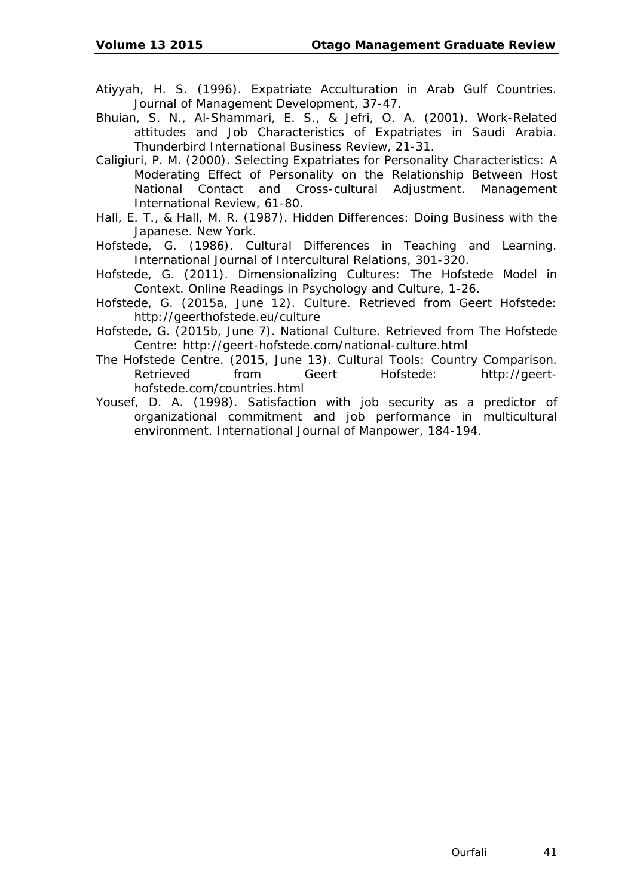Atiyyah, H. S. (1996). Expatriate Acculturation in Arab Gulf Countries. Journal of Management Development, 37-47.

Bhuian, S. N., Al-Shammari, E. S., & Jefri, O. A. (2001). Work-Related attitudes and Job Characteristics of Expatriates in Saudi Arabia. Thunderbird International Business Review, 21-31.

Caligiuri, P. M. (2000). Selecting Expatriates for Personality Characteristics: A Moderating Effect of Personality on the Relationship Between Host National Contact and Cross-cultural Adjustment. Management International Review, 61-80.

Hall, E. T., & Hall, M. R. (1987). Hidden Differences: Doing Business with the Japanese. New York.

Hofstede, G. (1986). Cultural Differences in Teaching and Learning. International Journal of Intercultural Relations, 301-320.

Hofstede, G. (2011). Dimensionalizing Cultures: The Hofstede Model in Context. Online Readings in Psychology and Culture, 1-26.

Hofstede, G. (2015a, June 12). Culture. Retrieved from Geert Hofstede: http://geerthofstede.eu/culture

Hofstede, G. (2015b, June 7). National Culture. Retrieved from The Hofstede Centre: http://geert-hofstede.com/national-culture.html

The Hofstede Centre. (2015, June 13). Cultural Tools: Country Comparison. Retrieved from Geert Hofstede: http://geert-hofstede.com/countries.html

Yousef, D. A. (1998). Satisfaction with job security as a predictor of organizational commitment and job performance in multicultural environment. International Journal of Manpower, 184-194.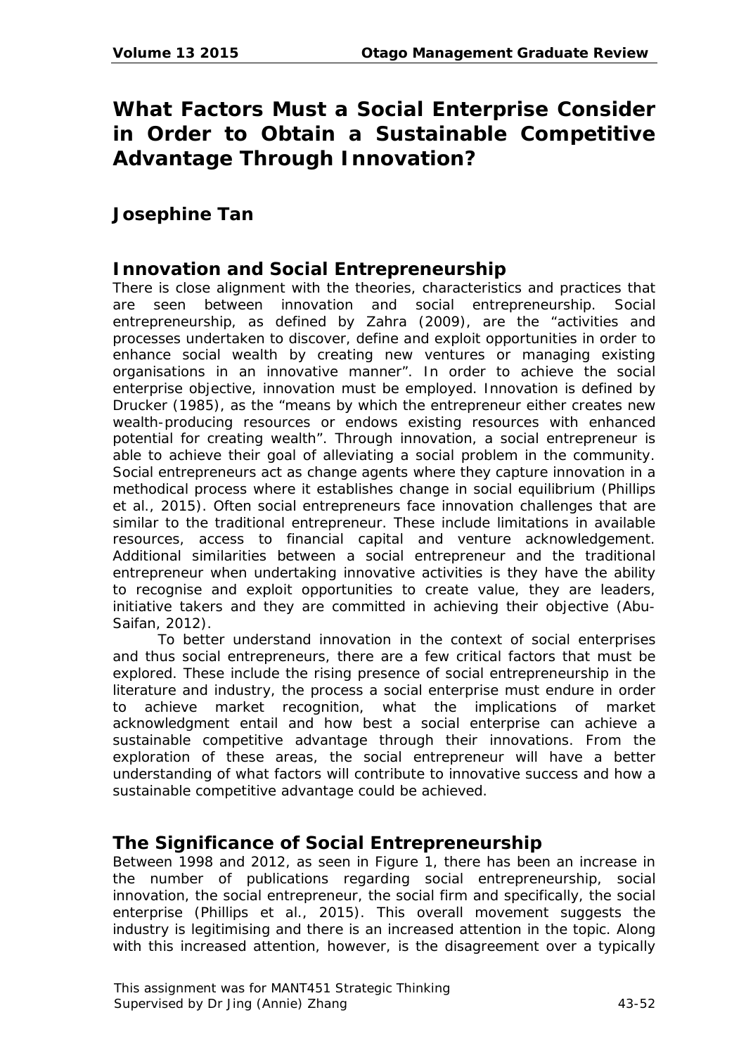# What Factors Must a Social Enterprise Consider in Order to Obtain a Sustainable Competitive Advantage Through Innovation?

## Josephine Tan

## Innovation and Social Entrepreneurship

There is close alignment with the theories, characteristics and practices that are seen between innovation and social entrepreneurship. Social entrepreneurship, as defined by Zahra (2009), are the "activities and processes undertaken to discover, define and exploit opportunities in order to enhance social wealth by creating new ventures or managing existing organisations in an innovative manner". In order to achieve the social enterprise objective, innovation must be employed. Innovation is defined by Drucker (1985), as the "means by which the entrepreneur either creates new wealth-producing resources or endows existing resources with enhanced potential for creating wealth". Through innovation, a social entrepreneur is able to achieve their goal of alleviating a social problem in the community. Social entrepreneurs act as change agents where they capture innovation in a methodical process where it establishes change in social equilibrium (Phillips et al., 2015). Often social entrepreneurs face innovation challenges that are similar to the traditional entrepreneur. These include limitations in available resources, access to financial capital and venture acknowledgement. Additional similarities between a social entrepreneur and the traditional entrepreneur when undertaking innovative activities is they have the ability to recognise and exploit opportunities to create value, they are leaders, initiative takers and they are committed in achieving their objective (Abu-Saifan, 2012).

To better understand innovation in the context of social enterprises and thus social entrepreneurs, there are a few critical factors that must be explored. These include the rising presence of social entrepreneurship in the literature and industry, the process a social enterprise must endure in order to achieve market recognition, what the implications of market acknowledgment entail and how best a social enterprise can achieve a sustainable competitive advantage through their innovations. From the exploration of these areas, the social entrepreneur will have a better understanding of what factors will contribute to innovative success and how a sustainable competitive advantage could be achieved.

## The Significance of Social Entrepreneurship

Between 1998 and 2012, as seen in Figure 1, there has been an increase in the number of publications regarding social entrepreneurship, social innovation, the social entrepreneur, the social firm and specifically, the social enterprise (Phillips et al., 2015). This overall movement suggests the industry is legitimising and there is an increased attention in the topic. Along with this increased attention, however, is the disagreement over a typically

This assignment was for MANT451 Strategic Thinking
Supervised by Dr Jing (Annie) Zhang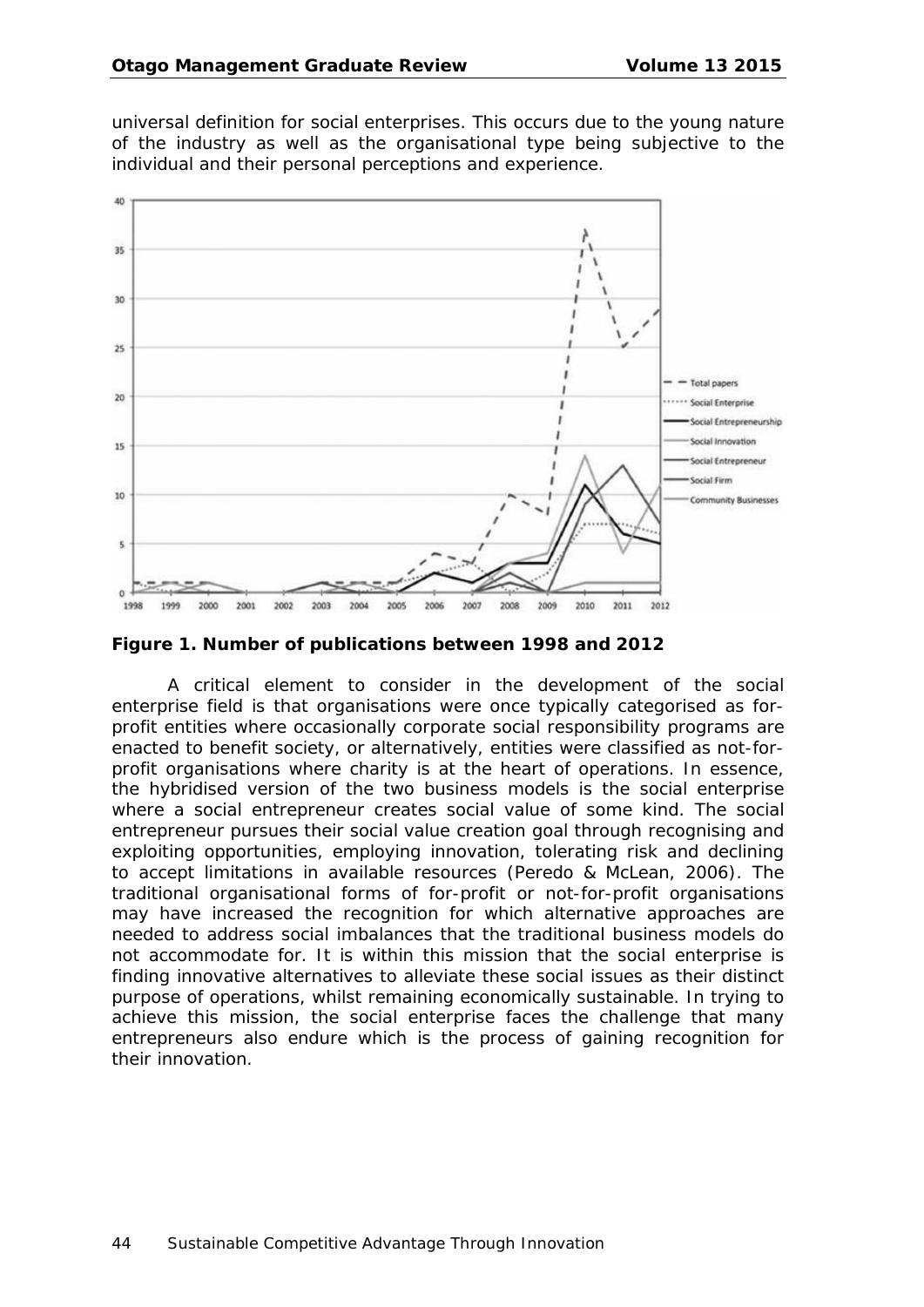universal definition for social enterprises. This occurs due to the young nature of the industry as well as the organisational type being subjective to the individual and their personal perceptions and experience.

**Figure 1. Number of publications between 1998 and 2012**

A critical element to consider in the development of the social enterprise field is that organisations were once typically categorised as for-profit entities where occasionally corporate social responsibility programs are enacted to benefit society, or alternatively, entities were classified as not-for-profit organisations where charity is at the heart of operations. In essence, the hybridised version of the two business models is the social enterprise where a social entrepreneur creates social value of some kind. The social entrepreneur pursues their social value creation goal through recognising and exploiting opportunities, employing innovation, tolerating risk and declining to accept limitations in available resources (Peredo & McLean, 2006). The traditional organisational forms of for-profit or not-for-profit organisations may have increased the recognition for which alternative approaches are needed to address social imbalances that the traditional business models do not accommodate for. It is within this mission that the social enterprise is finding innovative alternatives to alleviate these social issues as their distinct purpose of operations, whilst remaining economically sustainable. In trying to achieve this mission, the social enterprise faces the challenge that many entrepreneurs also endure which is the process of gaining recognition for their innovation.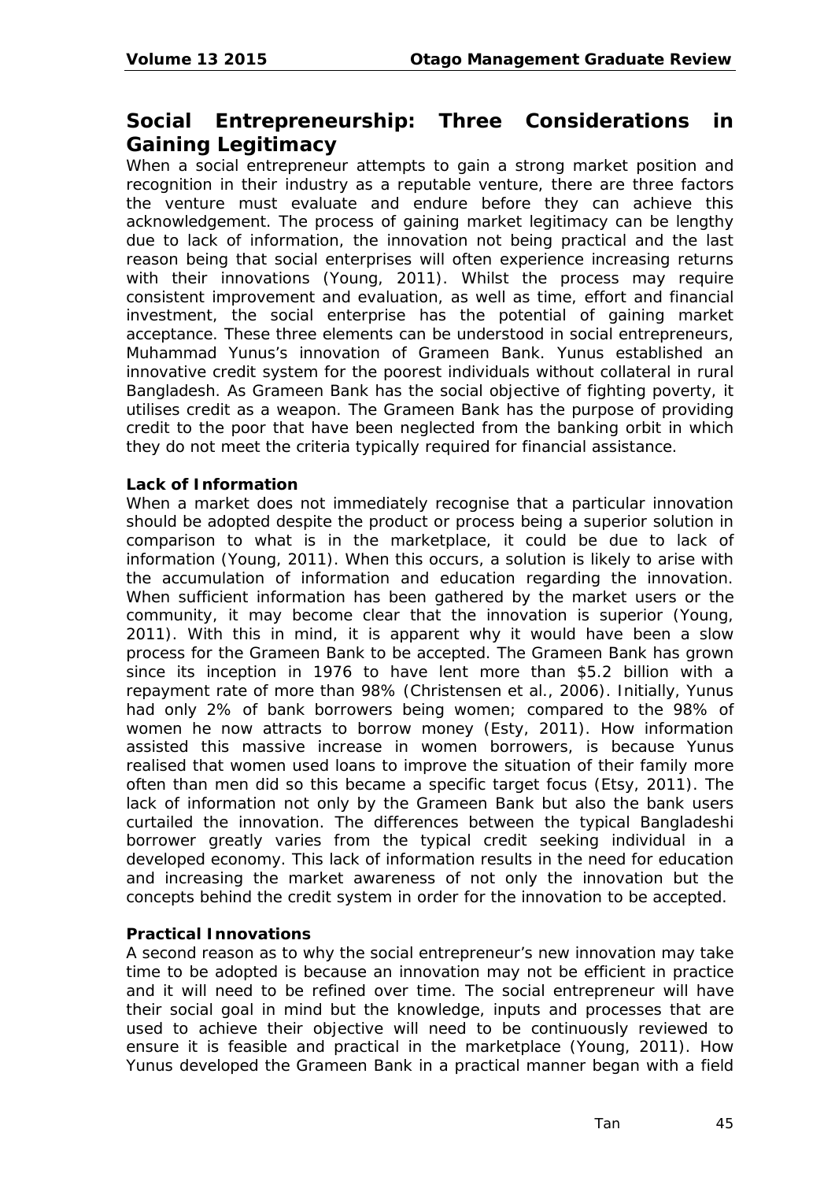## Social Entrepreneurship: Three Considerations in Gaining Legitimacy

When a social entrepreneur attempts to gain a strong market position and recognition in their industry as a reputable venture, there are three factors the venture must evaluate and endure before they can achieve this acknowledgement. The process of gaining market legitimacy can be lengthy due to lack of information, the innovation not being practical and the last reason being that social enterprises will often experience increasing returns with their innovations (Young, 2011). Whilst the process may require consistent improvement and evaluation, as well as time, effort and financial investment, the social enterprise has the potential of gaining market acceptance. These three elements can be understood in social entrepreneurs, Muhammad Yunus's innovation of Grameen Bank. Yunus established an innovative credit system for the poorest individuals without collateral in rural Bangladesh. As Grameen Bank has the social objective of fighting poverty, it utilises credit as a weapon. The Grameen Bank has the purpose of providing credit to the poor that have been neglected from the banking orbit in which they do not meet the criteria typically required for financial assistance.

**Lack of Information**

When a market does not immediately recognise that a particular innovation should be adopted despite the product or process being a superior solution in comparison to what is in the marketplace, it could be due to lack of information (Young, 2011). When this occurs, a solution is likely to arise with the accumulation of information and education regarding the innovation. When sufficient information has been gathered by the market users or the community, it may become clear that the innovation is superior (Young, 2011). With this in mind, it is apparent why it would have been a slow process for the Grameen Bank to be accepted. The Grameen Bank has grown since its inception in 1976 to have lent more than $5.2 billion with a repayment rate of more than 98% (Christensen et al., 2006). Initially, Yunus had only 2% of bank borrowers being women; compared to the 98% of women he now attracts to borrow money (Esty, 2011). How information assisted this massive increase in women borrowers, is because Yunus realised that women used loans to improve the situation of their family more often than men did so this became a specific target focus (Etsy, 2011). The lack of information not only by the Grameen Bank but also the bank users curtailed the innovation. The differences between the typical Bangladeshi borrower greatly varies from the typical credit seeking individual in a developed economy. This lack of information results in the need for education and increasing the market awareness of not only the innovation but the concepts behind the credit system in order for the innovation to be accepted.

**Practical Innovations**

A second reason as to why the social entrepreneur's new innovation may take time to be adopted is because an innovation may not be efficient in practice and it will need to be refined over time. The social entrepreneur will have their social goal in mind but the knowledge, inputs and processes that are used to achieve their objective will need to be continuously reviewed to ensure it is feasible and practical in the marketplace (Young, 2011). How Yunus developed the Grameen Bank in a practical manner began with a field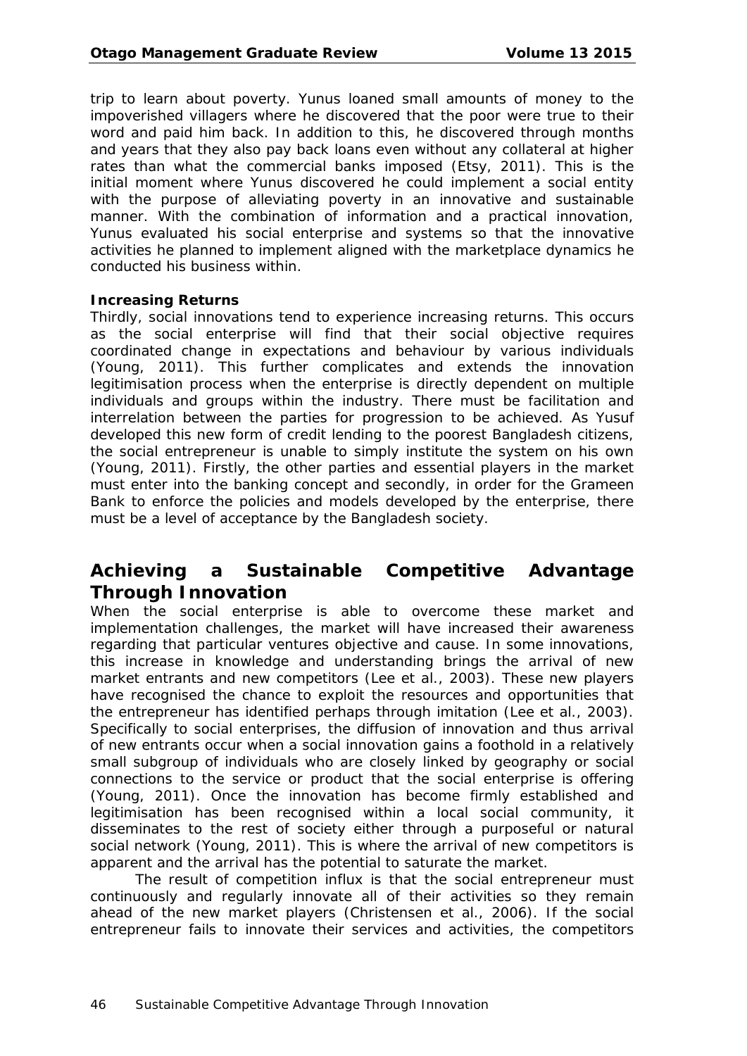trip to learn about poverty. Yunus loaned small amounts of money to the impoverished villagers where he discovered that the poor were true to their word and paid him back. In addition to this, he discovered through months and years that they also pay back loans even without any collateral at higher rates than what the commercial banks imposed (Etsy, 2011). This is the initial moment where Yunus discovered he could implement a social entity with the purpose of alleviating poverty in an innovative and sustainable manner. With the combination of information and a practical innovation, Yunus evaluated his social enterprise and systems so that the innovative activities he planned to implement aligned with the marketplace dynamics he conducted his business within.

**Increasing Returns**

Thirdly, social innovations tend to experience increasing returns. This occurs as the social enterprise will find that their social objective requires coordinated change in expectations and behaviour by various individuals (Young, 2011). This further complicates and extends the innovation legitimisation process when the enterprise is directly dependent on multiple individuals and groups within the industry. There must be facilitation and interrelation between the parties for progression to be achieved. As Yusuf developed this new form of credit lending to the poorest Bangladesh citizens, the social entrepreneur is unable to simply institute the system on his own (Young, 2011). Firstly, the other parties and essential players in the market must enter into the banking concept and secondly, in order for the Grameen Bank to enforce the policies and models developed by the enterprise, there must be a level of acceptance by the Bangladesh society.

## Achieving a Sustainable Competitive Advantage Through Innovation

When the social enterprise is able to overcome these market and implementation challenges, the market will have increased their awareness regarding that particular ventures objective and cause. In some innovations, this increase in knowledge and understanding brings the arrival of new market entrants and new competitors (Lee et al., 2003). These new players have recognised the chance to exploit the resources and opportunities that the entrepreneur has identified perhaps through imitation (Lee et al., 2003). Specifically to social enterprises, the diffusion of innovation and thus arrival of new entrants occur when a social innovation gains a foothold in a relatively small subgroup of individuals who are closely linked by geography or social connections to the service or product that the social enterprise is offering (Young, 2011). Once the innovation has become firmly established and legitimisation has been recognised within a local social community, it disseminates to the rest of society either through a purposeful or natural social network (Young, 2011). This is where the arrival of new competitors is apparent and the arrival has the potential to saturate the market.

The result of competition influx is that the social entrepreneur must continuously and regularly innovate all of their activities so they remain ahead of the new market players (Christensen et al., 2006). If the social entrepreneur fails to innovate their services and activities, the competitors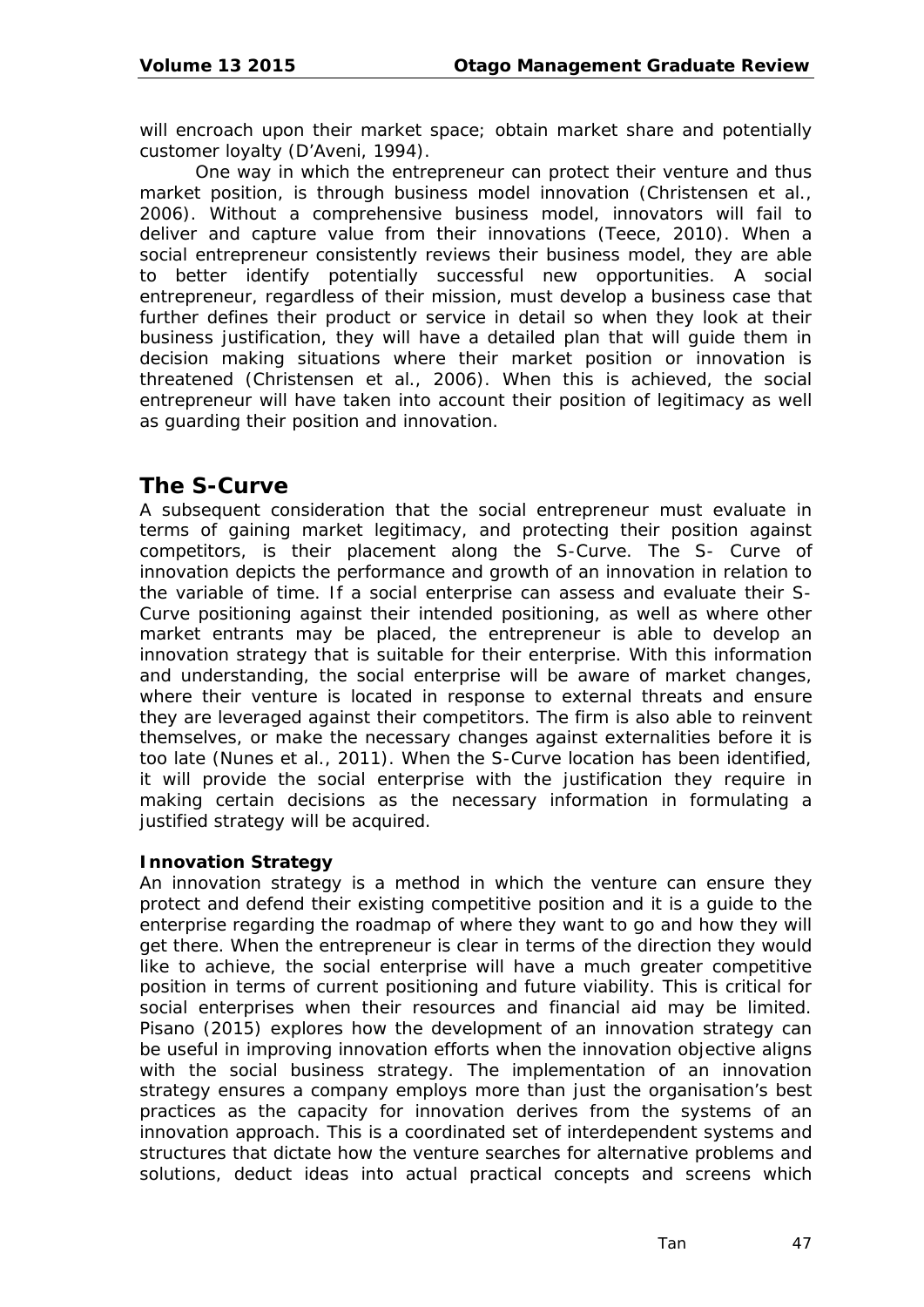will encroach upon their market space; obtain market share and potentially customer loyalty (D'Aveni, 1994).

One way in which the entrepreneur can protect their venture and thus market position, is through business model innovation (Christensen et al., 2006). Without a comprehensive business model, innovators will fail to deliver and capture value from their innovations (Teece, 2010). When a social entrepreneur consistently reviews their business model, they are able to better identify potentially successful new opportunities. A social entrepreneur, regardless of their mission, must develop a business case that further defines their product or service in detail so when they look at their business justification, they will have a detailed plan that will guide them in decision making situations where their market position or innovation is threatened (Christensen et al., 2006). When this is achieved, the social entrepreneur will have taken into account their position of legitimacy as well as guarding their position and innovation.

## The S-Curve

A subsequent consideration that the social entrepreneur must evaluate in terms of gaining market legitimacy, and protecting their position against competitors, is their placement along the S-Curve. The S- Curve of innovation depicts the performance and growth of an innovation in relation to the variable of time. If a social enterprise can assess and evaluate their S-Curve positioning against their intended positioning, as well as where other market entrants may be placed, the entrepreneur is able to develop an innovation strategy that is suitable for their enterprise. With this information and understanding, the social enterprise will be aware of market changes, where their venture is located in response to external threats and ensure they are leveraged against their competitors. The firm is also able to reinvent themselves, or make the necessary changes against externalities before it is too late (Nunes et al., 2011). When the S-Curve location has been identified, it will provide the social enterprise with the justification they require in making certain decisions as the necessary information in formulating a justified strategy will be acquired.

### Innovation Strategy

An innovation strategy is a method in which the venture can ensure they protect and defend their existing competitive position and it is a guide to the enterprise regarding the roadmap of where they want to go and how they will get there. When the entrepreneur is clear in terms of the direction they would like to achieve, the social enterprise will have a much greater competitive position in terms of current positioning and future viability. This is critical for social enterprises when their resources and financial aid may be limited. Pisano (2015) explores how the development of an innovation strategy can be useful in improving innovation efforts when the innovation objective aligns with the social business strategy. The implementation of an innovation strategy ensures a company employs more than just the organisation's best practices as the capacity for innovation derives from the systems of an innovation approach. This is a coordinated set of interdependent systems and structures that dictate how the venture searches for alternative problems and solutions, deduct ideas into actual practical concepts and screens which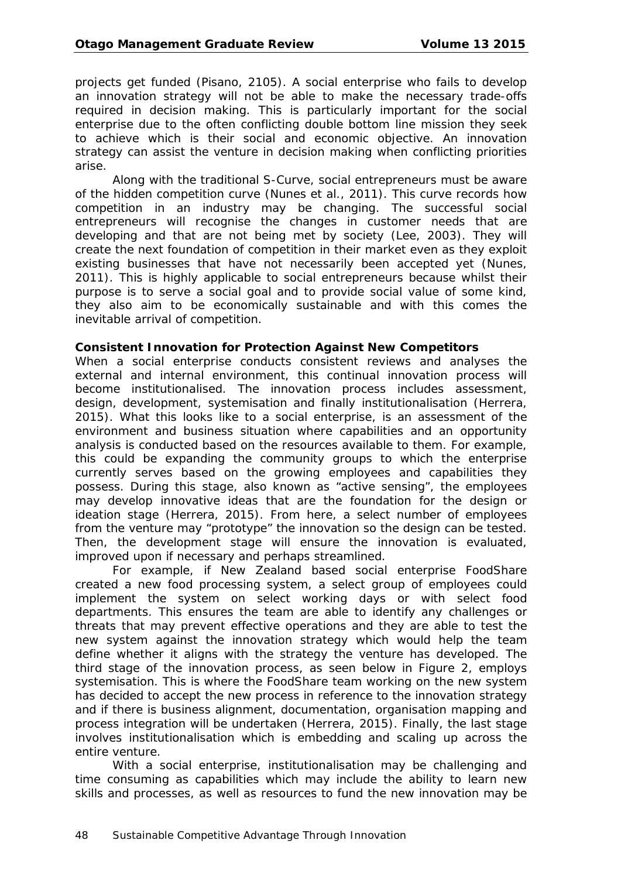projects get funded (Pisano, 2105). A social enterprise who fails to develop an innovation strategy will not be able to make the necessary trade-offs required in decision making. This is particularly important for the social enterprise due to the often conflicting double bottom line mission they seek to achieve which is their social and economic objective. An innovation strategy can assist the venture in decision making when conflicting priorities arise.

Along with the traditional S-Curve, social entrepreneurs must be aware of the hidden competition curve (Nunes et al., 2011). This curve records how competition in an industry may be changing. The successful social entrepreneurs will recognise the changes in customer needs that are developing and that are not being met by society (Lee, 2003). They will create the next foundation of competition in their market even as they exploit existing businesses that have not necessarily been accepted yet (Nunes, 2011). This is highly applicable to social entrepreneurs because whilst their purpose is to serve a social goal and to provide social value of some kind, they also aim to be economically sustainable and with this comes the inevitable arrival of competition.

**Consistent Innovation for Protection Against New Competitors**

When a social enterprise conducts consistent reviews and analyses the external and internal environment, this continual innovation process will become institutionalised. The innovation process includes assessment, design, development, systemisation and finally institutionalisation (Herrera, 2015). What this looks like to a social enterprise, is an assessment of the environment and business situation where capabilities and an opportunity analysis is conducted based on the resources available to them. For example, this could be expanding the community groups to which the enterprise currently serves based on the growing employees and capabilities they possess. During this stage, also known as "active sensing", the employees may develop innovative ideas that are the foundation for the design or ideation stage (Herrera, 2015). From here, a select number of employees from the venture may "prototype" the innovation so the design can be tested. Then, the development stage will ensure the innovation is evaluated, improved upon if necessary and perhaps streamlined.

For example, if New Zealand based social enterprise FoodShare created a new food processing system, a select group of employees could implement the system on select working days or with select food departments. This ensures the team are able to identify any challenges or threats that may prevent effective operations and they are able to test the new system against the innovation strategy which would help the team define whether it aligns with the strategy the venture has developed. The third stage of the innovation process, as seen below in Figure 2, employs systemisation. This is where the FoodShare team working on the new system has decided to accept the new process in reference to the innovation strategy and if there is business alignment, documentation, organisation mapping and process integration will be undertaken (Herrera, 2015). Finally, the last stage involves institutionalisation which is embedding and scaling up across the entire venture.

With a social enterprise, institutionalisation may be challenging and time consuming as capabilities which may include the ability to learn new skills and processes, as well as resources to fund the new innovation may be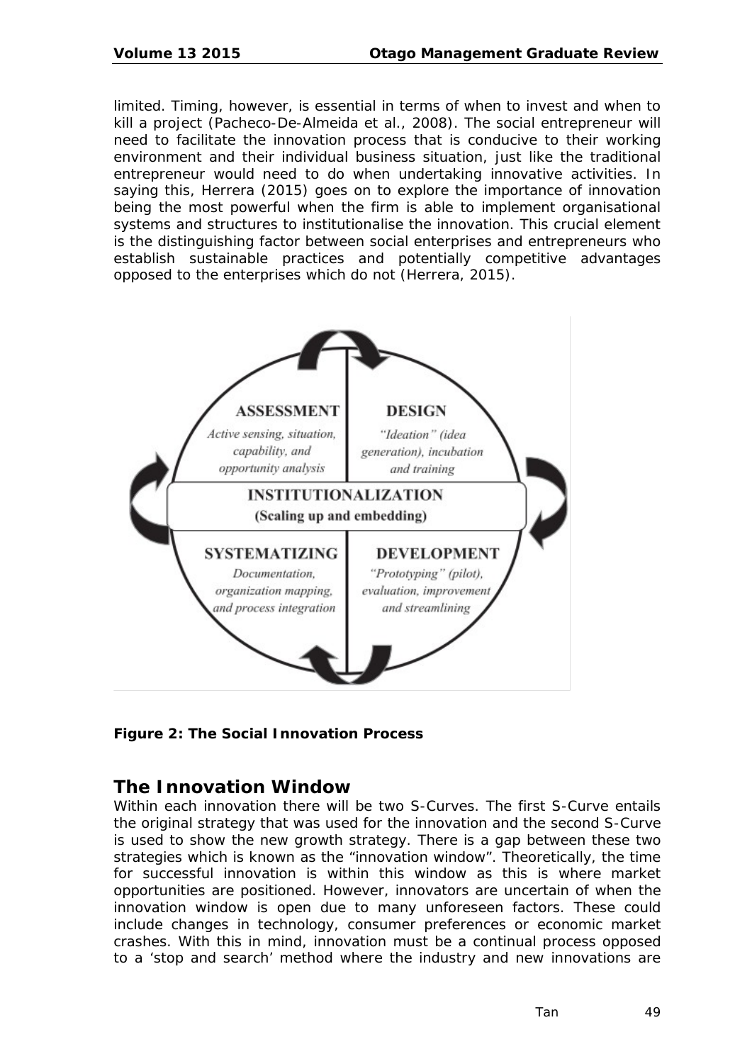limited. Timing, however, is essential in terms of when to invest and when to kill a project (Pacheco-De-Almeida et al., 2008). The social entrepreneur will need to facilitate the innovation process that is conducive to their working environment and their individual business situation, just like the traditional entrepreneur would need to do when undertaking innovative activities. In saying this, Herrera (2015) goes on to explore the importance of innovation being the most powerful when the firm is able to implement organisational systems and structures to institutionalise the innovation. This crucial element is the distinguishing factor between social enterprises and entrepreneurs who establish sustainable practices and potentially competitive advantages opposed to the enterprises which do not (Herrera, 2015).

**Figure 2: The Social Innovation Process**

## The Innovation Window

Within each innovation there will be two S-Curves. The first S-Curve entails the original strategy that was used for the innovation and the second S-Curve is used to show the new growth strategy. There is a gap between these two strategies which is known as the "innovation window". Theoretically, the time for successful innovation is within this window as this is where market opportunities are positioned. However, innovators are uncertain of when the innovation window is open due to many unforeseen factors. These could include changes in technology, consumer preferences or economic market crashes. With this in mind, innovation must be a continual process opposed to a 'stop and search' method where the industry and new innovations are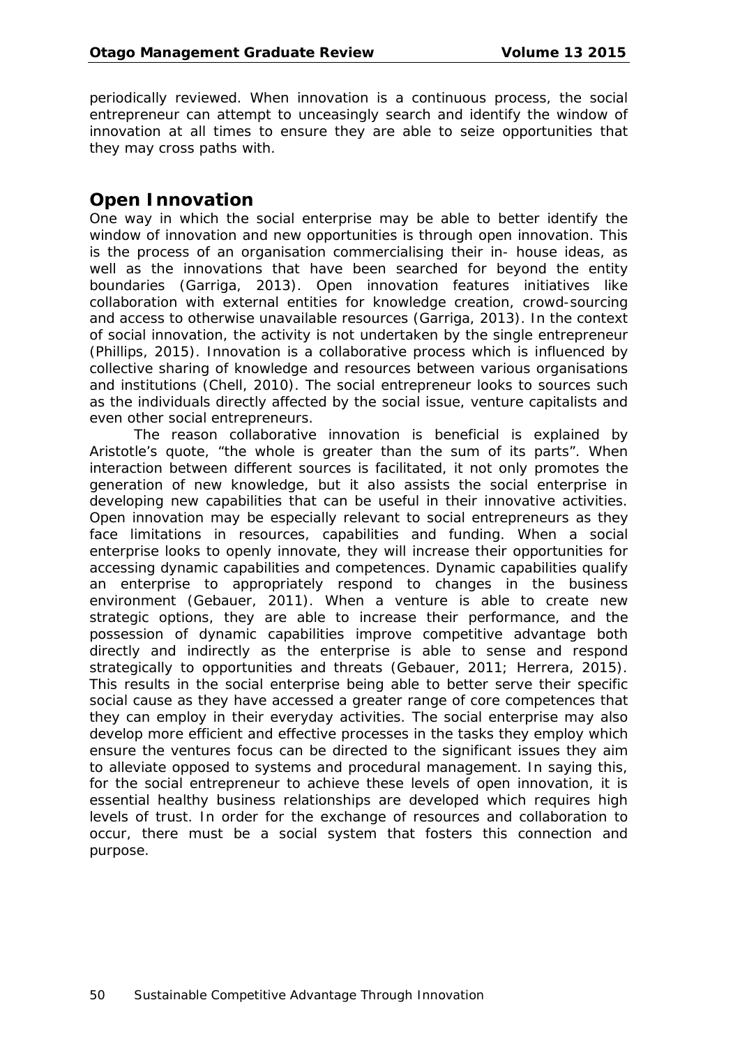periodically reviewed. When innovation is a continuous process, the social entrepreneur can attempt to unceasingly search and identify the window of innovation at all times to ensure they are able to seize opportunities that they may cross paths with.

## Open Innovation

One way in which the social enterprise may be able to better identify the window of innovation and new opportunities is through open innovation. This is the process of an organisation commercialising their in- house ideas, as well as the innovations that have been searched for beyond the entity boundaries (Garriga, 2013). Open innovation features initiatives like collaboration with external entities for knowledge creation, crowd-sourcing and access to otherwise unavailable resources (Garriga, 2013). In the context of social innovation, the activity is not undertaken by the single entrepreneur (Phillips, 2015). Innovation is a collaborative process which is influenced by collective sharing of knowledge and resources between various organisations and institutions (Chell, 2010). The social entrepreneur looks to sources such as the individuals directly affected by the social issue, venture capitalists and even other social entrepreneurs.

The reason collaborative innovation is beneficial is explained by Aristotle's quote, "the whole is greater than the sum of its parts". When interaction between different sources is facilitated, it not only promotes the generation of new knowledge, but it also assists the social enterprise in developing new capabilities that can be useful in their innovative activities. Open innovation may be especially relevant to social entrepreneurs as they face limitations in resources, capabilities and funding. When a social enterprise looks to openly innovate, they will increase their opportunities for accessing dynamic capabilities and competences. Dynamic capabilities qualify an enterprise to appropriately respond to changes in the business environment (Gebauer, 2011). When a venture is able to create new strategic options, they are able to increase their performance, and the possession of dynamic capabilities improve competitive advantage both directly and indirectly as the enterprise is able to sense and respond strategically to opportunities and threats (Gebauer, 2011; Herrera, 2015). This results in the social enterprise being able to better serve their specific social cause as they have accessed a greater range of core competences that they can employ in their everyday activities. The social enterprise may also develop more efficient and effective processes in the tasks they employ which ensure the ventures focus can be directed to the significant issues they aim to alleviate opposed to systems and procedural management. In saying this, for the social entrepreneur to achieve these levels of open innovation, it is essential healthy business relationships are developed which requires high levels of trust. In order for the exchange of resources and collaboration to occur, there must be a social system that fosters this connection and purpose.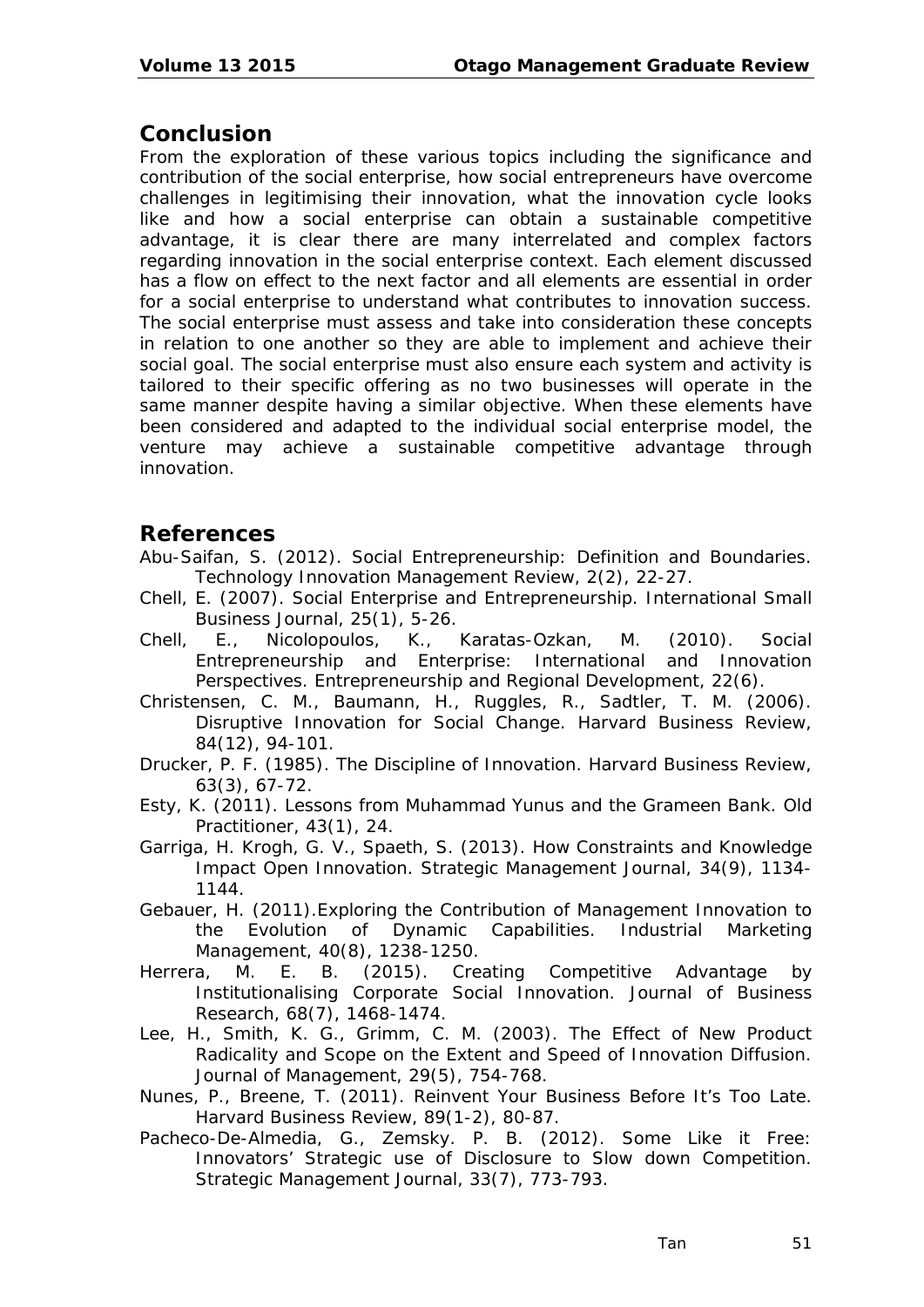## Conclusion

From the exploration of these various topics including the significance and contribution of the social enterprise, how social entrepreneurs have overcome challenges in legitimising their innovation, what the innovation cycle looks like and how a social enterprise can obtain a sustainable competitive advantage, it is clear there are many interrelated and complex factors regarding innovation in the social enterprise context. Each element discussed has a flow on effect to the next factor and all elements are essential in order for a social enterprise to understand what contributes to innovation success. The social enterprise must assess and take into consideration these concepts in relation to one another so they are able to implement and achieve their social goal. The social enterprise must also ensure each system and activity is tailored to their specific offering as no two businesses will operate in the same manner despite having a similar objective. When these elements have been considered and adapted to the individual social enterprise model, the venture may achieve a sustainable competitive advantage through innovation.

## References

Abu-Saifan, S. (2012). Social Entrepreneurship: Definition and Boundaries. Technology Innovation Management Review, 2(2), 22-27.

Chell, E. (2007). Social Enterprise and Entrepreneurship. International Small Business Journal, 25(1), 5-26.

Chell, E., Nicolopoulos, K., Karatas-Ozkan, M. (2010). Social Entrepreneurship and Enterprise: International and Innovation Perspectives. Entrepreneurship and Regional Development, 22(6).

Christensen, C. M., Baumann, H., Ruggles, R., Sadtler, T. M. (2006). Disruptive Innovation for Social Change. Harvard Business Review, 84(12), 94-101.

Drucker, P. F. (1985). The Discipline of Innovation. Harvard Business Review, 63(3), 67-72.

Esty, K. (2011). Lessons from Muhammad Yunus and the Grameen Bank. Old Practitioner, 43(1), 24.

Garriga, H. Krogh, G. V., Spaeth, S. (2013). How Constraints and Knowledge Impact Open Innovation. Strategic Management Journal, 34(9), 1134-1144.

Gebauer, H. (2011).Exploring the Contribution of Management Innovation to the Evolution of Dynamic Capabilities. Industrial Marketing Management, 40(8), 1238-1250.

Herrera, M. E. B. (2015). Creating Competitive Advantage by Institutionalising Corporate Social Innovation. Journal of Business Research, 68(7), 1468-1474.

Lee, H., Smith, K. G., Grimm, C. M. (2003). The Effect of New Product Radicality and Scope on the Extent and Speed of Innovation Diffusion. Journal of Management, 29(5), 754-768.

Nunes, P., Breene, T. (2011). Reinvent Your Business Before It's Too Late. Harvard Business Review, 89(1-2), 80-87.

Pacheco-De-Almedia, G., Zemsky. P. B. (2012). Some Like it Free: Innovators' Strategic use of Disclosure to Slow down Competition. Strategic Management Journal, 33(7), 773-793.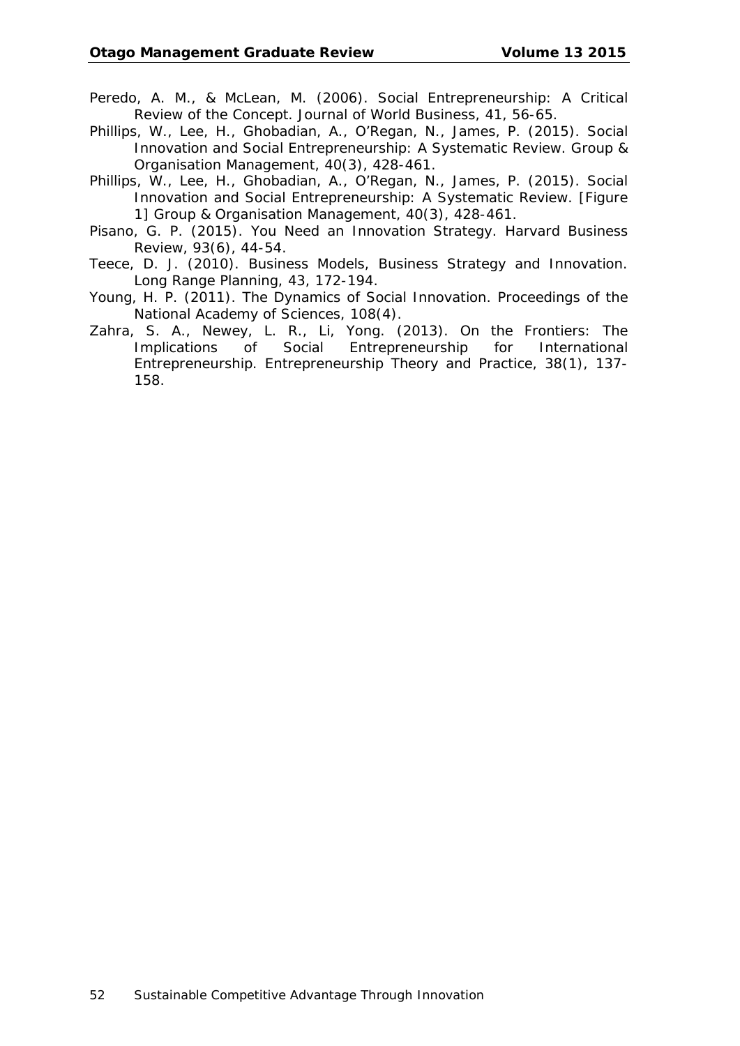Peredo, A. M., & McLean, M. (2006). Social Entrepreneurship: A Critical Review of the Concept. Journal of World Business, 41, 56-65.

Phillips, W., Lee, H., Ghobadian, A., O'Regan, N., James, P. (2015). Social Innovation and Social Entrepreneurship: A Systematic Review. Group & Organisation Management, 40(3), 428-461.

Phillips, W., Lee, H., Ghobadian, A., O'Regan, N., James, P. (2015). Social Innovation and Social Entrepreneurship: A Systematic Review. [Figure 1] Group & Organisation Management, 40(3), 428-461.

Pisano, G. P. (2015). You Need an Innovation Strategy. Harvard Business Review, 93(6), 44-54.

Teece, D. J. (2010). Business Models, Business Strategy and Innovation. Long Range Planning, 43, 172-194.

Young, H. P. (2011). The Dynamics of Social Innovation. Proceedings of the National Academy of Sciences, 108(4).

Zahra, S. A., Newey, L. R., Li, Yong. (2013). On the Frontiers: The Implications of Social Entrepreneurship for International Entrepreneurship. Entrepreneurship Theory and Practice, 38(1), 137-158.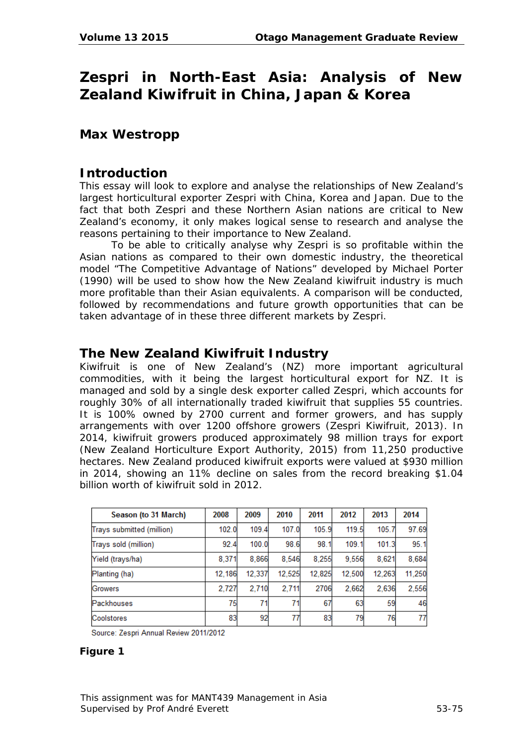# Zespri in North-East Asia: Analysis of New Zealand Kiwifruit in China, Japan & Korea

## Max Westropp

## Introduction

This essay will look to explore and analyse the relationships of New Zealand's largest horticultural exporter Zespri with China, Korea and Japan. Due to the fact that both Zespri and these Northern Asian nations are critical to New Zealand's economy, it only makes logical sense to research and analyse the reasons pertaining to their importance to New Zealand.

To be able to critically analyse why Zespri is so profitable within the Asian nations as compared to their own domestic industry, the theoretical model "The Competitive Advantage of Nations" developed by Michael Porter (1990) will be used to show how the New Zealand kiwifruit industry is much more profitable than their Asian equivalents. A comparison will be conducted, followed by recommendations and future growth opportunities that can be taken advantage of in these three different markets by Zespri.

## The New Zealand Kiwifruit Industry

Kiwifruit is one of New Zealand's (NZ) more important agricultural commodities, with it being the largest horticultural export for NZ. It is managed and sold by a single desk exporter called Zespri, which accounts for roughly 30% of all internationally traded kiwifruit that supplies 55 countries. It is 100% owned by 2700 current and former growers, and has supply arrangements with over 1200 offshore growers (Zespri Kiwifruit, 2013). In 2014, kiwifruit growers produced approximately 98 million trays for export (New Zealand Horticulture Export Authority, 2015) from 11,250 productive hectares. New Zealand produced kiwifruit exports were valued at $930 million in 2014, showing an 11% decline on sales from the record breaking $1.04 billion worth of kiwifruit sold in 2012.

| Season (to 31 March) | 2008 | 2009 | 2010 | 2011 | 2012 | 2013 | 2014 |
|---|---|---|---|---|---|---|---|
| Trays submitted (million) | 102.0 | 109.4 | 107.0 | 105.9 | 119.5 | 105.7 | 97.69 |
| Trays sold (million) | 92.4 | 100.0 | 98.6 | 98.1 | 109.1 | 101.3 | 95.1 |
| Yield (trays/ha) | 8,371 | 8,866 | 8,546 | 8,255 | 9,556 | 8,621 | 8,684 |
| Planting (ha) | 12,186 | 12,337 | 12,525 | 12,825 | 12,500 | 12,263 | 11,250 |
| Growers | 2,727 | 2,710 | 2,711 | 2706 | 2,662 | 2,636 | 2,556 |
| Packhouses | 75 | 71 | 71 | 67 | 63 | 59 | 46 |
| Coolstores | 83 | 92 | 77 | 83 | 79 | 76 | 77 |

Source: Zespri Annual Review 2011/2012

**Figure 1**

This assignment was for MANT439 Management in Asia
Supervised by Prof André Everett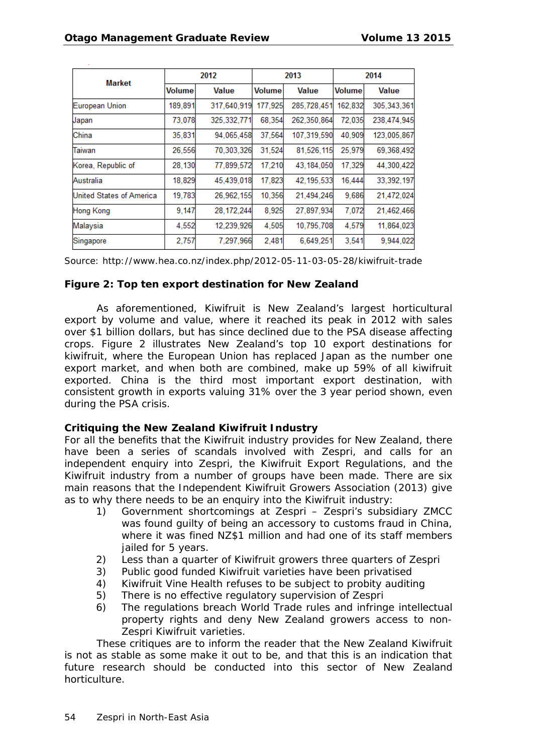| Market | 2012 | | 2013 | | 2014 | |
|---|---|---|---|---|---|---|
| | Volume | Value | Volume | Value | Volume | Value |
| European Union | 189,891 | 317,640,919 | 177,925 | 285,728,451 | 162,832 | 305,343,361 |
| Japan | 73,078 | 325,332,771 | 68,354 | 262,350,864 | 72,035 | 238,474,945 |
| China | 35,831 | 94,065,458 | 37,564 | 107,319,590 | 40,909 | 123,005,867 |
| Taiwan | 26,556 | 70,303,326 | 31,524 | 81,526,115 | 25,979 | 69,368,492 |
| Korea, Republic of | 28,130 | 77,899,572 | 17,210 | 43,184,050 | 17,329 | 44,300,422 |
| Australia | 18,829 | 45,439,018 | 17,823 | 42,195,533 | 16,444 | 33,392,197 |
| United States of America | 19,783 | 26,962,155 | 10,356 | 21,494,246 | 9,686 | 21,472,024 |
| Hong Kong | 9,147 | 28,172,244 | 8,925 | 27,897,934 | 7,072 | 21,462,466 |
| Malaysia | 4,552 | 12,239,926 | 4,505 | 10,795,708 | 4,579 | 11,864,023 |
| Singapore | 2,757 | 7,297,966 | 2,481 | 6,649,251 | 3,541 | 9,944,022 |

Source: http://www.hea.co.nz/index.php/2012-05-11-03-05-28/kiwifruit-trade

**Figure 2: Top ten export destination for New Zealand**

As aforementioned, Kiwifruit is New Zealand's largest horticultural export by volume and value, where it reached its peak in 2012 with sales over $1 billion dollars, but has since declined due to the PSA disease affecting crops. Figure 2 illustrates New Zealand's top 10 export destinations for kiwifruit, where the European Union has replaced Japan as the number one export market, and when both are combined, make up 59% of all kiwifruit exported. China is the third most important export destination, with consistent growth in exports valuing 31% over the 3 year period shown, even during the PSA crisis.

**Critiquing the New Zealand Kiwifruit Industry**

For all the benefits that the Kiwifruit industry provides for New Zealand, there have been a series of scandals involved with Zespri, and calls for an independent enquiry into Zespri, the Kiwifruit Export Regulations, and the Kiwifruit industry from a number of groups have been made. There are six main reasons that the Independent Kiwifruit Growers Association (2013) give as to why there needs to be an enquiry into the Kiwifruit industry:

1) Government shortcomings at Zespri – Zespri's subsidiary ZMCC was found guilty of being an accessory to customs fraud in China, where it was fined NZ$1 million and had one of its staff members jailed for 5 years.
2) Less than a quarter of Kiwifruit growers three quarters of Zespri
3) Public good funded Kiwifruit varieties have been privatised
4) Kiwifruit Vine Health refuses to be subject to probity auditing
5) There is no effective regulatory supervision of Zespri
6) The regulations breach World Trade rules and infringe intellectual property rights and deny New Zealand growers access to non-Zespri Kiwifruit varieties.

These critiques are to inform the reader that the New Zealand Kiwifruit is not as stable as some make it out to be, and that this is an indication that future research should be conducted into this sector of New Zealand horticulture.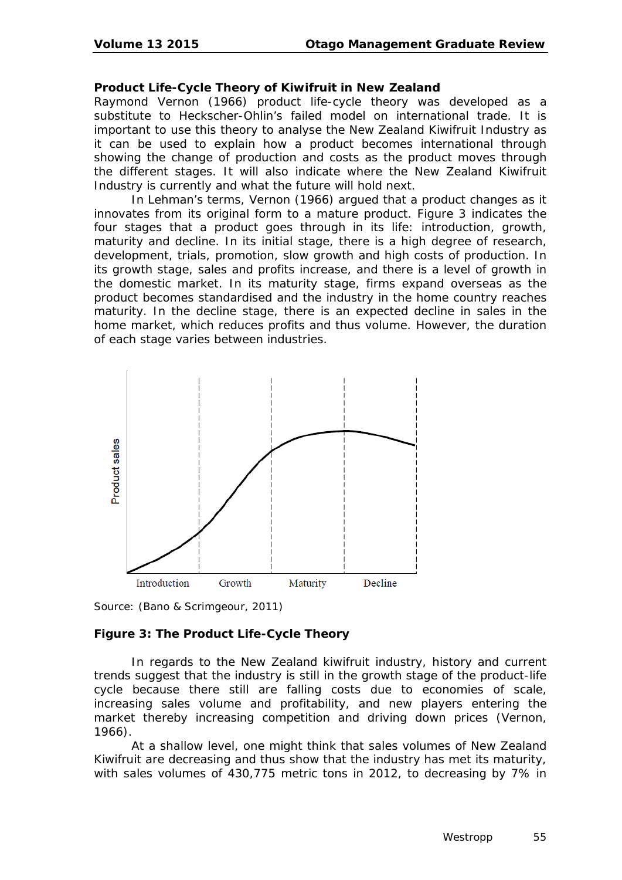**Product Life-Cycle Theory of Kiwifruit in New Zealand**

Raymond Vernon (1966) product life-cycle theory was developed as a substitute to Heckscher-Ohlin's failed model on international trade. It is important to use this theory to analyse the New Zealand Kiwifruit Industry as it can be used to explain how a product becomes international through showing the change of production and costs as the product moves through the different stages. It will also indicate where the New Zealand Kiwifruit Industry is currently and what the future will hold next.

In Lehman's terms, Vernon (1966) argued that a product changes as it innovates from its original form to a mature product. Figure 3 indicates the four stages that a product goes through in its life: introduction, growth, maturity and decline. In its initial stage, there is a high degree of research, development, trials, promotion, slow growth and high costs of production. In its growth stage, sales and profits increase, and there is a level of growth in the domestic market. In its maturity stage, firms expand overseas as the product becomes standardised and the industry in the home country reaches maturity. In the decline stage, there is an expected decline in sales in the home market, which reduces profits and thus volume. However, the duration of each stage varies between industries.

Source: (Bano & Scrimgeour, 2011)

**Figure 3: The Product Life-Cycle Theory**

In regards to the New Zealand kiwifruit industry, history and current trends suggest that the industry is still in the growth stage of the product-life cycle because there still are falling costs due to economies of scale, increasing sales volume and profitability, and new players entering the market thereby increasing competition and driving down prices (Vernon, 1966).

At a shallow level, one might think that sales volumes of New Zealand Kiwifruit are decreasing and thus show that the industry has met its maturity, with sales volumes of 430,775 metric tons in 2012, to decreasing by 7% in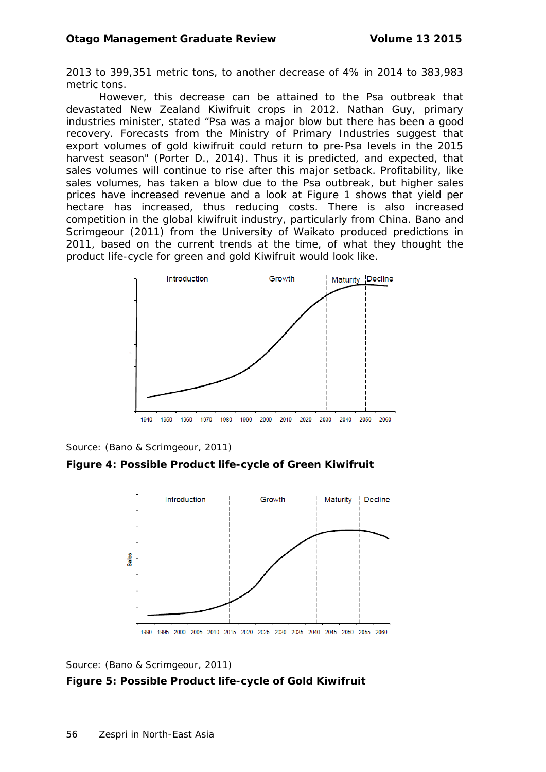2013 to 399,351 metric tons, to another decrease of 4% in 2014 to 383,983 metric tons.

However, this decrease can be attained to the Psa outbreak that devastated New Zealand Kiwifruit crops in 2012. Nathan Guy, primary industries minister, stated "Psa was a major blow but there has been a good recovery. Forecasts from the Ministry of Primary Industries suggest that export volumes of gold kiwifruit could return to pre-Psa levels in the 2015 harvest season" (Porter D., 2014). Thus it is predicted, and expected, that sales volumes will continue to rise after this major setback. Profitability, like sales volumes, has taken a blow due to the Psa outbreak, but higher sales prices have increased revenue and a look at Figure 1 shows that yield per hectare has increased, thus reducing costs. There is also increased competition in the global kiwifruit industry, particularly from China. Bano and Scrimgeour (2011) from the University of Waikato produced predictions in 2011, based on the current trends at the time, of what they thought the product life-cycle for green and gold Kiwifruit would look like.

Source: (Bano & Scrimgeour, 2011)

**Figure 4: Possible Product life-cycle of Green Kiwifruit**

Source: (Bano & Scrimgeour, 2011)

**Figure 5: Possible Product life-cycle of Gold Kiwifruit**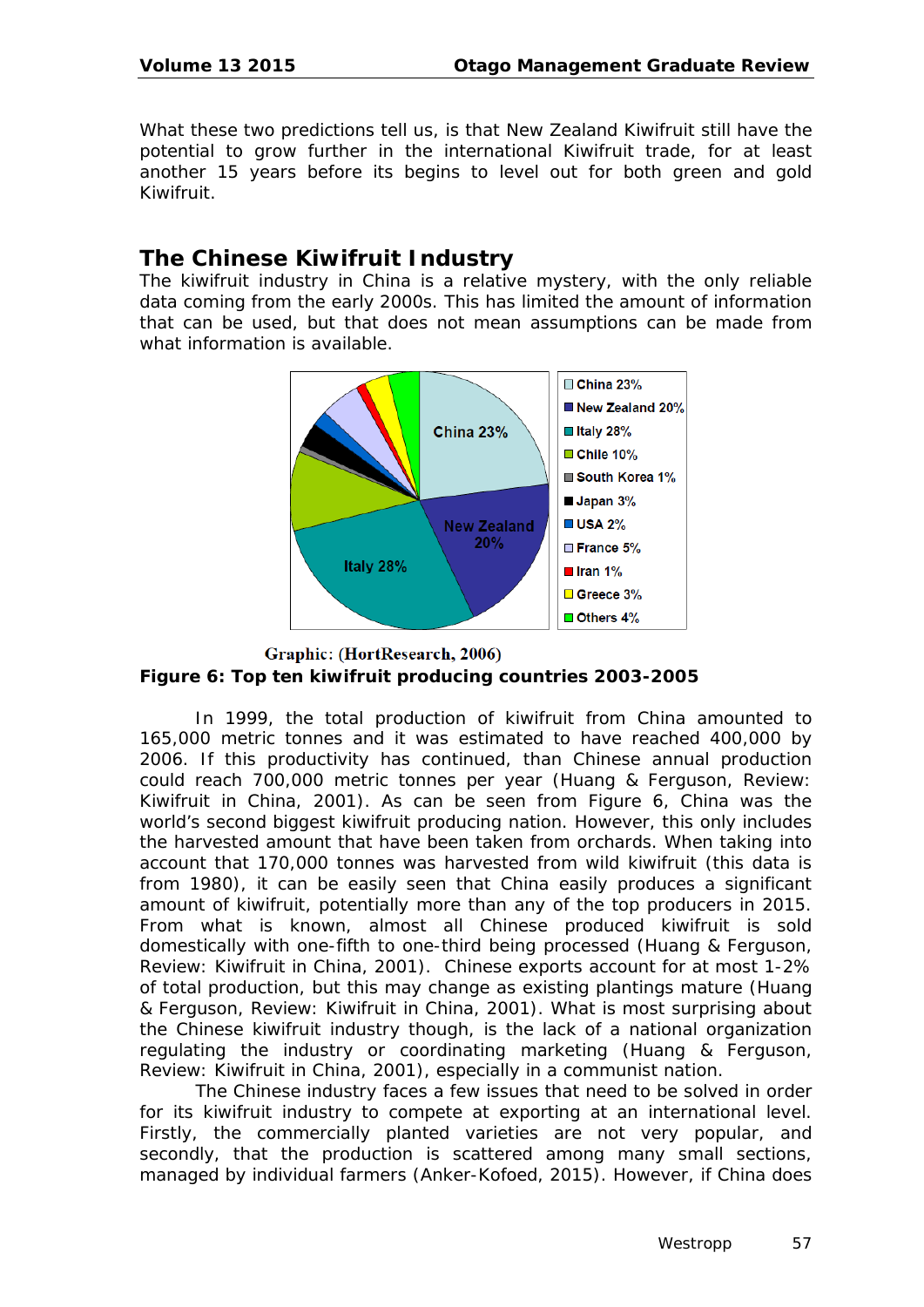What these two predictions tell us, is that New Zealand Kiwifruit still have the potential to grow further in the international Kiwifruit trade, for at least another 15 years before its begins to level out for both green and gold Kiwifruit.

## The Chinese Kiwifruit Industry

The kiwifruit industry in China is a relative mystery, with the only reliable data coming from the early 2000s. This has limited the amount of information that can be used, but that does not mean assumptions can be made from what information is available.

Graphic: (HortResearch, 2006)

**Figure 6: Top ten kiwifruit producing countries 2003-2005**

In 1999, the total production of kiwifruit from China amounted to 165,000 metric tonnes and it was estimated to have reached 400,000 by 2006. If this productivity has continued, than Chinese annual production could reach 700,000 metric tonnes per year (Huang & Ferguson, Review: Kiwifruit in China, 2001). As can be seen from Figure 6, China was the world's second biggest kiwifruit producing nation. However, this only includes the harvested amount that have been taken from orchards. When taking into account that 170,000 tonnes was harvested from wild kiwifruit (this data is from 1980), it can be easily seen that China easily produces a significant amount of kiwifruit, potentially more than any of the top producers in 2015. From what is known, almost all Chinese produced kiwifruit is sold domestically with one-fifth to one-third being processed (Huang & Ferguson, Review: Kiwifruit in China, 2001). Chinese exports account for at most 1-2% of total production, but this may change as existing plantings mature (Huang & Ferguson, Review: Kiwifruit in China, 2001). What is most surprising about the Chinese kiwifruit industry though, is the lack of a national organization regulating the industry or coordinating marketing (Huang & Ferguson, Review: Kiwifruit in China, 2001), especially in a communist nation.

The Chinese industry faces a few issues that need to be solved in order for its kiwifruit industry to compete at exporting at an international level. Firstly, the commercially planted varieties are not very popular, and secondly, that the production is scattered among many small sections, managed by individual farmers (Anker-Kofoed, 2015). However, if China does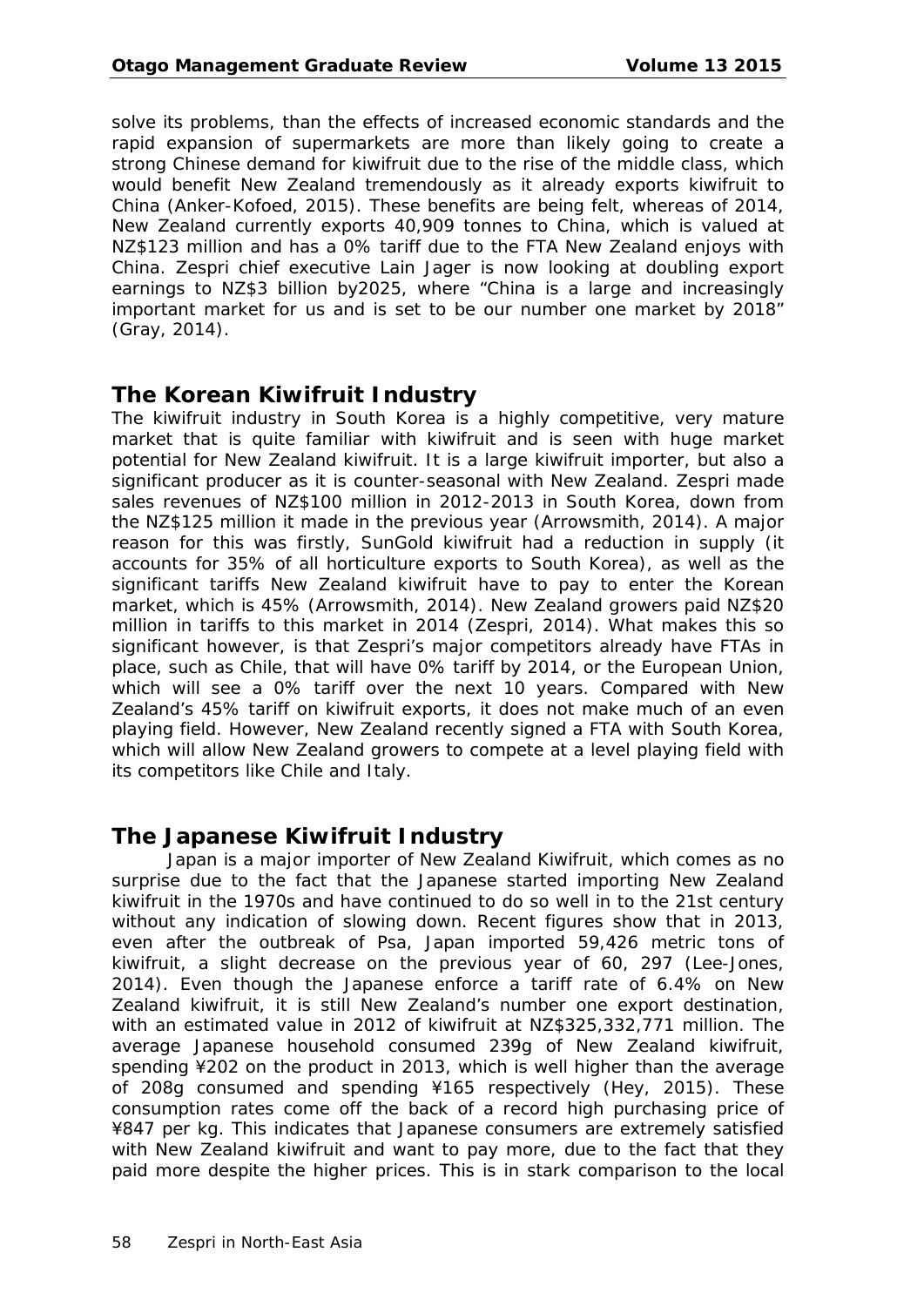solve its problems, than the effects of increased economic standards and the rapid expansion of supermarkets are more than likely going to create a strong Chinese demand for kiwifruit due to the rise of the middle class, which would benefit New Zealand tremendously as it already exports kiwifruit to China (Anker-Kofoed, 2015). These benefits are being felt, whereas of 2014, New Zealand currently exports 40,909 tonnes to China, which is valued at NZ$123 million and has a 0% tariff due to the FTA New Zealand enjoys with China. Zespri chief executive Lain Jager is now looking at doubling export earnings to NZ$3 billion by2025, where “China is a large and increasingly important market for us and is set to be our number one market by 2018” (Gray, 2014).

## The Korean Kiwifruit Industry

The kiwifruit industry in South Korea is a highly competitive, very mature market that is quite familiar with kiwifruit and is seen with huge market potential for New Zealand kiwifruit. It is a large kiwifruit importer, but also a significant producer as it is counter-seasonal with New Zealand. Zespri made sales revenues of NZ$100 million in 2012-2013 in South Korea, down from the NZ$125 million it made in the previous year (Arrowsmith, 2014). A major reason for this was firstly, SunGold kiwifruit had a reduction in supply (it accounts for 35% of all horticulture exports to South Korea), as well as the significant tariffs New Zealand kiwifruit have to pay to enter the Korean market, which is 45% (Arrowsmith, 2014). New Zealand growers paid NZ$20 million in tariffs to this market in 2014 (Zespri, 2014). What makes this so significant however, is that Zespri’s major competitors already have FTAs in place, such as Chile, that will have 0% tariff by 2014, or the European Union, which will see a 0% tariff over the next 10 years. Compared with New Zealand’s 45% tariff on kiwifruit exports, it does not make much of an even playing field. However, New Zealand recently signed a FTA with South Korea, which will allow New Zealand growers to compete at a level playing field with its competitors like Chile and Italy.

## The Japanese Kiwifruit Industry

Japan is a major importer of New Zealand Kiwifruit, which comes as no surprise due to the fact that the Japanese started importing New Zealand kiwifruit in the 1970s and have continued to do so well in to the 21st century without any indication of slowing down. Recent figures show that in 2013, even after the outbreak of Psa, Japan imported 59,426 metric tons of kiwifruit, a slight decrease on the previous year of 60, 297 (Lee-Jones, 2014). Even though the Japanese enforce a tariff rate of 6.4% on New Zealand kiwifruit, it is still New Zealand’s number one export destination, with an estimated value in 2012 of kiwifruit at NZ$325,332,771 million. The average Japanese household consumed 239g of New Zealand kiwifruit, spending ¥202 on the product in 2013, which is well higher than the average of 208g consumed and spending ¥165 respectively (Hey, 2015). These consumption rates come off the back of a record high purchasing price of ¥847 per kg. This indicates that Japanese consumers are extremely satisfied with New Zealand kiwifruit and want to pay more, due to the fact that they paid more despite the higher prices. This is in stark comparison to the local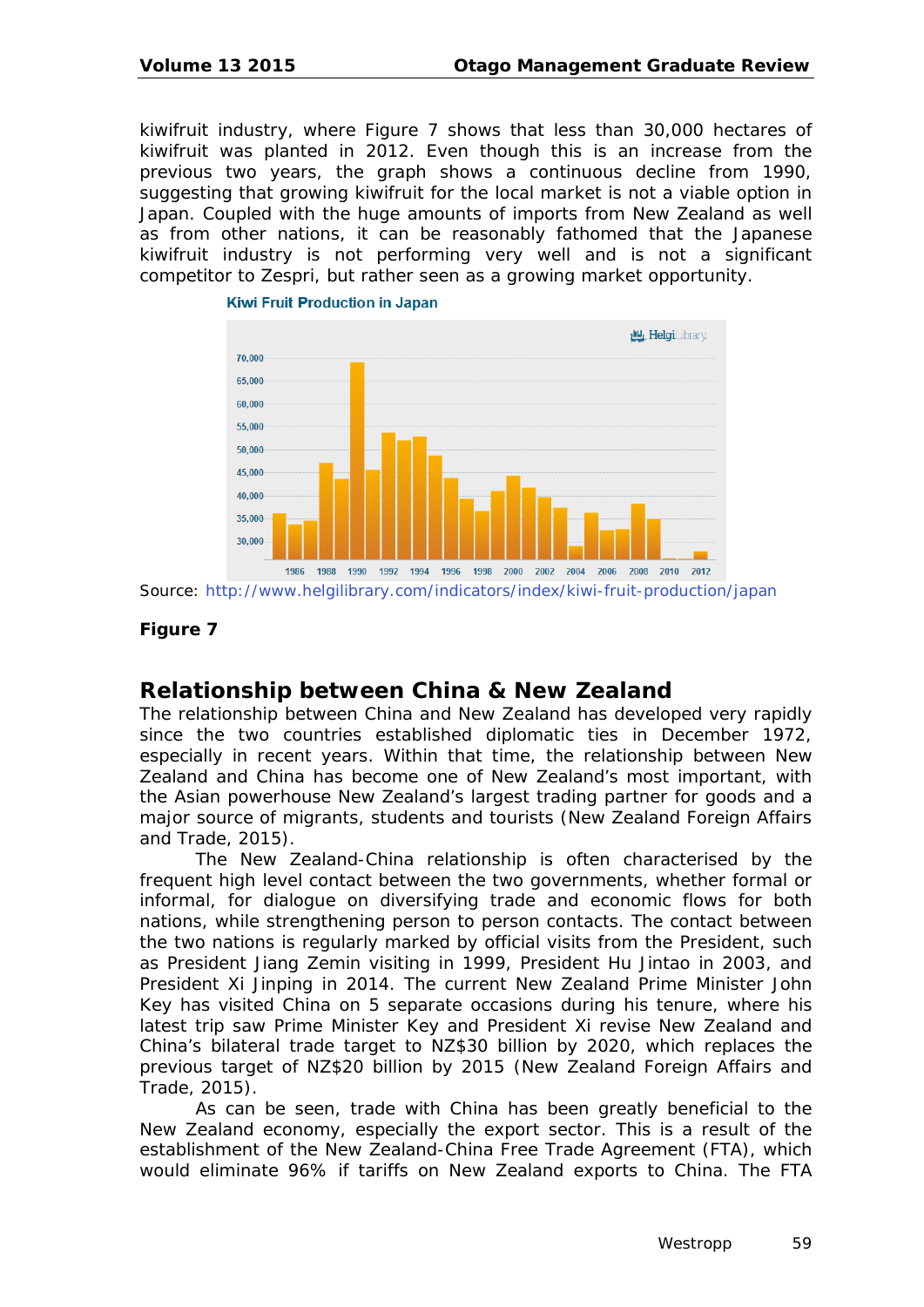kiwifruit industry, where Figure 7 shows that less than 30,000 hectares of kiwifruit was planted in 2012. Even though this is an increase from the previous two years, the graph shows a continuous decline from 1990, suggesting that growing kiwifruit for the local market is not a viable option in Japan. Coupled with the huge amounts of imports from New Zealand as well as from other nations, it can be reasonably fathomed that the Japanese kiwifruit industry is not performing very well and is not a significant competitor to Zespri, but rather seen as a growing market opportunity.

Kiwi Fruit Production in Japan

Source: http://www.helgilibrary.com/indicators/index/kiwi-fruit-production/japan

**Figure 7**

## Relationship between China & New Zealand

The relationship between China and New Zealand has developed very rapidly since the two countries established diplomatic ties in December 1972, especially in recent years. Within that time, the relationship between New Zealand and China has become one of New Zealand's most important, with the Asian powerhouse New Zealand's largest trading partner for goods and a major source of migrants, students and tourists (New Zealand Foreign Affairs and Trade, 2015).

The New Zealand-China relationship is often characterised by the frequent high level contact between the two governments, whether formal or informal, for dialogue on diversifying trade and economic flows for both nations, while strengthening person to person contacts. The contact between the two nations is regularly marked by official visits from the President, such as President Jiang Zemin visiting in 1999, President Hu Jintao in 2003, and President Xi Jinping in 2014. The current New Zealand Prime Minister John Key has visited China on 5 separate occasions during his tenure, where his latest trip saw Prime Minister Key and President Xi revise New Zealand and China's bilateral trade target to NZ$30 billion by 2020, which replaces the previous target of NZ$20 billion by 2015 (New Zealand Foreign Affairs and Trade, 2015).

As can be seen, trade with China has been greatly beneficial to the New Zealand economy, especially the export sector. This is a result of the establishment of the New Zealand-China Free Trade Agreement (FTA), which would eliminate 96% if tariffs on New Zealand exports to China. The FTA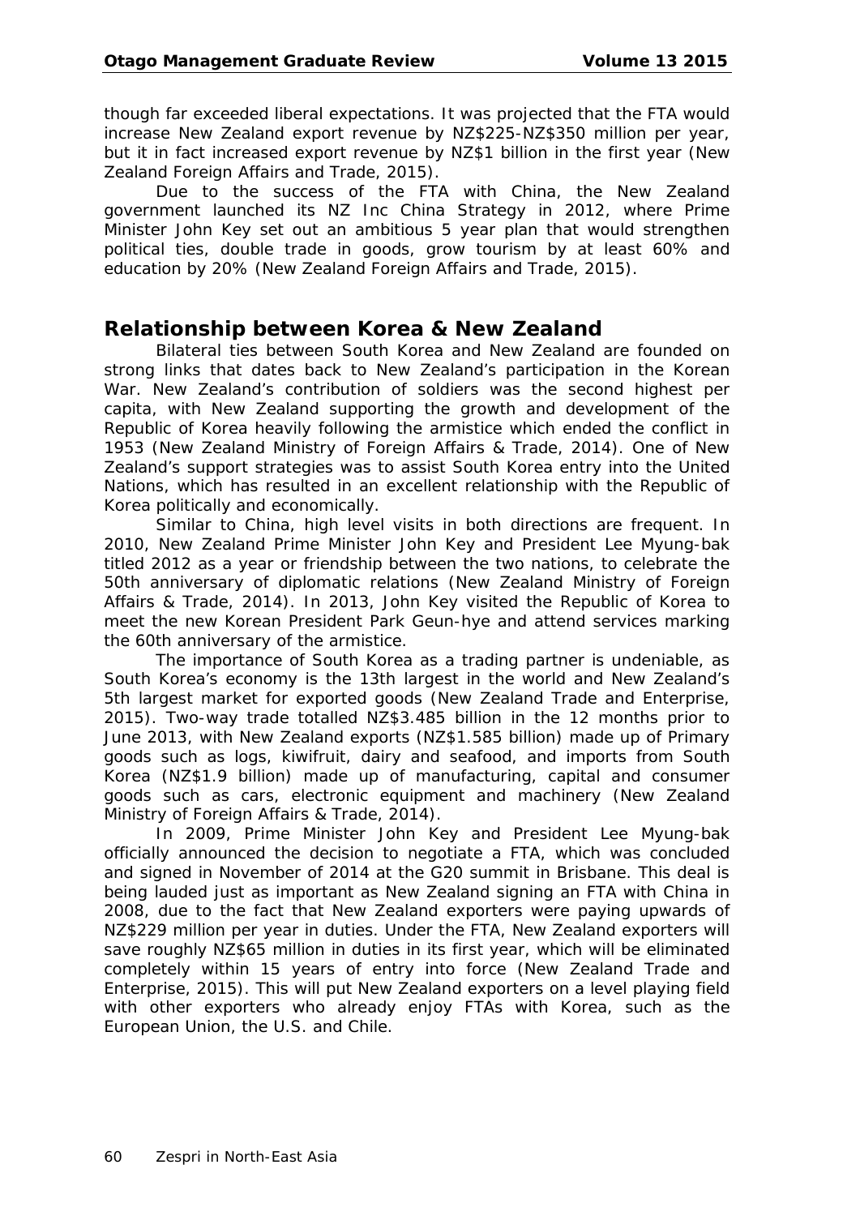though far exceeded liberal expectations. It was projected that the FTA would increase New Zealand export revenue by NZ$225-NZ$350 million per year, but it in fact increased export revenue by NZ$1 billion in the first year (New Zealand Foreign Affairs and Trade, 2015).

Due to the success of the FTA with China, the New Zealand government launched its NZ Inc China Strategy in 2012, where Prime Minister John Key set out an ambitious 5 year plan that would strengthen political ties, double trade in goods, grow tourism by at least 60% and education by 20% (New Zealand Foreign Affairs and Trade, 2015).

## Relationship between Korea & New Zealand

Bilateral ties between South Korea and New Zealand are founded on strong links that dates back to New Zealand's participation in the Korean War. New Zealand's contribution of soldiers was the second highest per capita, with New Zealand supporting the growth and development of the Republic of Korea heavily following the armistice which ended the conflict in 1953 (New Zealand Ministry of Foreign Affairs & Trade, 2014). One of New Zealand's support strategies was to assist South Korea entry into the United Nations, which has resulted in an excellent relationship with the Republic of Korea politically and economically.

Similar to China, high level visits in both directions are frequent. In 2010, New Zealand Prime Minister John Key and President Lee Myung-bak titled 2012 as a year or friendship between the two nations, to celebrate the 50th anniversary of diplomatic relations (New Zealand Ministry of Foreign Affairs & Trade, 2014). In 2013, John Key visited the Republic of Korea to meet the new Korean President Park Geun-hye and attend services marking the 60th anniversary of the armistice.

The importance of South Korea as a trading partner is undeniable, as South Korea's economy is the 13th largest in the world and New Zealand's 5th largest market for exported goods (New Zealand Trade and Enterprise, 2015). Two-way trade totalled NZ$3.485 billion in the 12 months prior to June 2013, with New Zealand exports (NZ$1.585 billion) made up of Primary goods such as logs, kiwifruit, dairy and seafood, and imports from South Korea (NZ$1.9 billion) made up of manufacturing, capital and consumer goods such as cars, electronic equipment and machinery (New Zealand Ministry of Foreign Affairs & Trade, 2014).

In 2009, Prime Minister John Key and President Lee Myung-bak officially announced the decision to negotiate a FTA, which was concluded and signed in November of 2014 at the G20 summit in Brisbane. This deal is being lauded just as important as New Zealand signing an FTA with China in 2008, due to the fact that New Zealand exporters were paying upwards of NZ$229 million per year in duties. Under the FTA, New Zealand exporters will save roughly NZ$65 million in duties in its first year, which will be eliminated completely within 15 years of entry into force (New Zealand Trade and Enterprise, 2015). This will put New Zealand exporters on a level playing field with other exporters who already enjoy FTAs with Korea, such as the European Union, the U.S. and Chile.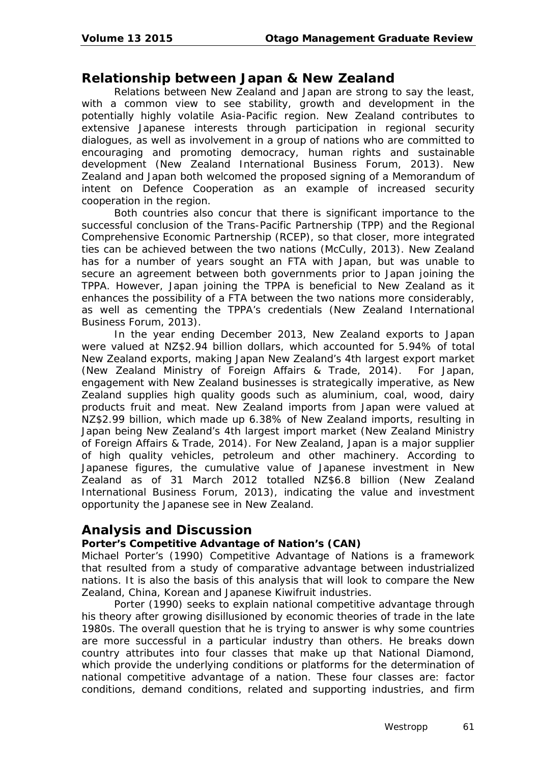## Relationship between Japan & New Zealand

Relations between New Zealand and Japan are strong to say the least, with a common view to see stability, growth and development in the potentially highly volatile Asia-Pacific region. New Zealand contributes to extensive Japanese interests through participation in regional security dialogues, as well as involvement in a group of nations who are committed to encouraging and promoting democracy, human rights and sustainable development (New Zealand International Business Forum, 2013). New Zealand and Japan both welcomed the proposed signing of a Memorandum of intent on Defence Cooperation as an example of increased security cooperation in the region.

Both countries also concur that there is significant importance to the successful conclusion of the Trans-Pacific Partnership (TPP) and the Regional Comprehensive Economic Partnership (RCEP), so that closer, more integrated ties can be achieved between the two nations (McCully, 2013). New Zealand has for a number of years sought an FTA with Japan, but was unable to secure an agreement between both governments prior to Japan joining the TPPA. However, Japan joining the TPPA is beneficial to New Zealand as it enhances the possibility of a FTA between the two nations more considerably, as well as cementing the TPPA's credentials (New Zealand International Business Forum, 2013).

In the year ending December 2013, New Zealand exports to Japan were valued at NZ$2.94 billion dollars, which accounted for 5.94% of total New Zealand exports, making Japan New Zealand's 4th largest export market (New Zealand Ministry of Foreign Affairs & Trade, 2014). For Japan, engagement with New Zealand businesses is strategically imperative, as New Zealand supplies high quality goods such as aluminium, coal, wood, dairy products fruit and meat. New Zealand imports from Japan were valued at NZ$2.99 billion, which made up 6.38% of New Zealand imports, resulting in Japan being New Zealand's 4th largest import market (New Zealand Ministry of Foreign Affairs & Trade, 2014). For New Zealand, Japan is a major supplier of high quality vehicles, petroleum and other machinery. According to Japanese figures, the cumulative value of Japanese investment in New Zealand as of 31 March 2012 totalled NZ$6.8 billion (New Zealand International Business Forum, 2013), indicating the value and investment opportunity the Japanese see in New Zealand.

## Analysis and Discussion

### Porter's Competitive Advantage of Nation's (CAN)

Michael Porter's (1990) Competitive Advantage of Nations is a framework that resulted from a study of comparative advantage between industrialized nations. It is also the basis of this analysis that will look to compare the New Zealand, China, Korean and Japanese Kiwifruit industries.

Porter (1990) seeks to explain national competitive advantage through his theory after growing disillusioned by economic theories of trade in the late 1980s. The overall question that he is trying to answer is why some countries are more successful in a particular industry than others. He breaks down country attributes into four classes that make up that National Diamond, which provide the underlying conditions or platforms for the determination of national competitive advantage of a nation. These four classes are: factor conditions, demand conditions, related and supporting industries, and firm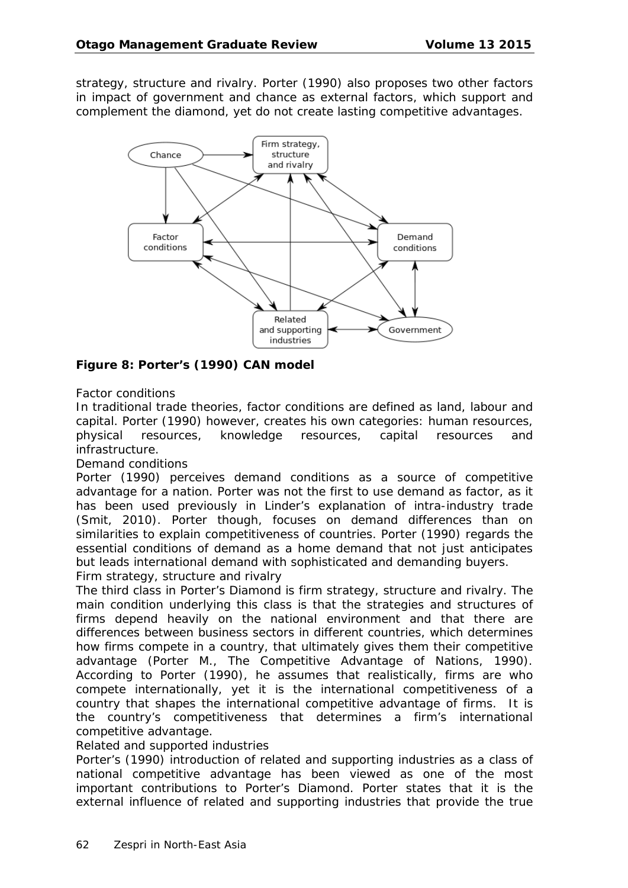strategy, structure and rivalry. Porter (1990) also proposes two other factors in impact of government and chance as external factors, which support and complement the diamond, yet do not create lasting competitive advantages.

**Figure 8: Porter's (1990) CAN model**

Factor conditions

In traditional trade theories, factor conditions are defined as land, labour and capital. Porter (1990) however, creates his own categories: human resources, physical resources, knowledge resources, capital resources and infrastructure.

Demand conditions

Porter (1990) perceives demand conditions as a source of competitive advantage for a nation. Porter was not the first to use demand as factor, as it has been used previously in Linder's explanation of intra-industry trade (Smit, 2010). Porter though, focuses on demand differences than on similarities to explain competitiveness of countries. Porter (1990) regards the essential conditions of demand as a home demand that not just anticipates but leads international demand with sophisticated and demanding buyers.

Firm strategy, structure and rivalry

The third class in Porter's Diamond is firm strategy, structure and rivalry. The main condition underlying this class is that the strategies and structures of firms depend heavily on the national environment and that there are differences between business sectors in different countries, which determines how firms compete in a country, that ultimately gives them their competitive advantage (Porter M., The Competitive Advantage of Nations, 1990). According to Porter (1990), he assumes that realistically, firms are who compete internationally, yet it is the international competitiveness of a country that shapes the international competitive advantage of firms. It is the country's competitiveness that determines a firm's international competitive advantage.

Related and supported industries

Porter's (1990) introduction of related and supporting industries as a class of national competitive advantage has been viewed as one of the most important contributions to Porter's Diamond. Porter states that it is the external influence of related and supporting industries that provide the true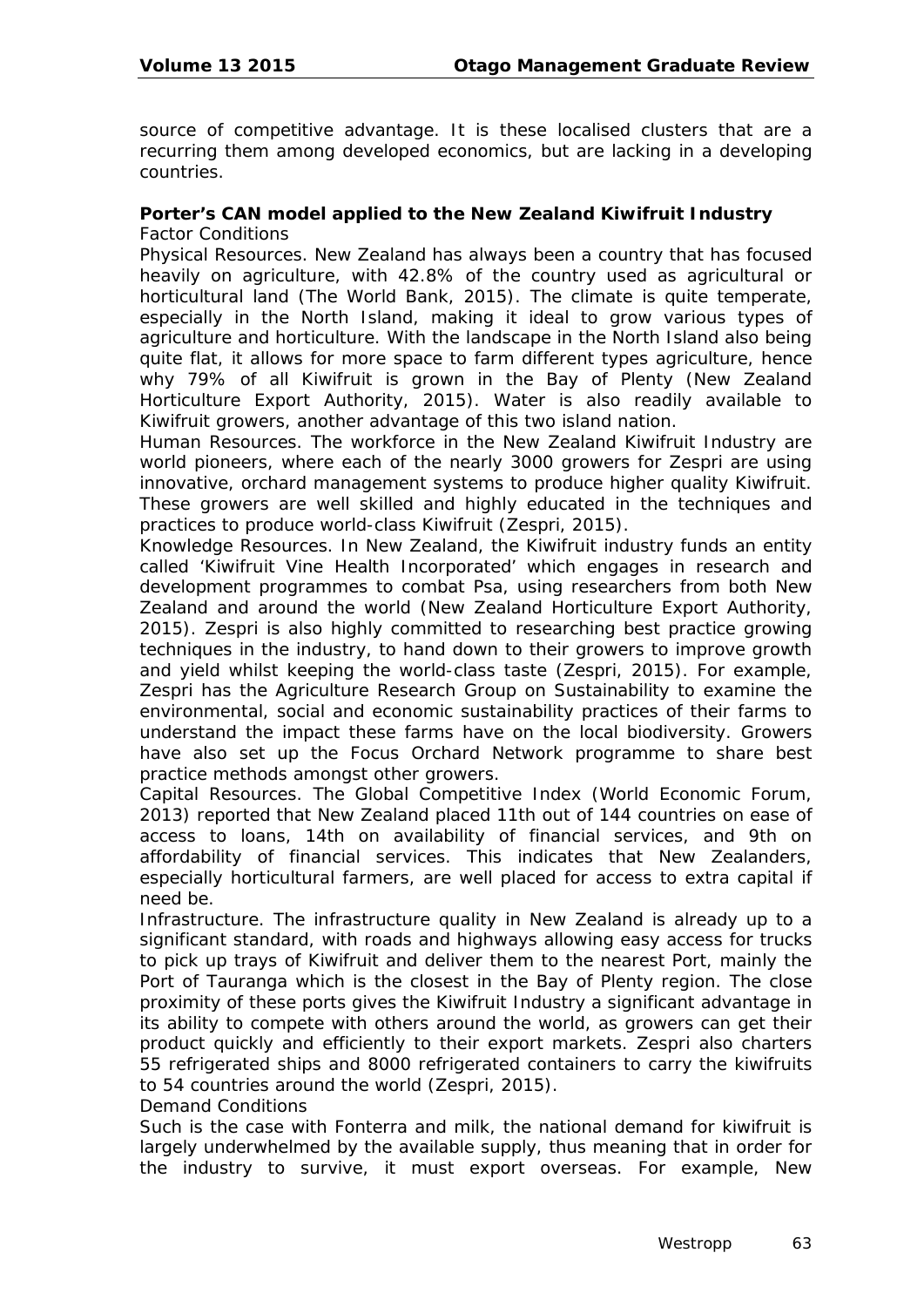source of competitive advantage. It is these localised clusters that are a recurring them among developed economics, but are lacking in a developing countries.

**Porter's CAN model applied to the New Zealand Kiwifruit Industry**

Factor Conditions

Physical Resources. New Zealand has always been a country that has focused heavily on agriculture, with 42.8% of the country used as agricultural or horticultural land (The World Bank, 2015). The climate is quite temperate, especially in the North Island, making it ideal to grow various types of agriculture and horticulture. With the landscape in the North Island also being quite flat, it allows for more space to farm different types agriculture, hence why 79% of all Kiwifruit is grown in the Bay of Plenty (New Zealand Horticulture Export Authority, 2015). Water is also readily available to Kiwifruit growers, another advantage of this two island nation.

Human Resources. The workforce in the New Zealand Kiwifruit Industry are world pioneers, where each of the nearly 3000 growers for Zespri are using innovative, orchard management systems to produce higher quality Kiwifruit. These growers are well skilled and highly educated in the techniques and practices to produce world-class Kiwifruit (Zespri, 2015).

Knowledge Resources. In New Zealand, the Kiwifruit industry funds an entity called 'Kiwifruit Vine Health Incorporated' which engages in research and development programmes to combat Psa, using researchers from both New Zealand and around the world (New Zealand Horticulture Export Authority, 2015). Zespri is also highly committed to researching best practice growing techniques in the industry, to hand down to their growers to improve growth and yield whilst keeping the world-class taste (Zespri, 2015). For example, Zespri has the Agriculture Research Group on Sustainability to examine the environmental, social and economic sustainability practices of their farms to understand the impact these farms have on the local biodiversity. Growers have also set up the Focus Orchard Network programme to share best practice methods amongst other growers.

Capital Resources. The Global Competitive Index (World Economic Forum, 2013) reported that New Zealand placed 11th out of 144 countries on ease of access to loans, 14th on availability of financial services, and 9th on affordability of financial services. This indicates that New Zealanders, especially horticultural farmers, are well placed for access to extra capital if need be.

Infrastructure. The infrastructure quality in New Zealand is already up to a significant standard, with roads and highways allowing easy access for trucks to pick up trays of Kiwifruit and deliver them to the nearest Port, mainly the Port of Tauranga which is the closest in the Bay of Plenty region. The close proximity of these ports gives the Kiwifruit Industry a significant advantage in its ability to compete with others around the world, as growers can get their product quickly and efficiently to their export markets. Zespri also charters 55 refrigerated ships and 8000 refrigerated containers to carry the kiwifruits to 54 countries around the world (Zespri, 2015).

Demand Conditions

Such is the case with Fonterra and milk, the national demand for kiwifruit is largely underwhelmed by the available supply, thus meaning that in order for the industry to survive, it must export overseas. For example, New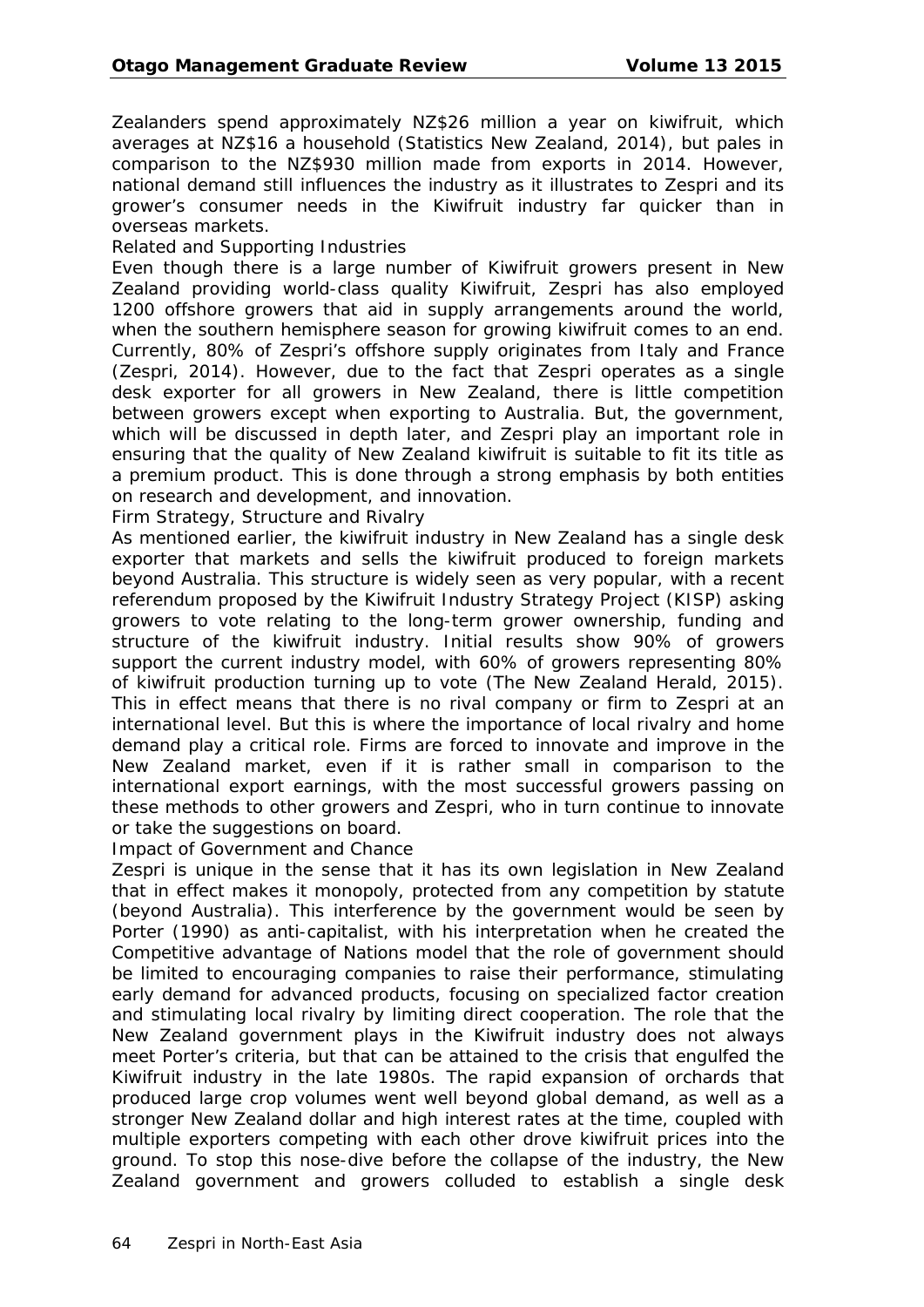Zealanders spend approximately NZ$26 million a year on kiwifruit, which averages at NZ$16 a household (Statistics New Zealand, 2014), but pales in comparison to the NZ$930 million made from exports in 2014. However, national demand still influences the industry as it illustrates to Zespri and its grower's consumer needs in the Kiwifruit industry far quicker than in overseas markets.

Related and Supporting Industries

Even though there is a large number of Kiwifruit growers present in New Zealand providing world-class quality Kiwifruit, Zespri has also employed 1200 offshore growers that aid in supply arrangements around the world, when the southern hemisphere season for growing kiwifruit comes to an end. Currently, 80% of Zespri's offshore supply originates from Italy and France (Zespri, 2014). However, due to the fact that Zespri operates as a single desk exporter for all growers in New Zealand, there is little competition between growers except when exporting to Australia. But, the government, which will be discussed in depth later, and Zespri play an important role in ensuring that the quality of New Zealand kiwifruit is suitable to fit its title as a premium product. This is done through a strong emphasis by both entities on research and development, and innovation.

Firm Strategy, Structure and Rivalry

As mentioned earlier, the kiwifruit industry in New Zealand has a single desk exporter that markets and sells the kiwifruit produced to foreign markets beyond Australia. This structure is widely seen as very popular, with a recent referendum proposed by the Kiwifruit Industry Strategy Project (KISP) asking growers to vote relating to the long-term grower ownership, funding and structure of the kiwifruit industry. Initial results show 90% of growers support the current industry model, with 60% of growers representing 80% of kiwifruit production turning up to vote (The New Zealand Herald, 2015). This in effect means that there is no rival company or firm to Zespri at an international level. But this is where the importance of local rivalry and home demand play a critical role. Firms are forced to innovate and improve in the New Zealand market, even if it is rather small in comparison to the international export earnings, with the most successful growers passing on these methods to other growers and Zespri, who in turn continue to innovate or take the suggestions on board.

Impact of Government and Chance

Zespri is unique in the sense that it has its own legislation in New Zealand that in effect makes it monopoly, protected from any competition by statute (beyond Australia). This interference by the government would be seen by Porter (1990) as anti-capitalist, with his interpretation when he created the Competitive advantage of Nations model that the role of government should be limited to encouraging companies to raise their performance, stimulating early demand for advanced products, focusing on specialized factor creation and stimulating local rivalry by limiting direct cooperation. The role that the New Zealand government plays in the Kiwifruit industry does not always meet Porter's criteria, but that can be attained to the crisis that engulfed the Kiwifruit industry in the late 1980s. The rapid expansion of orchards that produced large crop volumes went well beyond global demand, as well as a stronger New Zealand dollar and high interest rates at the time, coupled with multiple exporters competing with each other drove kiwifruit prices into the ground. To stop this nose-dive before the collapse of the industry, the New Zealand government and growers colluded to establish a single desk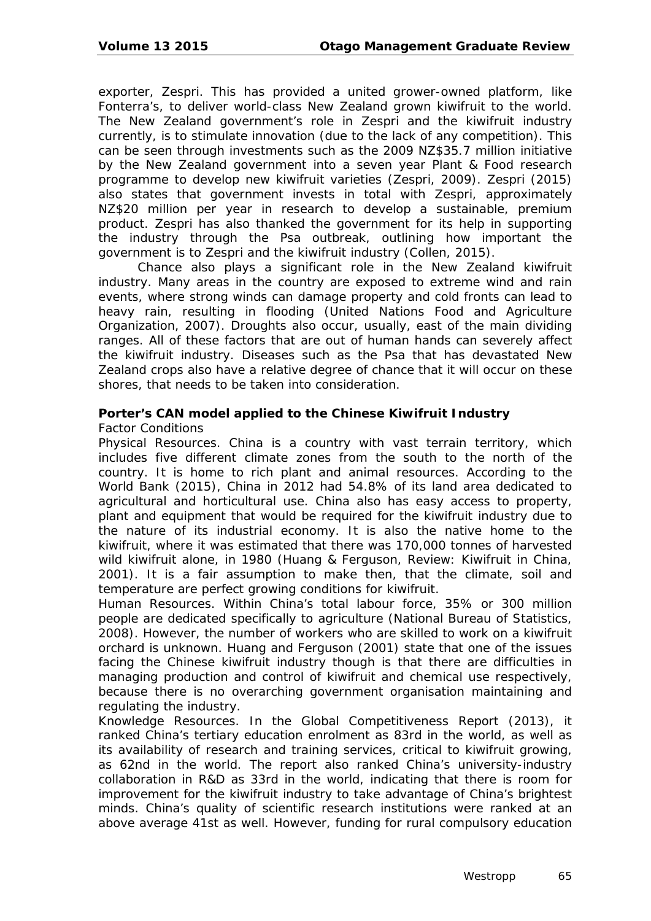exporter, Zespri. This has provided a united grower-owned platform, like Fonterra's, to deliver world-class New Zealand grown kiwifruit to the world. The New Zealand government's role in Zespri and the kiwifruit industry currently, is to stimulate innovation (due to the lack of any competition). This can be seen through investments such as the 2009 NZ$35.7 million initiative by the New Zealand government into a seven year Plant & Food research programme to develop new kiwifruit varieties (Zespri, 2009). Zespri (2015) also states that government invests in total with Zespri, approximately NZ$20 million per year in research to develop a sustainable, premium product. Zespri has also thanked the government for its help in supporting the industry through the Psa outbreak, outlining how important the government is to Zespri and the kiwifruit industry (Collen, 2015).

Chance also plays a significant role in the New Zealand kiwifruit industry. Many areas in the country are exposed to extreme wind and rain events, where strong winds can damage property and cold fronts can lead to heavy rain, resulting in flooding (United Nations Food and Agriculture Organization, 2007). Droughts also occur, usually, east of the main dividing ranges. All of these factors that are out of human hands can severely affect the kiwifruit industry. Diseases such as the Psa that has devastated New Zealand crops also have a relative degree of chance that it will occur on these shores, that needs to be taken into consideration.

**Porter's CAN model applied to the Chinese Kiwifruit Industry**

Factor Conditions

Physical Resources. China is a country with vast terrain territory, which includes five different climate zones from the south to the north of the country. It is home to rich plant and animal resources. According to the World Bank (2015), China in 2012 had 54.8% of its land area dedicated to agricultural and horticultural use. China also has easy access to property, plant and equipment that would be required for the kiwifruit industry due to the nature of its industrial economy. It is also the native home to the kiwifruit, where it was estimated that there was 170,000 tonnes of harvested wild kiwifruit alone, in 1980 (Huang & Ferguson, Review: Kiwifruit in China, 2001). It is a fair assumption to make then, that the climate, soil and temperature are perfect growing conditions for kiwifruit.

Human Resources. Within China's total labour force, 35% or 300 million people are dedicated specifically to agriculture (National Bureau of Statistics, 2008). However, the number of workers who are skilled to work on a kiwifruit orchard is unknown. Huang and Ferguson (2001) state that one of the issues facing the Chinese kiwifruit industry though is that there are difficulties in managing production and control of kiwifruit and chemical use respectively, because there is no overarching government organisation maintaining and regulating the industry.

Knowledge Resources. In the Global Competitiveness Report (2013), it ranked China's tertiary education enrolment as 83rd in the world, as well as its availability of research and training services, critical to kiwifruit growing, as 62nd in the world. The report also ranked China's university-industry collaboration in R&D as 33rd in the world, indicating that there is room for improvement for the kiwifruit industry to take advantage of China's brightest minds. China's quality of scientific research institutions were ranked at an above average 41st as well. However, funding for rural compulsory education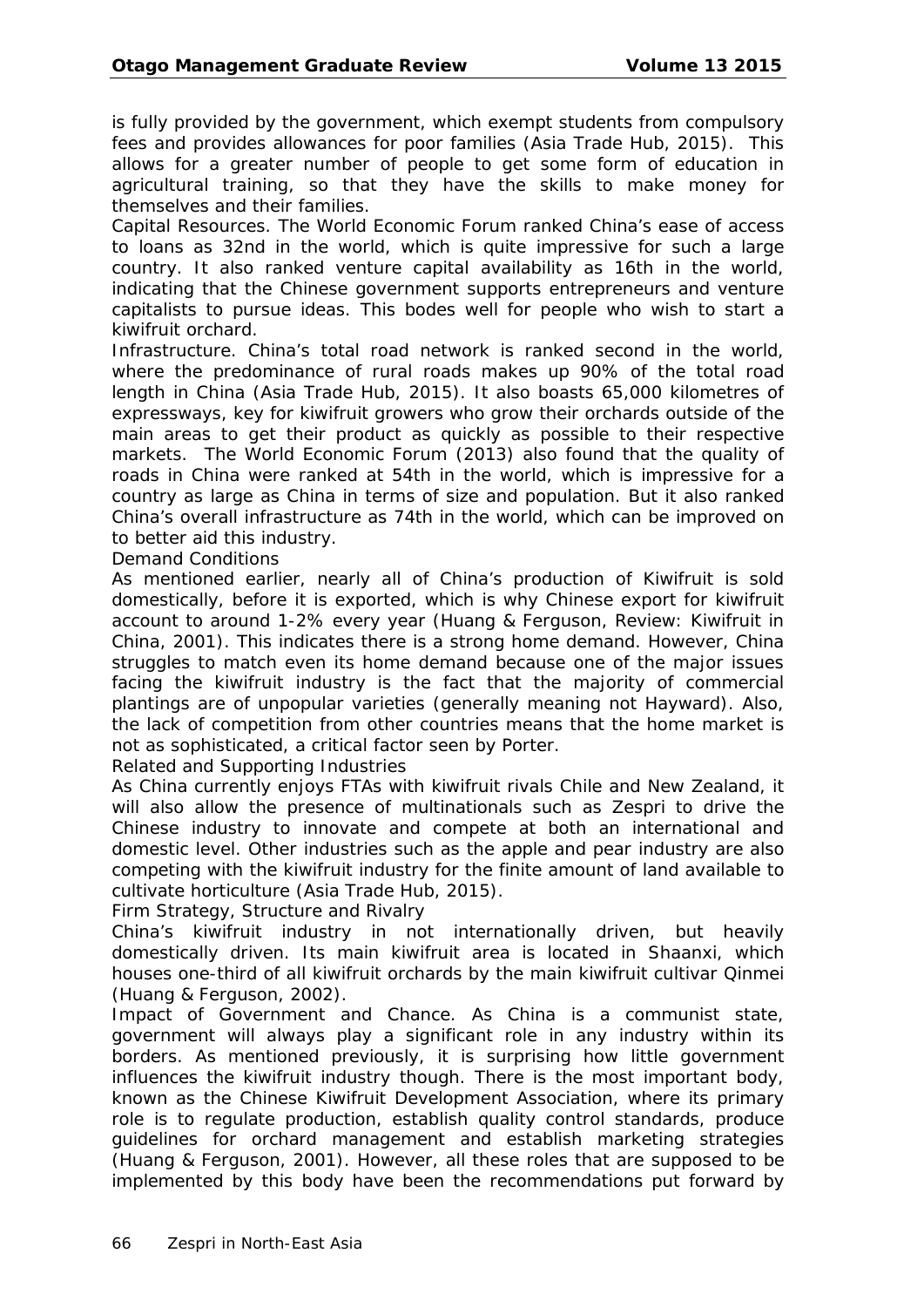is fully provided by the government, which exempt students from compulsory fees and provides allowances for poor families (Asia Trade Hub, 2015). This allows for a greater number of people to get some form of education in agricultural training, so that they have the skills to make money for themselves and their families.

Capital Resources. The World Economic Forum ranked China's ease of access to loans as 32nd in the world, which is quite impressive for such a large country. It also ranked venture capital availability as 16th in the world, indicating that the Chinese government supports entrepreneurs and venture capitalists to pursue ideas. This bodes well for people who wish to start a kiwifruit orchard.

Infrastructure. China's total road network is ranked second in the world, where the predominance of rural roads makes up 90% of the total road length in China (Asia Trade Hub, 2015). It also boasts 65,000 kilometres of expressways, key for kiwifruit growers who grow their orchards outside of the main areas to get their product as quickly as possible to their respective markets. The World Economic Forum (2013) also found that the quality of roads in China were ranked at 54th in the world, which is impressive for a country as large as China in terms of size and population. But it also ranked China's overall infrastructure as 74th in the world, which can be improved on to better aid this industry.

Demand Conditions

As mentioned earlier, nearly all of China's production of Kiwifruit is sold domestically, before it is exported, which is why Chinese export for kiwifruit account to around 1-2% every year (Huang & Ferguson, Review: Kiwifruit in China, 2001). This indicates there is a strong home demand. However, China struggles to match even its home demand because one of the major issues facing the kiwifruit industry is the fact that the majority of commercial plantings are of unpopular varieties (generally meaning not Hayward). Also, the lack of competition from other countries means that the home market is not as sophisticated, a critical factor seen by Porter.

Related and Supporting Industries

As China currently enjoys FTAs with kiwifruit rivals Chile and New Zealand, it will also allow the presence of multinationals such as Zespri to drive the Chinese industry to innovate and compete at both an international and domestic level. Other industries such as the apple and pear industry are also competing with the kiwifruit industry for the finite amount of land available to cultivate horticulture (Asia Trade Hub, 2015).

Firm Strategy, Structure and Rivalry

China's kiwifruit industry in not internationally driven, but heavily domestically driven. Its main kiwifruit area is located in Shaanxi, which houses one-third of all kiwifruit orchards by the main kiwifruit cultivar Qinmei (Huang & Ferguson, 2002).

Impact of Government and Chance. As China is a communist state, government will always play a significant role in any industry within its borders. As mentioned previously, it is surprising how little government influences the kiwifruit industry though. There is the most important body, known as the Chinese Kiwifruit Development Association, where its primary role is to regulate production, establish quality control standards, produce guidelines for orchard management and establish marketing strategies (Huang & Ferguson, 2001). However, all these roles that are supposed to be implemented by this body have been the recommendations put forward by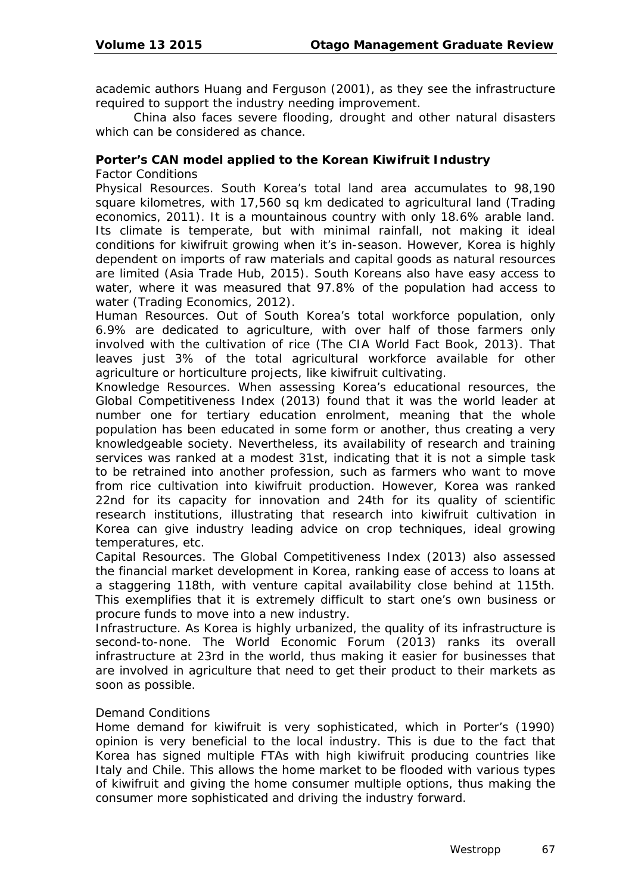academic authors Huang and Ferguson (2001), as they see the infrastructure required to support the industry needing improvement.

China also faces severe flooding, drought and other natural disasters which can be considered as chance.

**Porter's CAN model applied to the Korean Kiwifruit Industry**

Factor Conditions

Physical Resources. South Korea's total land area accumulates to 98,190 square kilometres, with 17,560 sq km dedicated to agricultural land (Trading economics, 2011). It is a mountainous country with only 18.6% arable land. Its climate is temperate, but with minimal rainfall, not making it ideal conditions for kiwifruit growing when it's in-season. However, Korea is highly dependent on imports of raw materials and capital goods as natural resources are limited (Asia Trade Hub, 2015). South Koreans also have easy access to water, where it was measured that 97.8% of the population had access to water (Trading Economics, 2012).

Human Resources. Out of South Korea's total workforce population, only 6.9% are dedicated to agriculture, with over half of those farmers only involved with the cultivation of rice (The CIA World Fact Book, 2013). That leaves just 3% of the total agricultural workforce available for other agriculture or horticulture projects, like kiwifruit cultivating.

Knowledge Resources. When assessing Korea's educational resources, the Global Competitiveness Index (2013) found that it was the world leader at number one for tertiary education enrolment, meaning that the whole population has been educated in some form or another, thus creating a very knowledgeable society. Nevertheless, its availability of research and training services was ranked at a modest 31st, indicating that it is not a simple task to be retrained into another profession, such as farmers who want to move from rice cultivation into kiwifruit production. However, Korea was ranked 22nd for its capacity for innovation and 24th for its quality of scientific research institutions, illustrating that research into kiwifruit cultivation in Korea can give industry leading advice on crop techniques, ideal growing temperatures, etc.

Capital Resources. The Global Competitiveness Index (2013) also assessed the financial market development in Korea, ranking ease of access to loans at a staggering 118th, with venture capital availability close behind at 115th. This exemplifies that it is extremely difficult to start one's own business or procure funds to move into a new industry.

Infrastructure. As Korea is highly urbanized, the quality of its infrastructure is second-to-none. The World Economic Forum (2013) ranks its overall infrastructure at 23rd in the world, thus making it easier for businesses that are involved in agriculture that need to get their product to their markets as soon as possible.

Demand Conditions

Home demand for kiwifruit is very sophisticated, which in Porter's (1990) opinion is very beneficial to the local industry. This is due to the fact that Korea has signed multiple FTAs with high kiwifruit producing countries like Italy and Chile. This allows the home market to be flooded with various types of kiwifruit and giving the home consumer multiple options, thus making the consumer more sophisticated and driving the industry forward.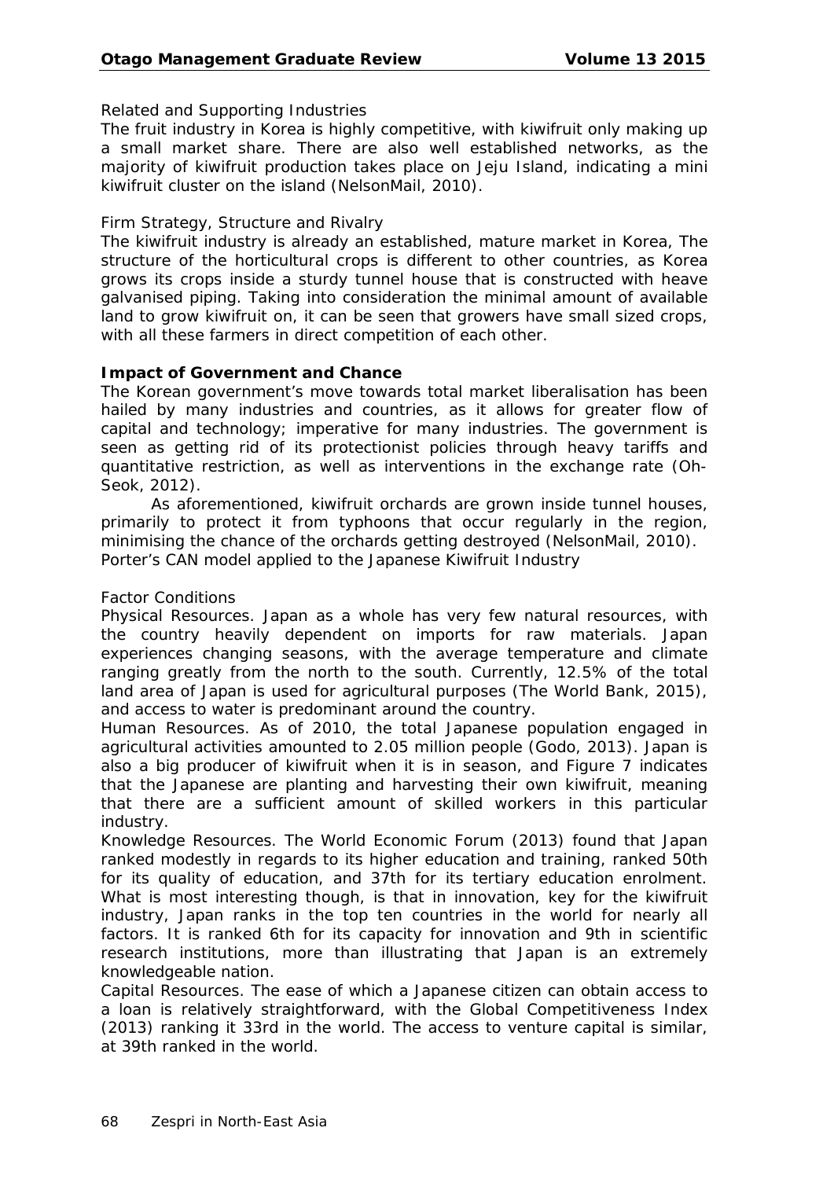Related and Supporting Industries

The fruit industry in Korea is highly competitive, with kiwifruit only making up a small market share. There are also well established networks, as the majority of kiwifruit production takes place on Jeju Island, indicating a mini kiwifruit cluster on the island (NelsonMail, 2010).

Firm Strategy, Structure and Rivalry

The kiwifruit industry is already an established, mature market in Korea, The structure of the horticultural crops is different to other countries, as Korea grows its crops inside a sturdy tunnel house that is constructed with heave galvanised piping. Taking into consideration the minimal amount of available land to grow kiwifruit on, it can be seen that growers have small sized crops, with all these farmers in direct competition of each other.

**Impact of Government and Chance**

The Korean government's move towards total market liberalisation has been hailed by many industries and countries, as it allows for greater flow of capital and technology; imperative for many industries. The government is seen as getting rid of its protectionist policies through heavy tariffs and quantitative restriction, as well as interventions in the exchange rate (Oh-Seok, 2012).

As aforementioned, kiwifruit orchards are grown inside tunnel houses, primarily to protect it from typhoons that occur regularly in the region, minimising the chance of the orchards getting destroyed (NelsonMail, 2010).

Porter's CAN model applied to the Japanese Kiwifruit Industry

Factor Conditions

Physical Resources. Japan as a whole has very few natural resources, with the country heavily dependent on imports for raw materials. Japan experiences changing seasons, with the average temperature and climate ranging greatly from the north to the south. Currently, 12.5% of the total land area of Japan is used for agricultural purposes (The World Bank, 2015), and access to water is predominant around the country.

Human Resources. As of 2010, the total Japanese population engaged in agricultural activities amounted to 2.05 million people (Godo, 2013). Japan is also a big producer of kiwifruit when it is in season, and Figure 7 indicates that the Japanese are planting and harvesting their own kiwifruit, meaning that there are a sufficient amount of skilled workers in this particular industry.

Knowledge Resources. The World Economic Forum (2013) found that Japan ranked modestly in regards to its higher education and training, ranked 50th for its quality of education, and 37th for its tertiary education enrolment. What is most interesting though, is that in innovation, key for the kiwifruit industry, Japan ranks in the top ten countries in the world for nearly all factors. It is ranked 6th for its capacity for innovation and 9th in scientific research institutions, more than illustrating that Japan is an extremely knowledgeable nation.

Capital Resources. The ease of which a Japanese citizen can obtain access to a loan is relatively straightforward, with the Global Competitiveness Index (2013) ranking it 33rd in the world. The access to venture capital is similar, at 39th ranked in the world.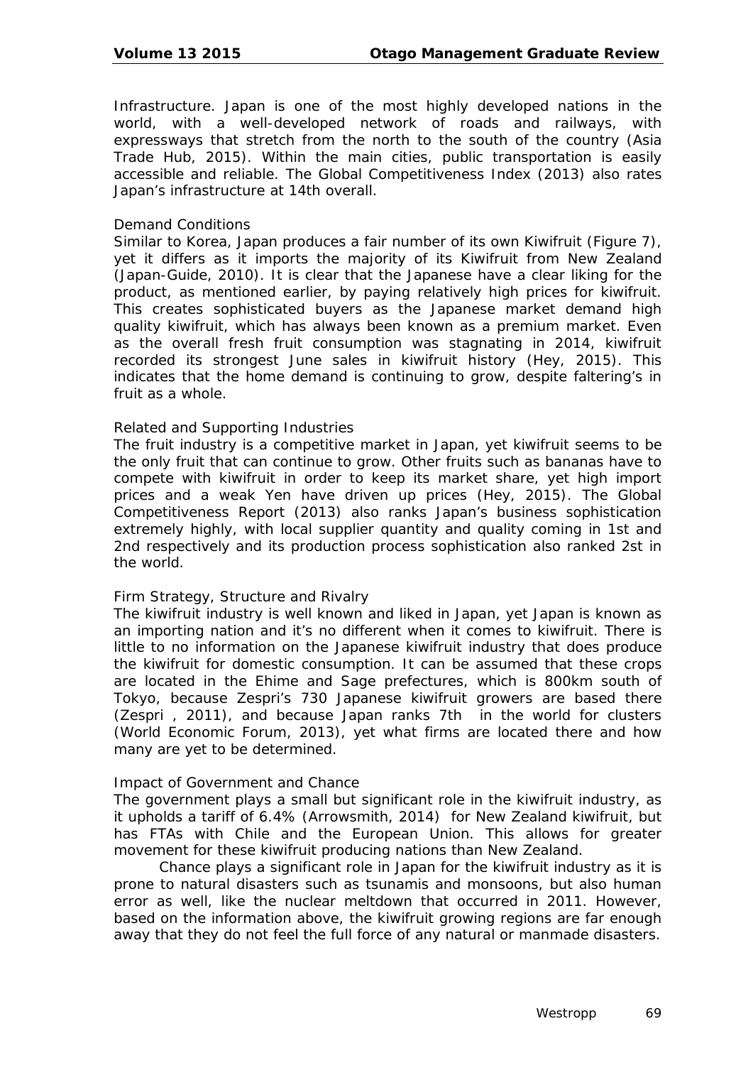Infrastructure. Japan is one of the most highly developed nations in the world, with a well-developed network of roads and railways, with expressways that stretch from the north to the south of the country (Asia Trade Hub, 2015). Within the main cities, public transportation is easily accessible and reliable. The Global Competitiveness Index (2013) also rates Japan's infrastructure at 14th overall.

### Demand Conditions

Similar to Korea, Japan produces a fair number of its own Kiwifruit (Figure 7), yet it differs as it imports the majority of its Kiwifruit from New Zealand (Japan-Guide, 2010). It is clear that the Japanese have a clear liking for the product, as mentioned earlier, by paying relatively high prices for kiwifruit. This creates sophisticated buyers as the Japanese market demand high quality kiwifruit, which has always been known as a premium market. Even as the overall fresh fruit consumption was stagnating in 2014, kiwifruit recorded its strongest June sales in kiwifruit history (Hey, 2015). This indicates that the home demand is continuing to grow, despite faltering's in fruit as a whole.

### Related and Supporting Industries

The fruit industry is a competitive market in Japan, yet kiwifruit seems to be the only fruit that can continue to grow. Other fruits such as bananas have to compete with kiwifruit in order to keep its market share, yet high import prices and a weak Yen have driven up prices (Hey, 2015). The Global Competitiveness Report (2013) also ranks Japan's business sophistication extremely highly, with local supplier quantity and quality coming in 1st and 2nd respectively and its production process sophistication also ranked 2st in the world.

### Firm Strategy, Structure and Rivalry

The kiwifruit industry is well known and liked in Japan, yet Japan is known as an importing nation and it's no different when it comes to kiwifruit. There is little to no information on the Japanese kiwifruit industry that does produce the kiwifruit for domestic consumption. It can be assumed that these crops are located in the Ehime and Sage prefectures, which is 800km south of Tokyo, because Zespri's 730 Japanese kiwifruit growers are based there (Zespri , 2011), and because Japan ranks 7th in the world for clusters (World Economic Forum, 2013), yet what firms are located there and how many are yet to be determined.

### Impact of Government and Chance

The government plays a small but significant role in the kiwifruit industry, as it upholds a tariff of 6.4% (Arrowsmith, 2014) for New Zealand kiwifruit, but has FTAs with Chile and the European Union. This allows for greater movement for these kiwifruit producing nations than New Zealand.

Chance plays a significant role in Japan for the kiwifruit industry as it is prone to natural disasters such as tsunamis and monsoons, but also human error as well, like the nuclear meltdown that occurred in 2011. However, based on the information above, the kiwifruit growing regions are far enough away that they do not feel the full force of any natural or manmade disasters.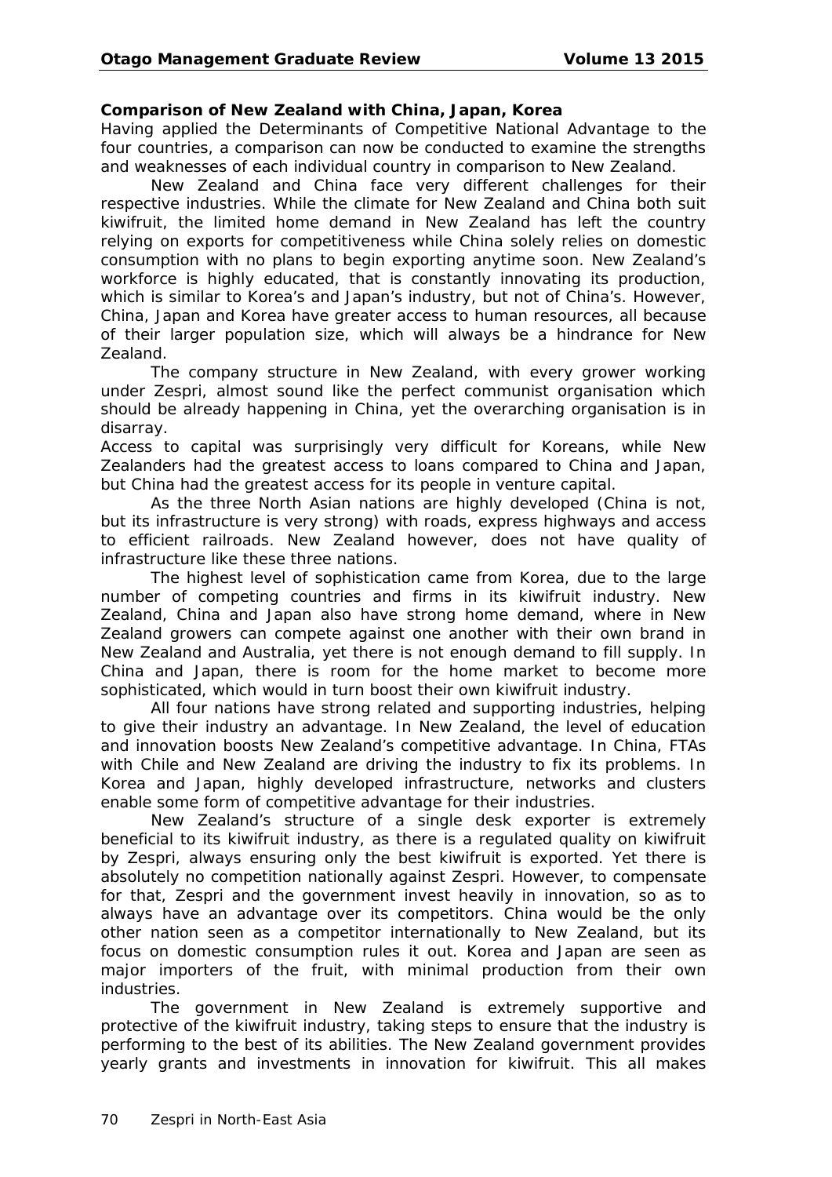**Comparison of New Zealand with China, Japan, Korea**

Having applied the Determinants of Competitive National Advantage to the four countries, a comparison can now be conducted to examine the strengths and weaknesses of each individual country in comparison to New Zealand.

New Zealand and China face very different challenges for their respective industries. While the climate for New Zealand and China both suit kiwifruit, the limited home demand in New Zealand has left the country relying on exports for competitiveness while China solely relies on domestic consumption with no plans to begin exporting anytime soon. New Zealand's workforce is highly educated, that is constantly innovating its production, which is similar to Korea's and Japan's industry, but not of China's. However, China, Japan and Korea have greater access to human resources, all because of their larger population size, which will always be a hindrance for New Zealand.

The company structure in New Zealand, with every grower working under Zespri, almost sound like the perfect communist organisation which should be already happening in China, yet the overarching organisation is in disarray.

Access to capital was surprisingly very difficult for Koreans, while New Zealanders had the greatest access to loans compared to China and Japan, but China had the greatest access for its people in venture capital.

As the three North Asian nations are highly developed (China is not, but its infrastructure is very strong) with roads, express highways and access to efficient railroads. New Zealand however, does not have quality of infrastructure like these three nations.

The highest level of sophistication came from Korea, due to the large number of competing countries and firms in its kiwifruit industry. New Zealand, China and Japan also have strong home demand, where in New Zealand growers can compete against one another with their own brand in New Zealand and Australia, yet there is not enough demand to fill supply. In China and Japan, there is room for the home market to become more sophisticated, which would in turn boost their own kiwifruit industry.

All four nations have strong related and supporting industries, helping to give their industry an advantage. In New Zealand, the level of education and innovation boosts New Zealand's competitive advantage. In China, FTAs with Chile and New Zealand are driving the industry to fix its problems. In Korea and Japan, highly developed infrastructure, networks and clusters enable some form of competitive advantage for their industries.

New Zealand's structure of a single desk exporter is extremely beneficial to its kiwifruit industry, as there is a regulated quality on kiwifruit by Zespri, always ensuring only the best kiwifruit is exported. Yet there is absolutely no competition nationally against Zespri. However, to compensate for that, Zespri and the government invest heavily in innovation, so as to always have an advantage over its competitors. China would be the only other nation seen as a competitor internationally to New Zealand, but its focus on domestic consumption rules it out. Korea and Japan are seen as major importers of the fruit, with minimal production from their own industries.

The government in New Zealand is extremely supportive and protective of the kiwifruit industry, taking steps to ensure that the industry is performing to the best of its abilities. The New Zealand government provides yearly grants and investments in innovation for kiwifruit. This all makes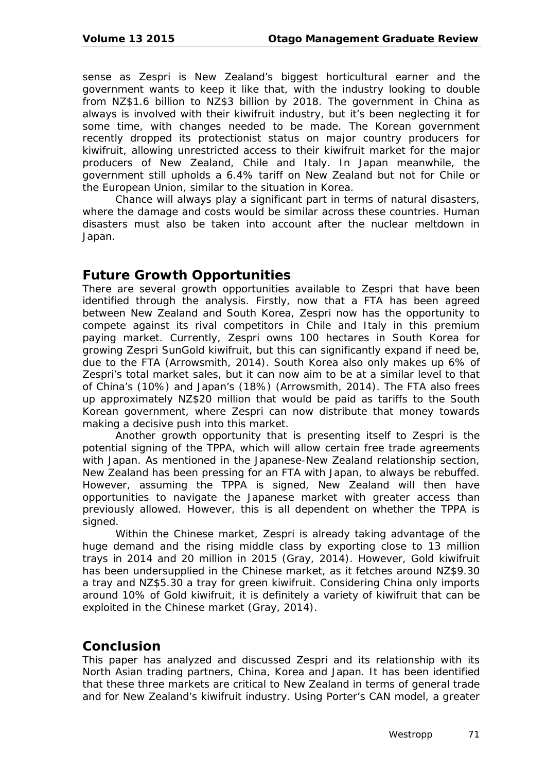sense as Zespri is New Zealand's biggest horticultural earner and the government wants to keep it like that, with the industry looking to double from NZ$1.6 billion to NZ$3 billion by 2018. The government in China as always is involved with their kiwifruit industry, but it's been neglecting it for some time, with changes needed to be made. The Korean government recently dropped its protectionist status on major country producers for kiwifruit, allowing unrestricted access to their kiwifruit market for the major producers of New Zealand, Chile and Italy. In Japan meanwhile, the government still upholds a 6.4% tariff on New Zealand but not for Chile or the European Union, similar to the situation in Korea.

Chance will always play a significant part in terms of natural disasters, where the damage and costs would be similar across these countries. Human disasters must also be taken into account after the nuclear meltdown in Japan.

## Future Growth Opportunities

There are several growth opportunities available to Zespri that have been identified through the analysis. Firstly, now that a FTA has been agreed between New Zealand and South Korea, Zespri now has the opportunity to compete against its rival competitors in Chile and Italy in this premium paying market. Currently, Zespri owns 100 hectares in South Korea for growing Zespri SunGold kiwifruit, but this can significantly expand if need be, due to the FTA (Arrowsmith, 2014). South Korea also only makes up 6% of Zespri's total market sales, but it can now aim to be at a similar level to that of China's (10%) and Japan's (18%) (Arrowsmith, 2014). The FTA also frees up approximately NZ$20 million that would be paid as tariffs to the South Korean government, where Zespri can now distribute that money towards making a decisive push into this market.

Another growth opportunity that is presenting itself to Zespri is the potential signing of the TPPA, which will allow certain free trade agreements with Japan. As mentioned in the Japanese-New Zealand relationship section, New Zealand has been pressing for an FTA with Japan, to always be rebuffed. However, assuming the TPPA is signed, New Zealand will then have opportunities to navigate the Japanese market with greater access than previously allowed. However, this is all dependent on whether the TPPA is signed.

Within the Chinese market, Zespri is already taking advantage of the huge demand and the rising middle class by exporting close to 13 million trays in 2014 and 20 million in 2015 (Gray, 2014). However, Gold kiwifruit has been undersupplied in the Chinese market, as it fetches around NZ$9.30 a tray and NZ$5.30 a tray for green kiwifruit. Considering China only imports around 10% of Gold kiwifruit, it is definitely a variety of kiwifruit that can be exploited in the Chinese market (Gray, 2014).

## Conclusion

This paper has analyzed and discussed Zespri and its relationship with its North Asian trading partners, China, Korea and Japan. It has been identified that these three markets are critical to New Zealand in terms of general trade and for New Zealand's kiwifruit industry. Using Porter's CAN model, a greater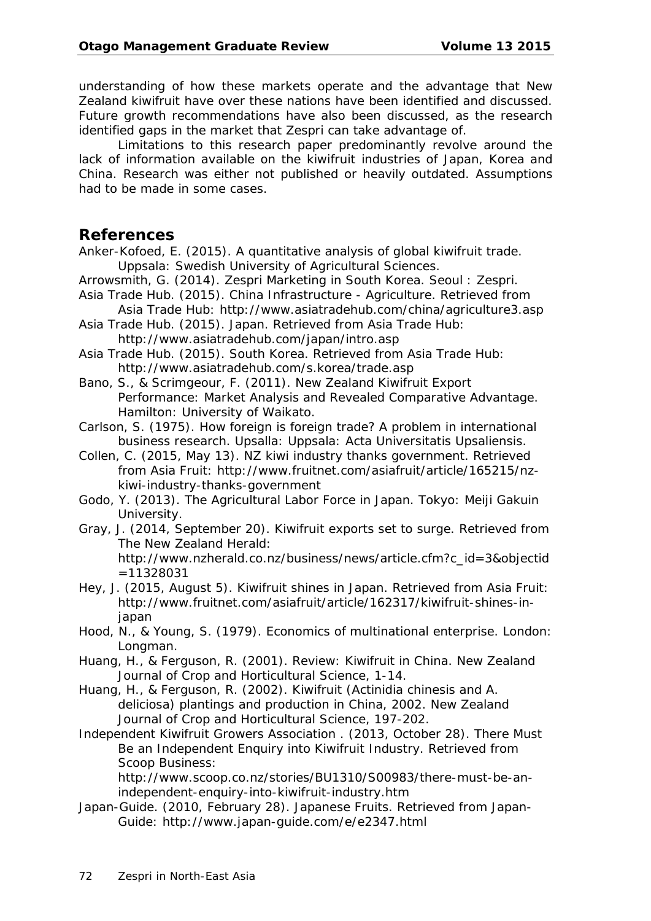understanding of how these markets operate and the advantage that New Zealand kiwifruit have over these nations have been identified and discussed. Future growth recommendations have also been discussed, as the research identified gaps in the market that Zespri can take advantage of.

Limitations to this research paper predominantly revolve around the lack of information available on the kiwifruit industries of Japan, Korea and China. Research was either not published or heavily outdated. Assumptions had to be made in some cases.

## References

Anker-Kofoed, E. (2015). A quantitative analysis of global kiwifruit trade. Uppsala: Swedish University of Agricultural Sciences.

Arrowsmith, G. (2014). Zespri Marketing in South Korea. Seoul : Zespri.

Asia Trade Hub. (2015). China Infrastructure - Agriculture. Retrieved from Asia Trade Hub: http://www.asiatradehub.com/china/agriculture3.asp

Asia Trade Hub. (2015). Japan. Retrieved from Asia Trade Hub: http://www.asiatradehub.com/japan/intro.asp

Asia Trade Hub. (2015). South Korea. Retrieved from Asia Trade Hub: http://www.asiatradehub.com/s.korea/trade.asp

Bano, S., & Scrimgeour, F. (2011). New Zealand Kiwifruit Export Performance: Market Analysis and Revealed Comparative Advantage. Hamilton: University of Waikato.

Carlson, S. (1975). How foreign is foreign trade? A problem in international business research. Upsalla: Uppsala: Acta Universitatis Upsaliensis.

Collen, C. (2015, May 13). NZ kiwi industry thanks government. Retrieved from Asia Fruit: http://www.fruitnet.com/asiafruit/article/165215/nz-kiwi-industry-thanks-government

Godo, Y. (2013). The Agricultural Labor Force in Japan. Tokyo: Meiji Gakuin University.

Gray, J. (2014, September 20). Kiwifruit exports set to surge. Retrieved from The New Zealand Herald: http://www.nzherald.co.nz/business/news/article.cfm?c_id=3&objectid=11328031

Hey, J. (2015, August 5). Kiwifruit shines in Japan. Retrieved from Asia Fruit: http://www.fruitnet.com/asiafruit/article/162317/kiwifruit-shines-in-japan

Hood, N., & Young, S. (1979). Economics of multinational enterprise. London: Longman.

Huang, H., & Ferguson, R. (2001). Review: Kiwifruit in China. New Zealand Journal of Crop and Horticultural Science, 1-14.

Huang, H., & Ferguson, R. (2002). Kiwifruit (Actinidia chinesis and A. deliciosa) plantings and production in China, 2002. New Zealand Journal of Crop and Horticultural Science, 197-202.

Independent Kiwifruit Growers Association . (2013, October 28). There Must Be an Independent Enquiry into Kiwifruit Industry. Retrieved from Scoop Business: http://www.scoop.co.nz/stories/BU1310/S00983/there-must-be-an-independent-enquiry-into-kiwifruit-industry.htm

Japan-Guide. (2010, February 28). Japanese Fruits. Retrieved from Japan-Guide: http://www.japan-guide.com/e/e2347.html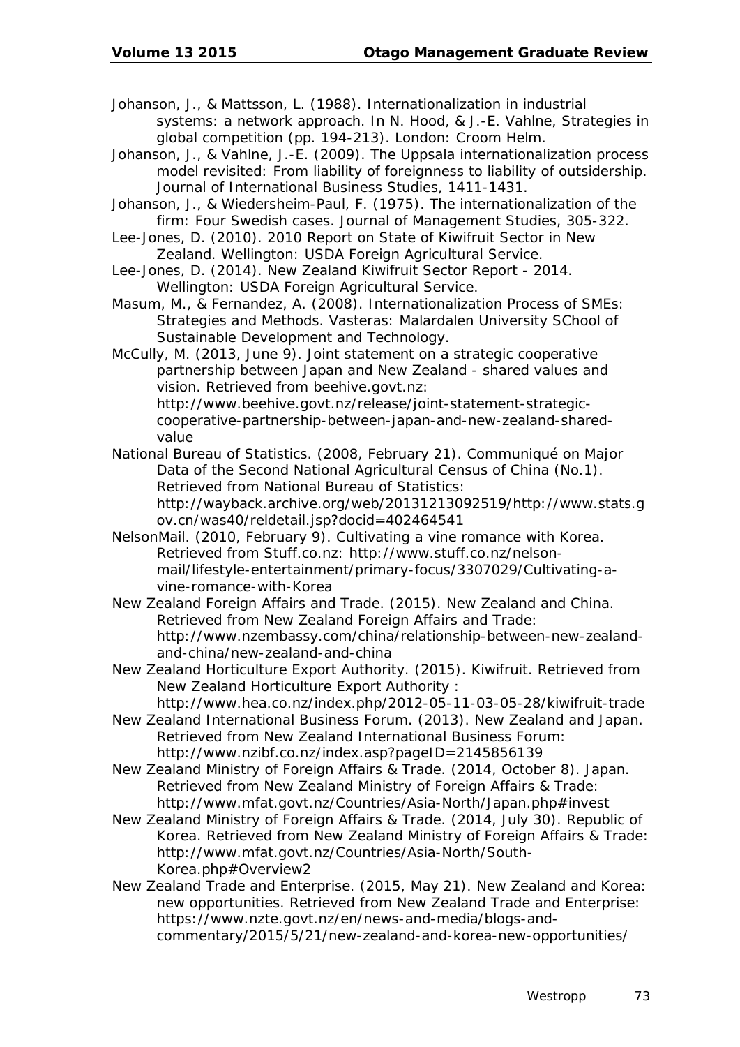Johanson, J., & Mattsson, L. (1988). Internationalization in industrial systems: a network approach. In N. Hood, & J.-E. Vahlne, Strategies in global competition (pp. 194-213). London: Croom Helm.

Johanson, J., & Vahlne, J.-E. (2009). The Uppsala internationalization process model revisited: From liability of foreignness to liability of outsidership. Journal of International Business Studies, 1411-1431.

Johanson, J., & Wiedersheim-Paul, F. (1975). The internationalization of the firm: Four Swedish cases. Journal of Management Studies, 305-322.

Lee-Jones, D. (2010). 2010 Report on State of Kiwifruit Sector in New Zealand. Wellington: USDA Foreign Agricultural Service.

Lee-Jones, D. (2014). New Zealand Kiwifruit Sector Report - 2014. Wellington: USDA Foreign Agricultural Service.

Masum, M., & Fernandez, A. (2008). Internationalization Process of SMEs: Strategies and Methods. Vasteras: Malardalen University SChool of Sustainable Development and Technology.

McCully, M. (2013, June 9). Joint statement on a strategic cooperative partnership between Japan and New Zealand - shared values and vision. Retrieved from beehive.govt.nz: http://www.beehive.govt.nz/release/joint-statement-strategic-cooperative-partnership-between-japan-and-new-zealand-shared-value

National Bureau of Statistics. (2008, February 21). Communiqué on Major Data of the Second National Agricultural Census of China (No.1). Retrieved from National Bureau of Statistics: http://wayback.archive.org/web/20131213092519/http://www.stats.gov.cn/was40/reldetail.jsp?docid=402464541

NelsonMail. (2010, February 9). Cultivating a vine romance with Korea. Retrieved from Stuff.co.nz: http://www.stuff.co.nz/nelson-mail/lifestyle-entertainment/primary-focus/3307029/Cultivating-a-vine-romance-with-Korea

New Zealand Foreign Affairs and Trade. (2015). New Zealand and China. Retrieved from New Zealand Foreign Affairs and Trade: http://www.nzembassy.com/china/relationship-between-new-zealand-and-china/new-zealand-and-china

New Zealand Horticulture Export Authority. (2015). Kiwifruit. Retrieved from New Zealand Horticulture Export Authority : http://www.hea.co.nz/index.php/2012-05-11-03-05-28/kiwifruit-trade

New Zealand International Business Forum. (2013). New Zealand and Japan. Retrieved from New Zealand International Business Forum: http://www.nzibf.co.nz/index.asp?pageID=2145856139

New Zealand Ministry of Foreign Affairs & Trade. (2014, October 8). Japan. Retrieved from New Zealand Ministry of Foreign Affairs & Trade: http://www.mfat.govt.nz/Countries/Asia-North/Japan.php#invest

New Zealand Ministry of Foreign Affairs & Trade. (2014, July 30). Republic of Korea. Retrieved from New Zealand Ministry of Foreign Affairs & Trade: http://www.mfat.govt.nz/Countries/Asia-North/South-Korea.php#Overview2

New Zealand Trade and Enterprise. (2015, May 21). New Zealand and Korea: new opportunities. Retrieved from New Zealand Trade and Enterprise: https://www.nzte.govt.nz/en/news-and-media/blogs-and-commentary/2015/5/21/new-zealand-and-korea-new-opportunities/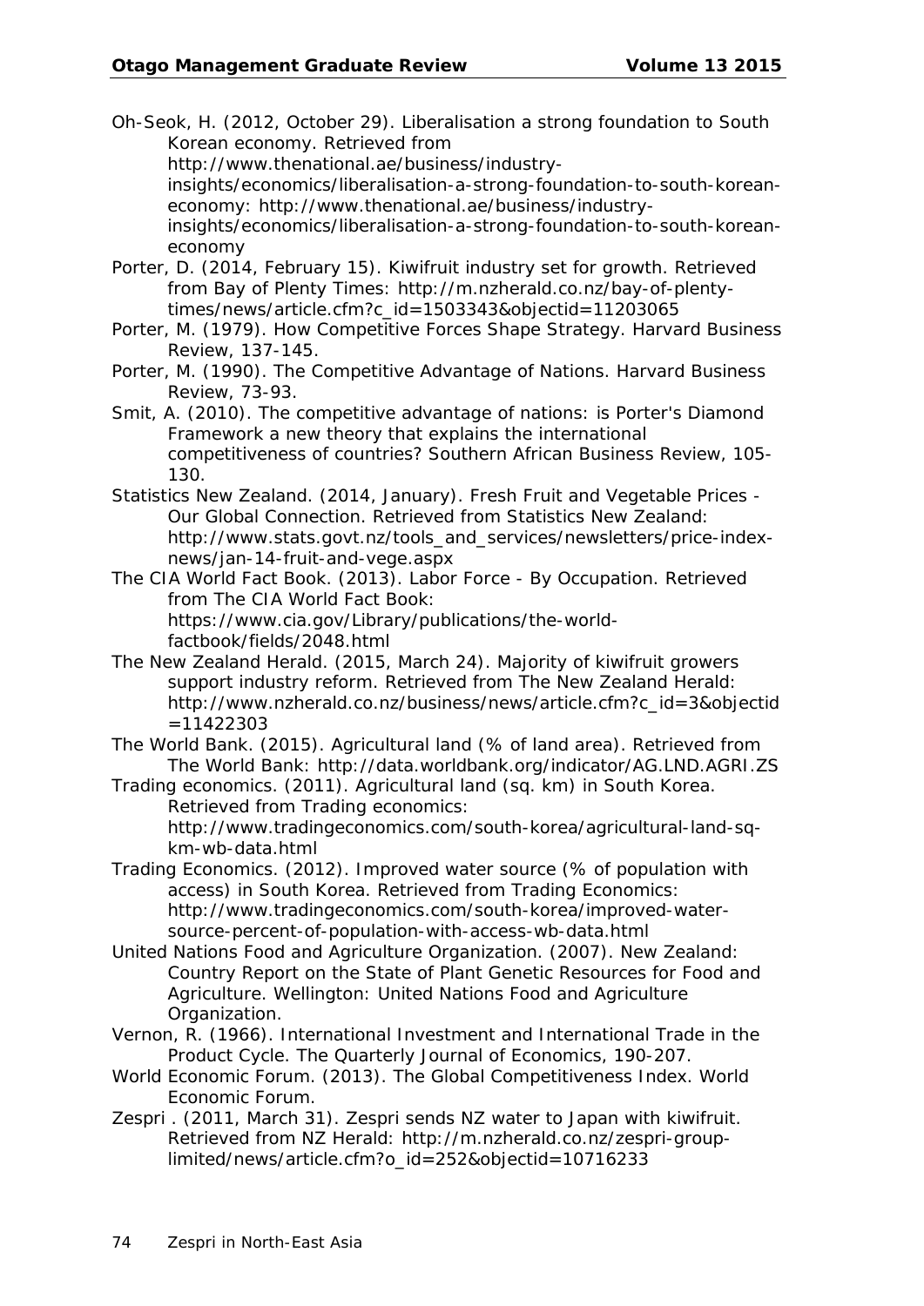Oh-Seok, H. (2012, October 29). Liberalisation a strong foundation to South Korean economy. Retrieved from http://www.thenational.ae/business/industry-insights/economics/liberalisation-a-strong-foundation-to-south-korean-economy: http://www.thenational.ae/business/industry-insights/economics/liberalisation-a-strong-foundation-to-south-korean-economy

Porter, D. (2014, February 15). Kiwifruit industry set for growth. Retrieved from Bay of Plenty Times: http://m.nzherald.co.nz/bay-of-plenty-times/news/article.cfm?c_id=1503343&objectid=11203065

Porter, M. (1979). How Competitive Forces Shape Strategy. Harvard Business Review, 137-145.

Porter, M. (1990). The Competitive Advantage of Nations. Harvard Business Review, 73-93.

Smit, A. (2010). The competitive advantage of nations: is Porter's Diamond Framework a new theory that explains the international competitiveness of countries? Southern African Business Review, 105-130.

Statistics New Zealand. (2014, January). Fresh Fruit and Vegetable Prices - Our Global Connection. Retrieved from Statistics New Zealand: http://www.stats.govt.nz/tools_and_services/newsletters/price-index-news/jan-14-fruit-and-vege.aspx

The CIA World Fact Book. (2013). Labor Force - By Occupation. Retrieved from The CIA World Fact Book: https://www.cia.gov/Library/publications/the-world-factbook/fields/2048.html

The New Zealand Herald. (2015, March 24). Majority of kiwifruit growers support industry reform. Retrieved from The New Zealand Herald: http://www.nzherald.co.nz/business/news/article.cfm?c_id=3&objectid=11422303

The World Bank. (2015). Agricultural land (% of land area). Retrieved from The World Bank: http://data.worldbank.org/indicator/AG.LND.AGRI.ZS

Trading economics. (2011). Agricultural land (sq. km) in South Korea. Retrieved from Trading economics: http://www.tradingeconomics.com/south-korea/agricultural-land-sq-km-wb-data.html

Trading Economics. (2012). Improved water source (% of population with access) in South Korea. Retrieved from Trading Economics: http://www.tradingeconomics.com/south-korea/improved-water-source-percent-of-population-with-access-wb-data.html

United Nations Food and Agriculture Organization. (2007). New Zealand: Country Report on the State of Plant Genetic Resources for Food and Agriculture. Wellington: United Nations Food and Agriculture Organization.

Vernon, R. (1966). International Investment and International Trade in the Product Cycle. The Quarterly Journal of Economics, 190-207.

World Economic Forum. (2013). The Global Competitiveness Index. World Economic Forum.

Zespri . (2011, March 31). Zespri sends NZ water to Japan with kiwifruit. Retrieved from NZ Herald: http://m.nzherald.co.nz/zespri-group-limited/news/article.cfm?o_id=252&objectid=10716233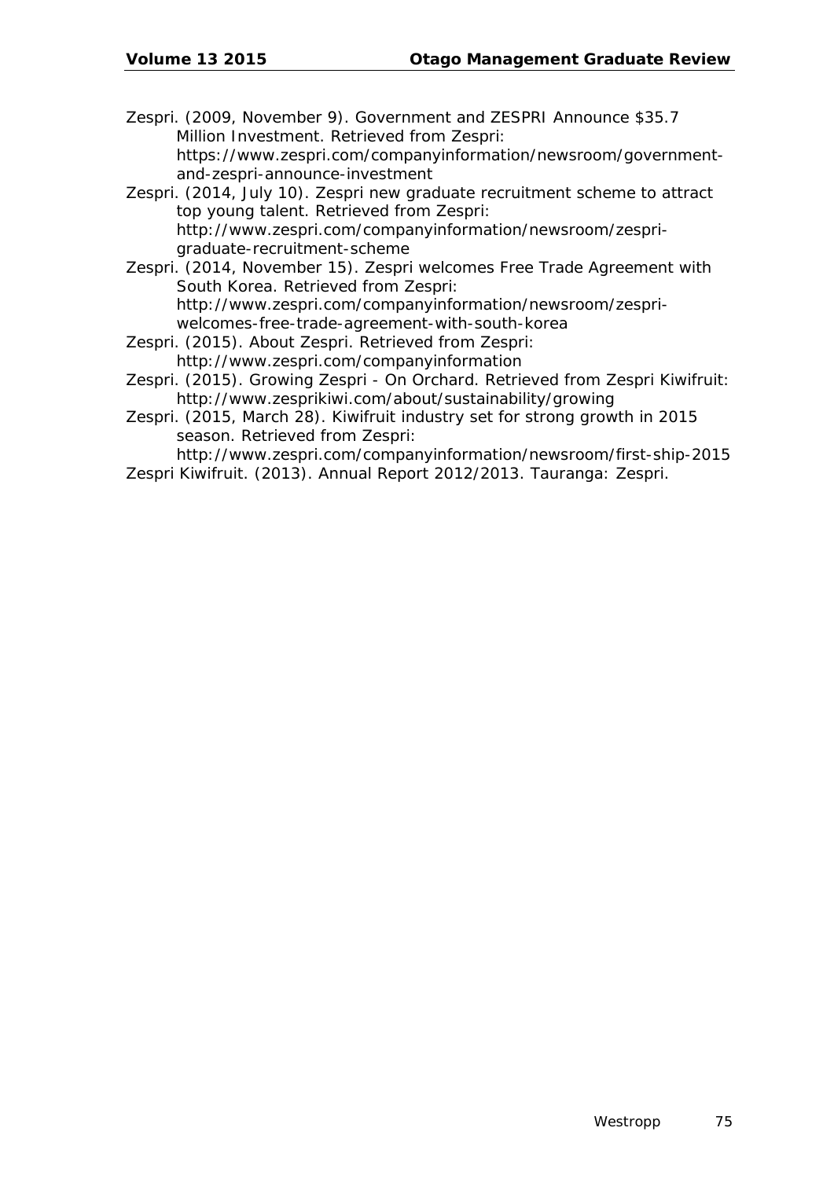Zespri. (2009, November 9). Government and ZESPRI Announce $35.7 Million Investment. Retrieved from Zespri: https://www.zespri.com/companyinformation/newsroom/government-and-zespri-announce-investment

Zespri. (2014, July 10). Zespri new graduate recruitment scheme to attract top young talent. Retrieved from Zespri: http://www.zespri.com/companyinformation/newsroom/zespri-graduate-recruitment-scheme

Zespri. (2014, November 15). Zespri welcomes Free Trade Agreement with South Korea. Retrieved from Zespri: http://www.zespri.com/companyinformation/newsroom/zespri-welcomes-free-trade-agreement-with-south-korea

Zespri. (2015). About Zespri. Retrieved from Zespri: http://www.zespri.com/companyinformation

Zespri. (2015). Growing Zespri - On Orchard. Retrieved from Zespri Kiwifruit: http://www.zesprikiwi.com/about/sustainability/growing

Zespri. (2015, March 28). Kiwifruit industry set for strong growth in 2015 season. Retrieved from Zespri: http://www.zespri.com/companyinformation/newsroom/first-ship-2015

Zespri Kiwifruit. (2013). Annual Report 2012/2013. Tauranga: Zespri.